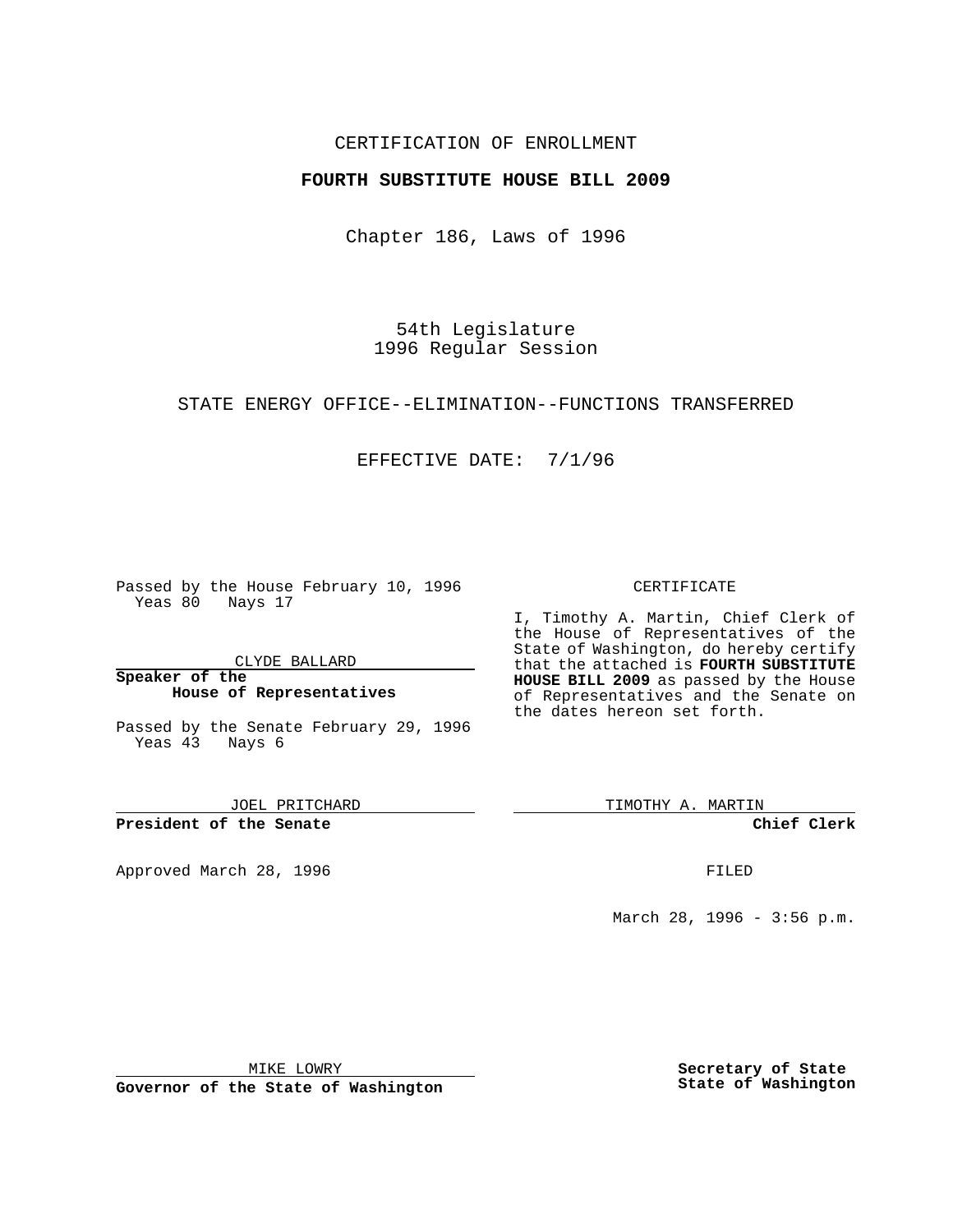CERTIFICATION OF ENROLLMENT

**FOURTH SUBSTITUTE HOUSE BILL 2009**

Chapter 186, Laws of 1996

54th Legislature
1996 Regular Session

STATE ENERGY OFFICE--ELIMINATION--FUNCTIONS TRANSFERRED

EFFECTIVE DATE: 7/1/96

Passed by the House February 10, 1996
Yeas 80 Nays 17

CLYDE BALLARD

**Speaker of the House of Representatives**

Passed by the Senate February 29, 1996
Yeas 43 Nays 6

JOEL PRITCHARD

**President of the Senate**

Approved March 28, 1996

MIKE LOWRY

**Governor of the State of Washington**

CERTIFICATE

I, Timothy A. Martin, Chief Clerk of the House of Representatives of the State of Washington, do hereby certify that the attached is **FOURTH SUBSTITUTE HOUSE BILL 2009** as passed by the House of Representatives and the Senate on the dates hereon set forth.

TIMOTHY A. MARTIN

**Chief Clerk**

FILED

March 28, 1996 - 3:56 p.m.

**Secretary of State State of Washington**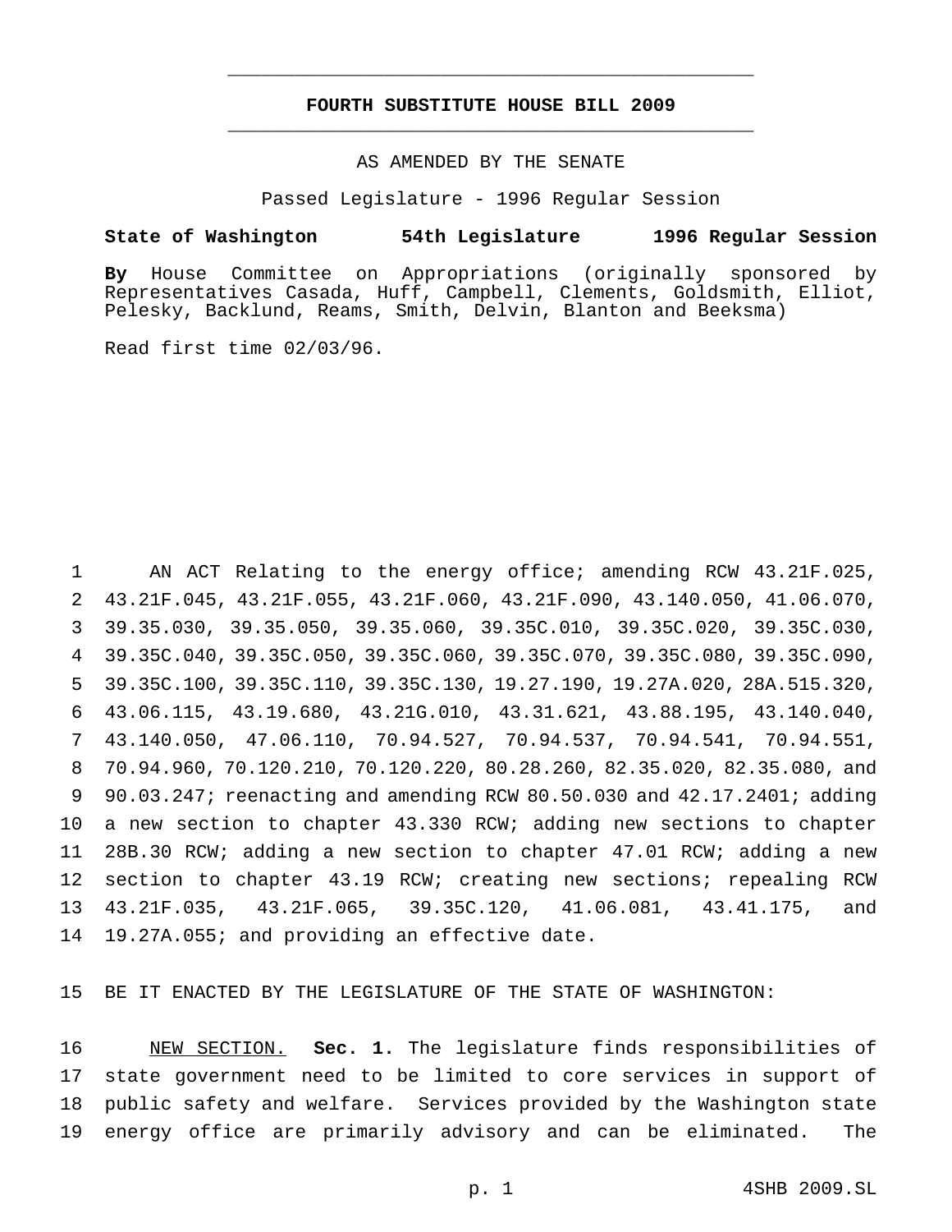# FOURTH SUBSTITUTE HOUSE BILL 2009

AS AMENDED BY THE SENATE

Passed Legislature - 1996 Regular Session

**State of Washington 54th Legislature 1996 Regular Session**

**By** House Committee on Appropriations (originally sponsored by Representatives Casada, Huff, Campbell, Clements, Goldsmith, Elliot, Pelesky, Backlund, Reams, Smith, Delvin, Blanton and Beeksma)

Read first time 02/03/96.

AN ACT Relating to the energy office; amending RCW 43.21F.025, 43.21F.045, 43.21F.055, 43.21F.060, 43.21F.090, 43.140.050, 41.06.070, 39.35.030, 39.35.050, 39.35.060, 39.35C.010, 39.35C.020, 39.35C.030, 39.35C.040, 39.35C.050, 39.35C.060, 39.35C.070, 39.35C.080, 39.35C.090, 39.35C.100, 39.35C.110, 39.35C.130, 19.27.190, 19.27A.020, 28A.515.320, 43.06.115, 43.19.680, 43.21G.010, 43.31.621, 43.88.195, 43.140.040, 43.140.050, 47.06.110, 70.94.527, 70.94.537, 70.94.541, 70.94.551, 70.94.960, 70.120.210, 70.120.220, 80.28.260, 82.35.020, 82.35.080, and 90.03.247; reenacting and amending RCW 80.50.030 and 42.17.2401; adding a new section to chapter 43.330 RCW; adding new sections to chapter 28B.30 RCW; adding a new section to chapter 47.01 RCW; adding a new section to chapter 43.19 RCW; creating new sections; repealing RCW 43.21F.035, 43.21F.065, 39.35C.120, 41.06.081, 43.41.175, and 19.27A.055; and providing an effective date.

BE IT ENACTED BY THE LEGISLATURE OF THE STATE OF WASHINGTON:

NEW SECTION. **Sec. 1.** The legislature finds responsibilities of state government need to be limited to core services in support of public safety and welfare. Services provided by the Washington state energy office are primarily advisory and can be eliminated. The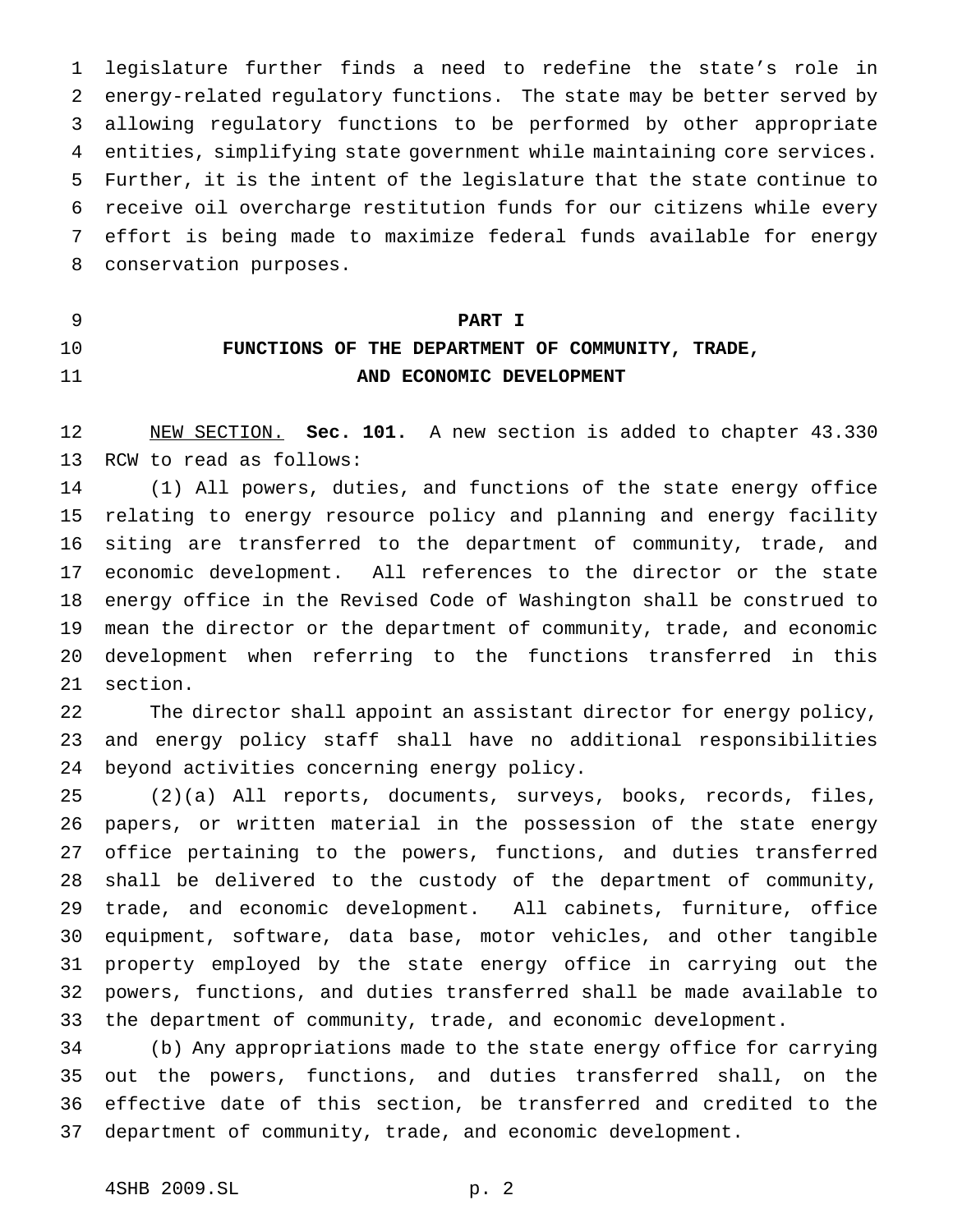legislature further finds a need to redefine the state's role in energy-related regulatory functions. The state may be better served by allowing regulatory functions to be performed by other appropriate entities, simplifying state government while maintaining core services. Further, it is the intent of the legislature that the state continue to receive oil overcharge restitution funds for our citizens while every effort is being made to maximize federal funds available for energy conservation purposes.

## PART I
## FUNCTIONS OF THE DEPARTMENT OF COMMUNITY, TRADE, AND ECONOMIC DEVELOPMENT

NEW SECTION. **Sec. 101.** A new section is added to chapter 43.330 RCW to read as follows:

(1) All powers, duties, and functions of the state energy office relating to energy resource policy and planning and energy facility siting are transferred to the department of community, trade, and economic development. All references to the director or the state energy office in the Revised Code of Washington shall be construed to mean the director or the department of community, trade, and economic development when referring to the functions transferred in this section.

The director shall appoint an assistant director for energy policy, and energy policy staff shall have no additional responsibilities beyond activities concerning energy policy.

(2)(a) All reports, documents, surveys, books, records, files, papers, or written material in the possession of the state energy office pertaining to the powers, functions, and duties transferred shall be delivered to the custody of the department of community, trade, and economic development. All cabinets, furniture, office equipment, software, data base, motor vehicles, and other tangible property employed by the state energy office in carrying out the powers, functions, and duties transferred shall be made available to the department of community, trade, and economic development.

(b) Any appropriations made to the state energy office for carrying out the powers, functions, and duties transferred shall, on the effective date of this section, be transferred and credited to the department of community, trade, and economic development.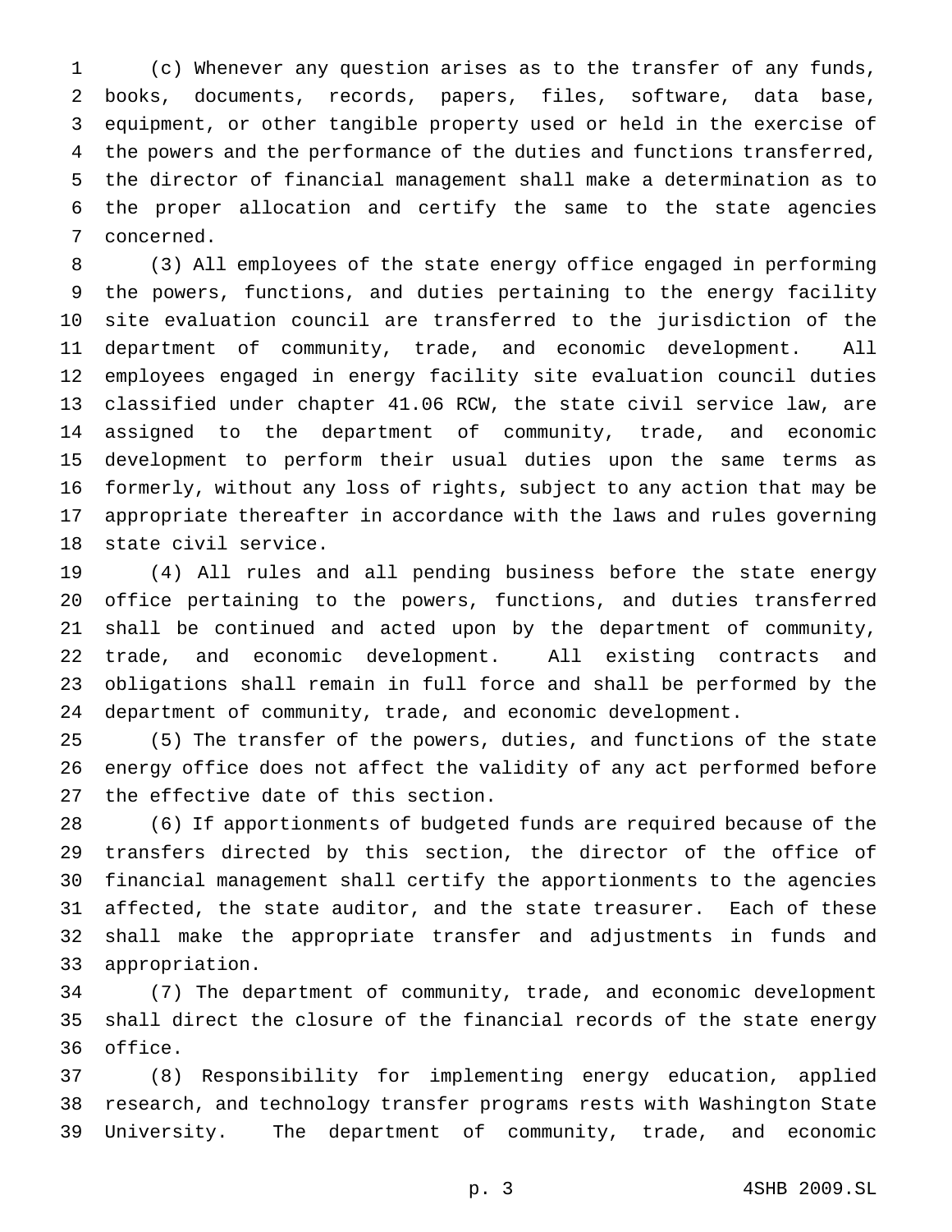(c) Whenever any question arises as to the transfer of any funds, books, documents, records, papers, files, software, data base, equipment, or other tangible property used or held in the exercise of the powers and the performance of the duties and functions transferred, the director of financial management shall make a determination as to the proper allocation and certify the same to the state agencies concerned.

(3) All employees of the state energy office engaged in performing the powers, functions, and duties pertaining to the energy facility site evaluation council are transferred to the jurisdiction of the department of community, trade, and economic development. All employees engaged in energy facility site evaluation council duties classified under chapter 41.06 RCW, the state civil service law, are assigned to the department of community, trade, and economic development to perform their usual duties upon the same terms as formerly, without any loss of rights, subject to any action that may be appropriate thereafter in accordance with the laws and rules governing state civil service.

(4) All rules and all pending business before the state energy office pertaining to the powers, functions, and duties transferred shall be continued and acted upon by the department of community, trade, and economic development. All existing contracts and obligations shall remain in full force and shall be performed by the department of community, trade, and economic development.

(5) The transfer of the powers, duties, and functions of the state energy office does not affect the validity of any act performed before the effective date of this section.

(6) If apportionments of budgeted funds are required because of the transfers directed by this section, the director of the office of financial management shall certify the apportionments to the agencies affected, the state auditor, and the state treasurer. Each of these shall make the appropriate transfer and adjustments in funds and appropriation.

(7) The department of community, trade, and economic development shall direct the closure of the financial records of the state energy office.

(8) Responsibility for implementing energy education, applied research, and technology transfer programs rests with Washington State University. The department of community, trade, and economic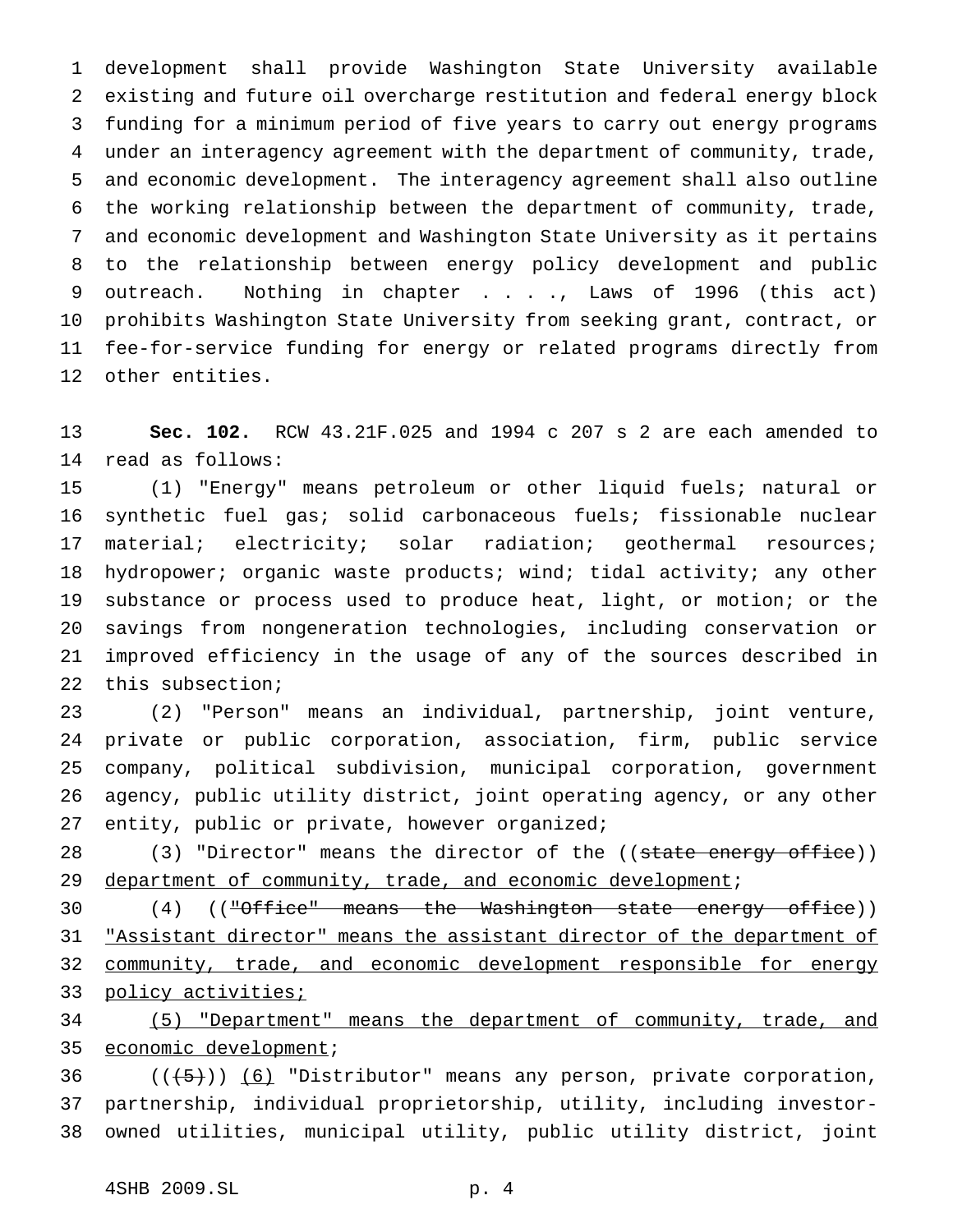development shall provide Washington State University available existing and future oil overcharge restitution and federal energy block funding for a minimum period of five years to carry out energy programs under an interagency agreement with the department of community, trade, and economic development. The interagency agreement shall also outline the working relationship between the department of community, trade, and economic development and Washington State University as it pertains to the relationship between energy policy development and public outreach. Nothing in chapter . . . ., Laws of 1996 (this act) prohibits Washington State University from seeking grant, contract, or fee-for-service funding for energy or related programs directly from other entities.

**Sec. 102.** RCW 43.21F.025 and 1994 c 207 s 2 are each amended to read as follows:

(1) "Energy" means petroleum or other liquid fuels; natural or synthetic fuel gas; solid carbonaceous fuels; fissionable nuclear material; electricity; solar radiation; geothermal resources; hydropower; organic waste products; wind; tidal activity; any other substance or process used to produce heat, light, or motion; or the savings from nongeneration technologies, including conservation or improved efficiency in the usage of any of the sources described in this subsection;

(2) "Person" means an individual, partnership, joint venture, private or public corporation, association, firm, public service company, political subdivision, municipal corporation, government agency, public utility district, joint operating agency, or any other entity, public or private, however organized;

(3) "Director" means the director of the ((~~state energy office~~)) <u>department of community, trade, and economic development</u>;

(4) ((~~"Office" means the Washington state energy office~~)) <u>"Assistant director" means the assistant director of the department of community, trade, and economic development responsible for energy policy activities;</u>

<u>(5) "Department" means the department of community, trade, and economic development</u>;

((~~(5)~~)) <u>(6)</u> "Distributor" means any person, private corporation, partnership, individual proprietorship, utility, including investor-owned utilities, municipal utility, public utility district, joint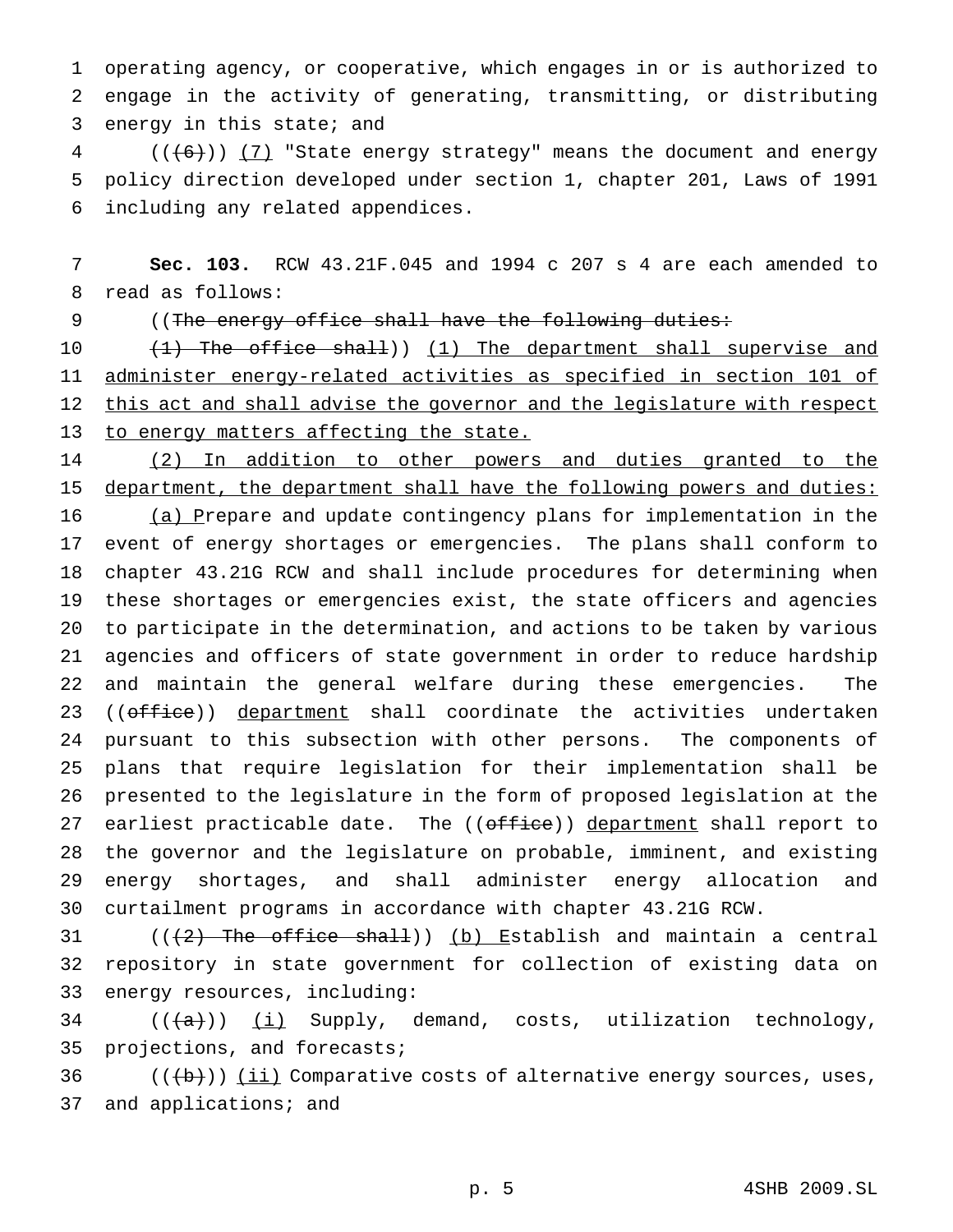operating agency, or cooperative, which engages in or is authorized to engage in the activity of generating, transmitting, or distributing energy in this state; and

((~~(6)~~)) <u>(7)</u> "State energy strategy" means the document and energy policy direction developed under section 1, chapter 201, Laws of 1991 including any related appendices.

**Sec. 103.** RCW 43.21F.045 and 1994 c 207 s 4 are each amended to read as follows:

((~~The energy office shall have the following duties:~~

~~(1) The office shall~~)) <u>(1) The department shall supervise and administer energy-related activities as specified in section 101 of this act and shall advise the governor and the legislature with respect to energy matters affecting the state.</u>

<u>(2) In addition to other powers and duties granted to the department, the department shall have the following powers and duties:</u>

<u>(a) P</u>repare and update contingency plans for implementation in the event of energy shortages or emergencies. The plans shall conform to chapter 43.21G RCW and shall include procedures for determining when these shortages or emergencies exist, the state officers and agencies to participate in the determination, and actions to be taken by various agencies and officers of state government in order to reduce hardship and maintain the general welfare during these emergencies. The ((~~office~~)) <u>department</u> shall coordinate the activities undertaken pursuant to this subsection with other persons. The components of plans that require legislation for their implementation shall be presented to the legislature in the form of proposed legislation at the earliest practicable date. The ((~~office~~)) <u>department</u> shall report to the governor and the legislature on probable, imminent, and existing energy shortages, and shall administer energy allocation and curtailment programs in accordance with chapter 43.21G RCW.

((~~(2) The office shall~~)) <u>(b) E</u>stablish and maintain a central repository in state government for collection of existing data on energy resources, including:

((~~(a)~~)) <u>(i)</u> Supply, demand, costs, utilization technology, projections, and forecasts;

((~~(b)~~)) <u>(ii)</u> Comparative costs of alternative energy sources, uses, and applications; and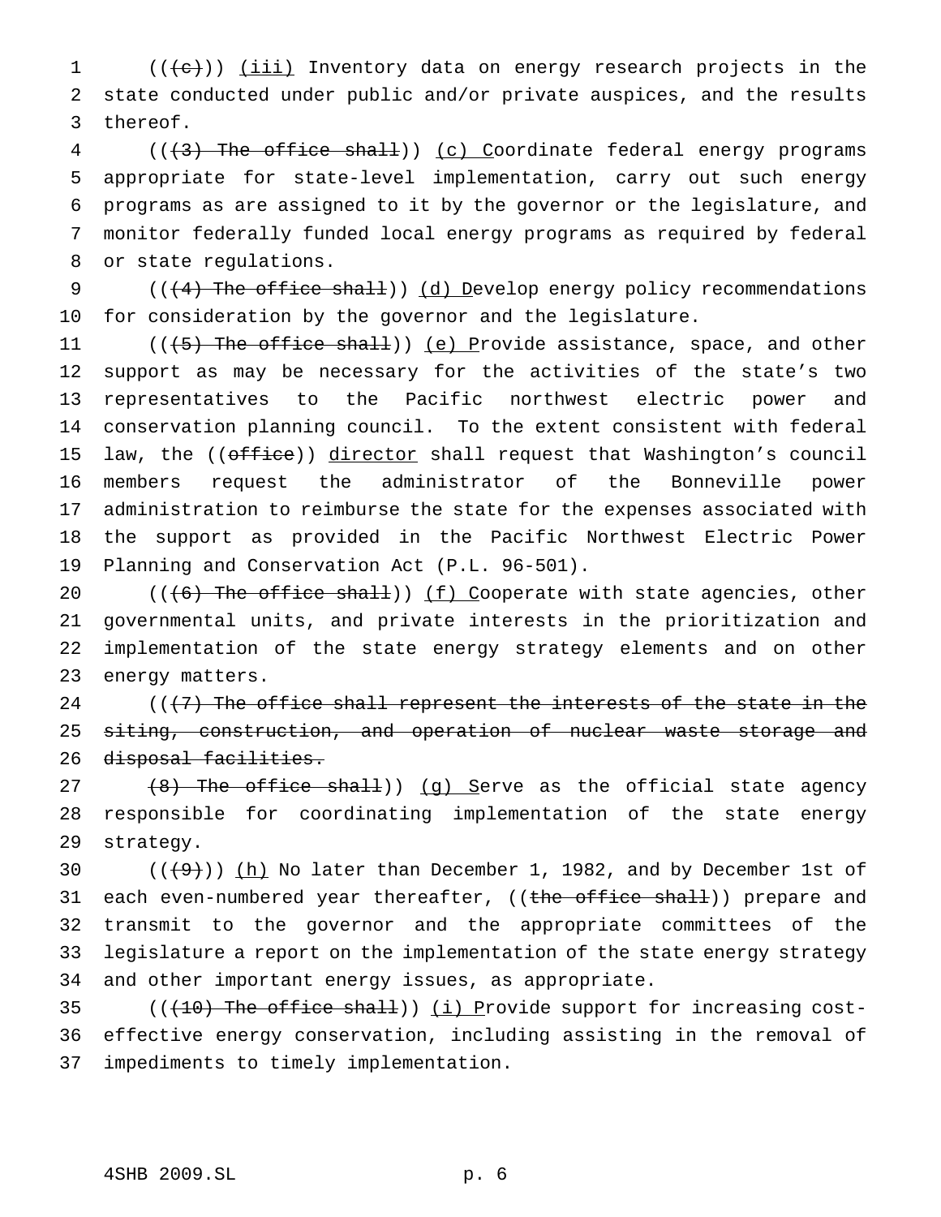((~~(c)~~)) (iii) Inventory data on energy research projects in the state conducted under public and/or private auspices, and the results thereof.

((~~(3) The office shall~~)) (c) Coordinate federal energy programs appropriate for state-level implementation, carry out such energy programs as are assigned to it by the governor or the legislature, and monitor federally funded local energy programs as required by federal or state regulations.

((~~(4) The office shall~~)) (d) Develop energy policy recommendations for consideration by the governor and the legislature.

((~~(5) The office shall~~)) (e) Provide assistance, space, and other support as may be necessary for the activities of the state's two representatives to the Pacific northwest electric power and conservation planning council. To the extent consistent with federal law, the ((~~office~~)) director shall request that Washington's council members request the administrator of the Bonneville power administration to reimburse the state for the expenses associated with the support as provided in the Pacific Northwest Electric Power Planning and Conservation Act (P.L. 96-501).

((~~(6) The office shall~~)) (f) Cooperate with state agencies, other governmental units, and private interests in the prioritization and implementation of the state energy strategy elements and on other energy matters.

((~~(7) The office shall represent the interests of the state in the siting, construction, and operation of nuclear waste storage and disposal facilities.~~

~~(8) The office shall~~)) (g) Serve as the official state agency responsible for coordinating implementation of the state energy strategy.

((~~(9)~~)) (h) No later than December 1, 1982, and by December 1st of each even-numbered year thereafter, ((~~the office shall~~)) prepare and transmit to the governor and the appropriate committees of the legislature a report on the implementation of the state energy strategy and other important energy issues, as appropriate.

((~~(10) The office shall~~)) (i) Provide support for increasing cost-effective energy conservation, including assisting in the removal of impediments to timely implementation.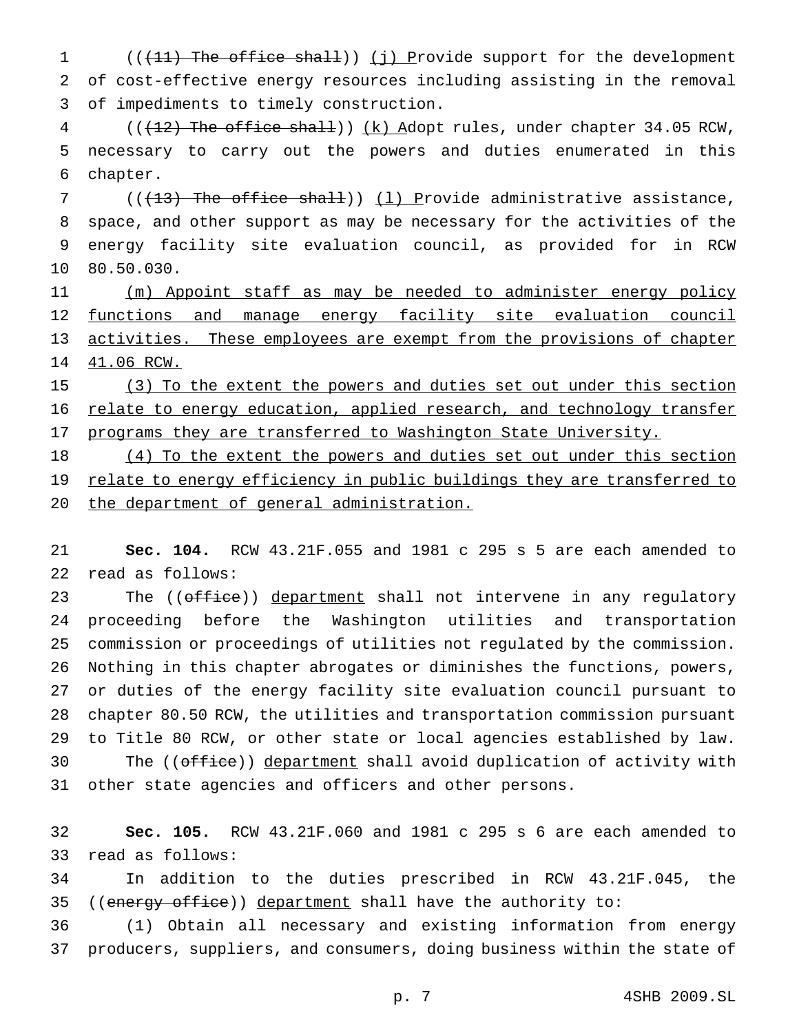(((11) The office shall)) (j) Provide support for the development of cost-effective energy resources including assisting in the removal of impediments to timely construction.

(((12) The office shall)) (k) Adopt rules, under chapter 34.05 RCW, necessary to carry out the powers and duties enumerated in this chapter.

(((13) The office shall)) (l) Provide administrative assistance, space, and other support as may be necessary for the activities of the energy facility site evaluation council, as provided for in RCW 80.50.030.

(m) Appoint staff as may be needed to administer energy policy functions and manage energy facility site evaluation council activities. These employees are exempt from the provisions of chapter 41.06 RCW.

(3) To the extent the powers and duties set out under this section relate to energy education, applied research, and technology transfer programs they are transferred to Washington State University.

(4) To the extent the powers and duties set out under this section relate to energy efficiency in public buildings they are transferred to the department of general administration.

**Sec. 104.** RCW 43.21F.055 and 1981 c 295 s 5 are each amended to read as follows:

The ((office)) department shall not intervene in any regulatory proceeding before the Washington utilities and transportation commission or proceedings of utilities not regulated by the commission. Nothing in this chapter abrogates or diminishes the functions, powers, or duties of the energy facility site evaluation council pursuant to chapter 80.50 RCW, the utilities and transportation commission pursuant to Title 80 RCW, or other state or local agencies established by law. The ((office)) department shall avoid duplication of activity with other state agencies and officers and other persons.

**Sec. 105.** RCW 43.21F.060 and 1981 c 295 s 6 are each amended to read as follows:

In addition to the duties prescribed in RCW 43.21F.045, the ((energy office)) department shall have the authority to:

(1) Obtain all necessary and existing information from energy producers, suppliers, and consumers, doing business within the state of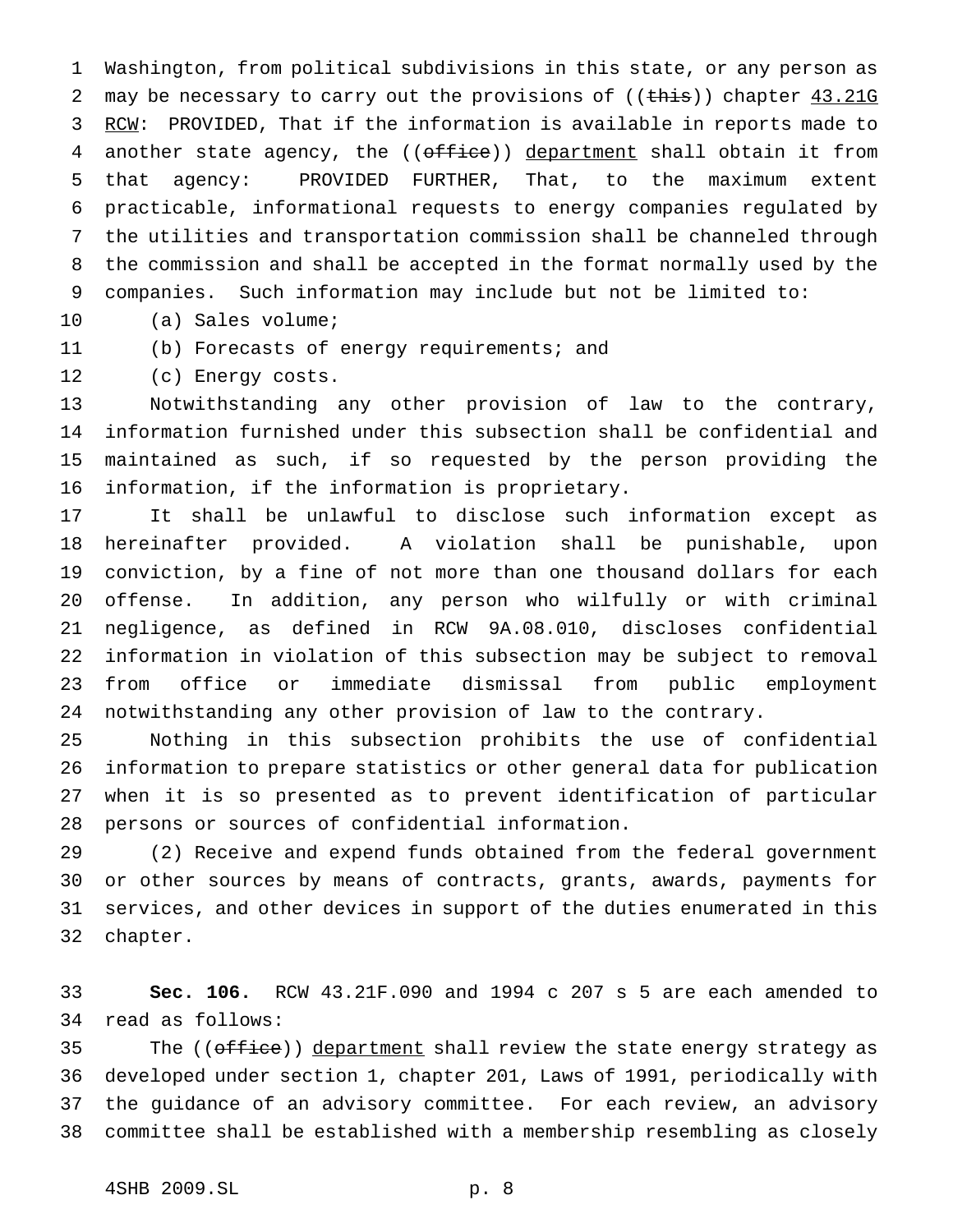Washington, from political subdivisions in this state, or any person as may be necessary to carry out the provisions of ((~~this~~)) chapter <u>43.21G RCW</u>: PROVIDED, That if the information is available in reports made to another state agency, the ((~~office~~)) <u>department</u> shall obtain it from that agency: PROVIDED FURTHER, That, to the maximum extent practicable, informational requests to energy companies regulated by the utilities and transportation commission shall be channeled through the commission and shall be accepted in the format normally used by the companies. Such information may include but not be limited to:

(a) Sales volume;

(b) Forecasts of energy requirements; and

(c) Energy costs.

Notwithstanding any other provision of law to the contrary, information furnished under this subsection shall be confidential and maintained as such, if so requested by the person providing the information, if the information is proprietary.

It shall be unlawful to disclose such information except as hereinafter provided. A violation shall be punishable, upon conviction, by a fine of not more than one thousand dollars for each offense. In addition, any person who wilfully or with criminal negligence, as defined in RCW 9A.08.010, discloses confidential information in violation of this subsection may be subject to removal from office or immediate dismissal from public employment notwithstanding any other provision of law to the contrary.

Nothing in this subsection prohibits the use of confidential information to prepare statistics or other general data for publication when it is so presented as to prevent identification of particular persons or sources of confidential information.

(2) Receive and expend funds obtained from the federal government or other sources by means of contracts, grants, awards, payments for services, and other devices in support of the duties enumerated in this chapter.

**Sec. 106.** RCW 43.21F.090 and 1994 c 207 s 5 are each amended to read as follows:

The ((~~office~~)) <u>department</u> shall review the state energy strategy as developed under section 1, chapter 201, Laws of 1991, periodically with the guidance of an advisory committee. For each review, an advisory committee shall be established with a membership resembling as closely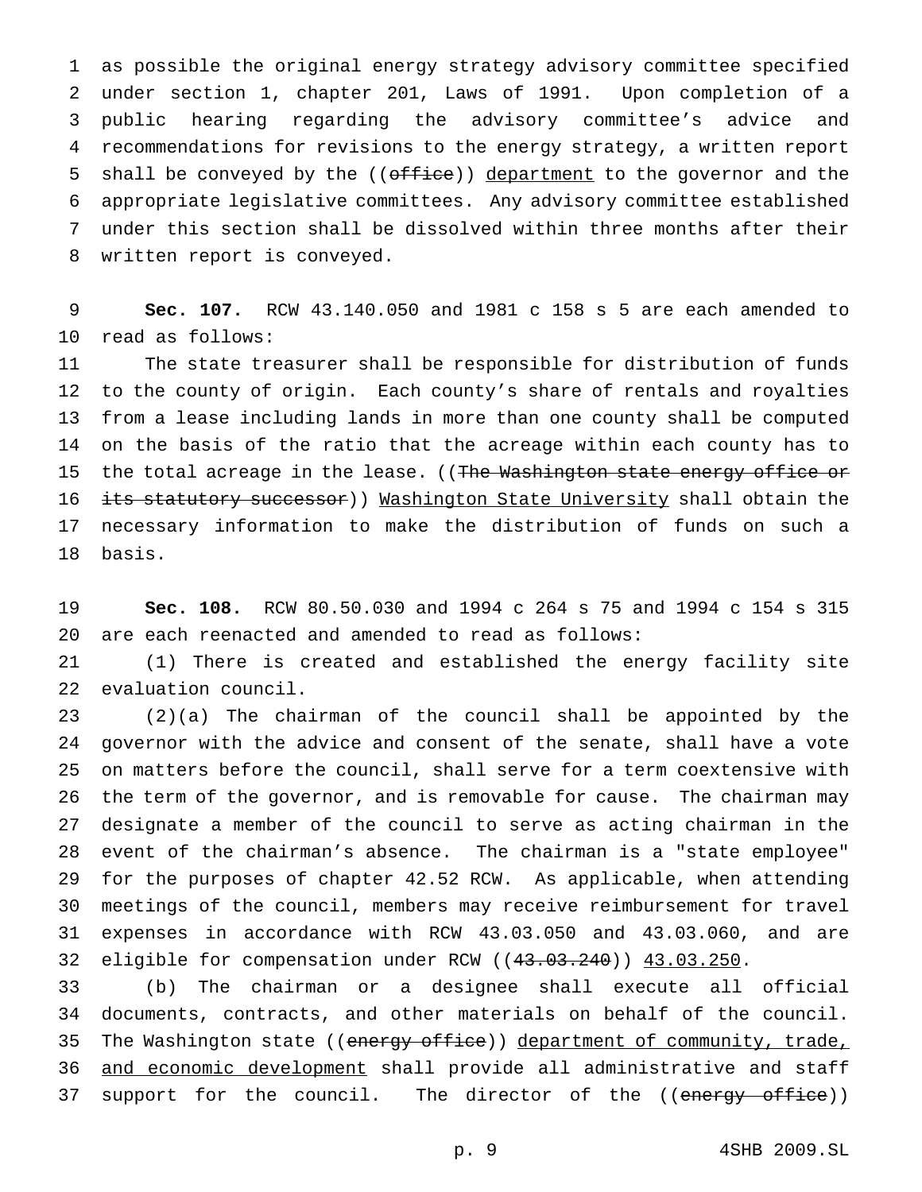as possible the original energy strategy advisory committee specified under section 1, chapter 201, Laws of 1991. Upon completion of a public hearing regarding the advisory committee's advice and recommendations for revisions to the energy strategy, a written report shall be conveyed by the ((~~office~~)) department to the governor and the appropriate legislative committees. Any advisory committee established under this section shall be dissolved within three months after their written report is conveyed.

**Sec. 107.** RCW 43.140.050 and 1981 c 158 s 5 are each amended to read as follows:

The state treasurer shall be responsible for distribution of funds to the county of origin. Each county's share of rentals and royalties from a lease including lands in more than one county shall be computed on the basis of the ratio that the acreage within each county has to the total acreage in the lease. ((~~The Washington state energy office or its statutory successor~~)) Washington State University shall obtain the necessary information to make the distribution of funds on such a basis.

**Sec. 108.** RCW 80.50.030 and 1994 c 264 s 75 and 1994 c 154 s 315 are each reenacted and amended to read as follows:

(1) There is created and established the energy facility site evaluation council.

(2)(a) The chairman of the council shall be appointed by the governor with the advice and consent of the senate, shall have a vote on matters before the council, shall serve for a term coextensive with the term of the governor, and is removable for cause. The chairman may designate a member of the council to serve as acting chairman in the event of the chairman's absence. The chairman is a "state employee" for the purposes of chapter 42.52 RCW. As applicable, when attending meetings of the council, members may receive reimbursement for travel expenses in accordance with RCW 43.03.050 and 43.03.060, and are eligible for compensation under RCW ((~~43.03.240~~)) 43.03.250.

(b) The chairman or a designee shall execute all official documents, contracts, and other materials on behalf of the council. The Washington state ((~~energy office~~)) department of community, trade, and economic development shall provide all administrative and staff support for the council. The director of the ((~~energy office~~))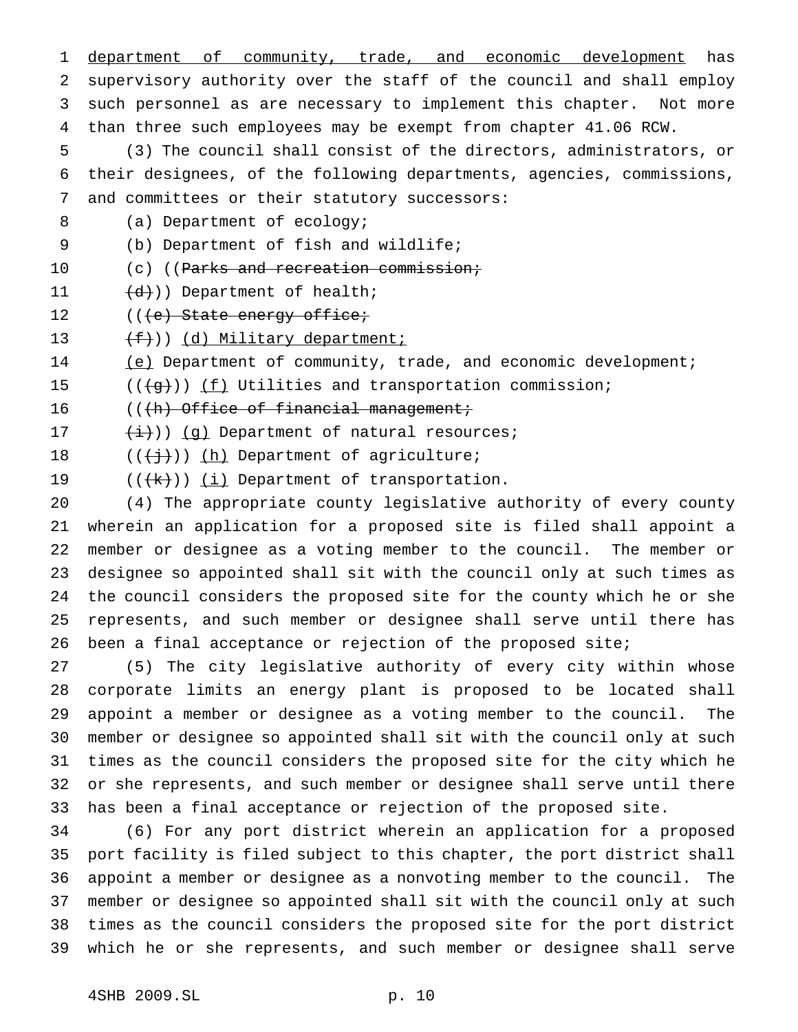department of community, trade, and economic development has supervisory authority over the staff of the council and shall employ such personnel as are necessary to implement this chapter. Not more than three such employees may be exempt from chapter 41.06 RCW.

(3) The council shall consist of the directors, administrators, or their designees, of the following departments, agencies, commissions, and committees or their statutory successors:

(a) Department of ecology;

(b) Department of fish and wildlife;

(c) ((~~Parks and recreation commission;~~

~~(d)~~)) Department of health;

((~~(e) State energy office;~~

~~(f)~~)) (d) Military department;

(e) Department of community, trade, and economic development;

((~~(g)~~)) (f) Utilities and transportation commission;

((~~(h) Office of financial management;~~

~~(i)~~)) (g) Department of natural resources;

((~~(j)~~)) (h) Department of agriculture;

((~~(k)~~)) (i) Department of transportation.

(4) The appropriate county legislative authority of every county wherein an application for a proposed site is filed shall appoint a member or designee as a voting member to the council. The member or designee so appointed shall sit with the council only at such times as the council considers the proposed site for the county which he or she represents, and such member or designee shall serve until there has been a final acceptance or rejection of the proposed site;

(5) The city legislative authority of every city within whose corporate limits an energy plant is proposed to be located shall appoint a member or designee as a voting member to the council. The member or designee so appointed shall sit with the council only at such times as the council considers the proposed site for the city which he or she represents, and such member or designee shall serve until there has been a final acceptance or rejection of the proposed site.

(6) For any port district wherein an application for a proposed port facility is filed subject to this chapter, the port district shall appoint a member or designee as a nonvoting member to the council. The member or designee so appointed shall sit with the council only at such times as the council considers the proposed site for the port district which he or she represents, and such member or designee shall serve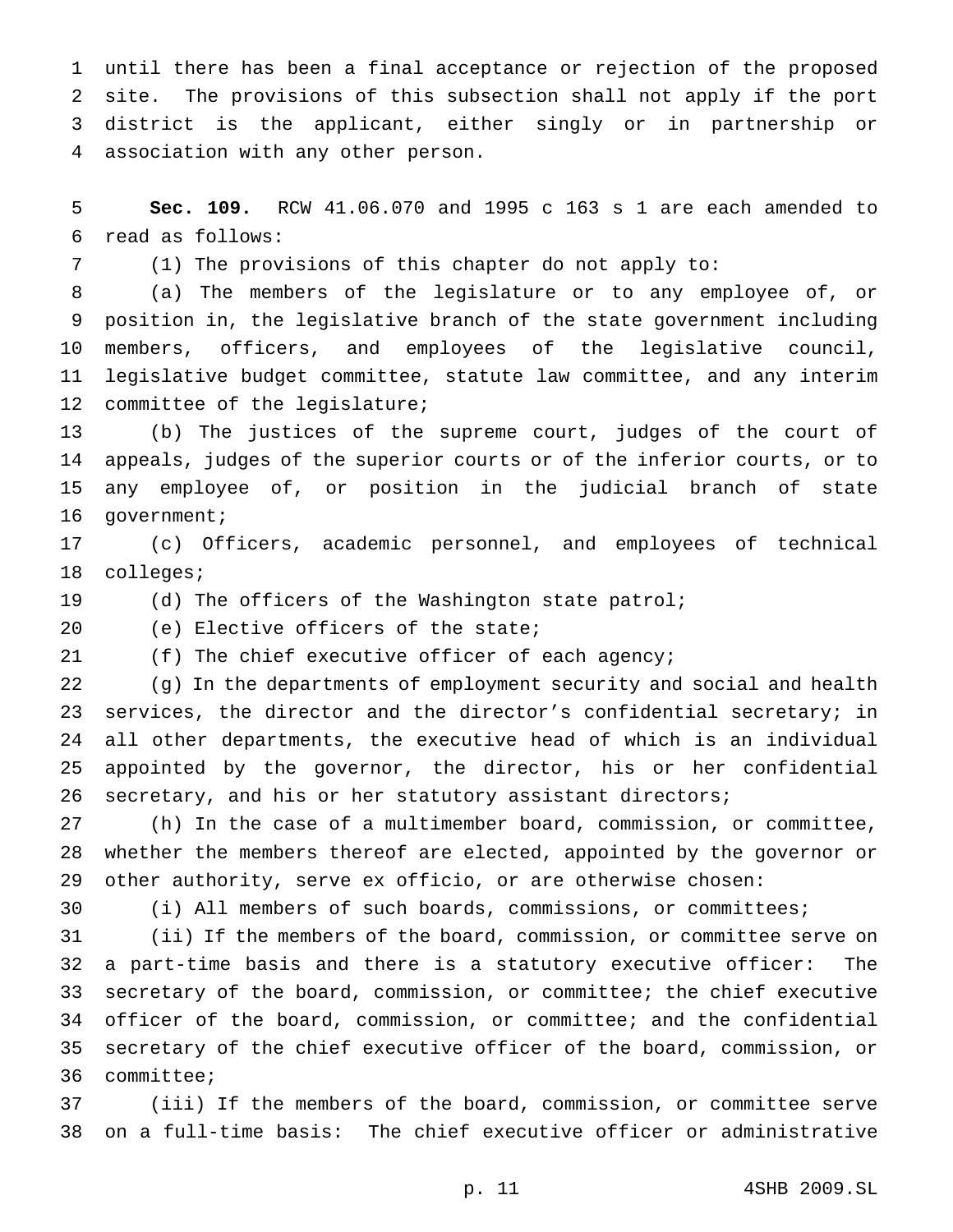until there has been a final acceptance or rejection of the proposed site. The provisions of this subsection shall not apply if the port district is the applicant, either singly or in partnership or association with any other person.

**Sec. 109.** RCW 41.06.070 and 1995 c 163 s 1 are each amended to read as follows:

(1) The provisions of this chapter do not apply to:

(a) The members of the legislature or to any employee of, or position in, the legislative branch of the state government including members, officers, and employees of the legislative council, legislative budget committee, statute law committee, and any interim committee of the legislature;

(b) The justices of the supreme court, judges of the court of appeals, judges of the superior courts or of the inferior courts, or to any employee of, or position in the judicial branch of state government;

(c) Officers, academic personnel, and employees of technical colleges;

(d) The officers of the Washington state patrol;

(e) Elective officers of the state;

(f) The chief executive officer of each agency;

(g) In the departments of employment security and social and health services, the director and the director's confidential secretary; in all other departments, the executive head of which is an individual appointed by the governor, the director, his or her confidential secretary, and his or her statutory assistant directors;

(h) In the case of a multimember board, commission, or committee, whether the members thereof are elected, appointed by the governor or other authority, serve ex officio, or are otherwise chosen:

(i) All members of such boards, commissions, or committees;

(ii) If the members of the board, commission, or committee serve on a part-time basis and there is a statutory executive officer: The secretary of the board, commission, or committee; the chief executive officer of the board, commission, or committee; and the confidential secretary of the chief executive officer of the board, commission, or committee;

(iii) If the members of the board, commission, or committee serve on a full-time basis: The chief executive officer or administrative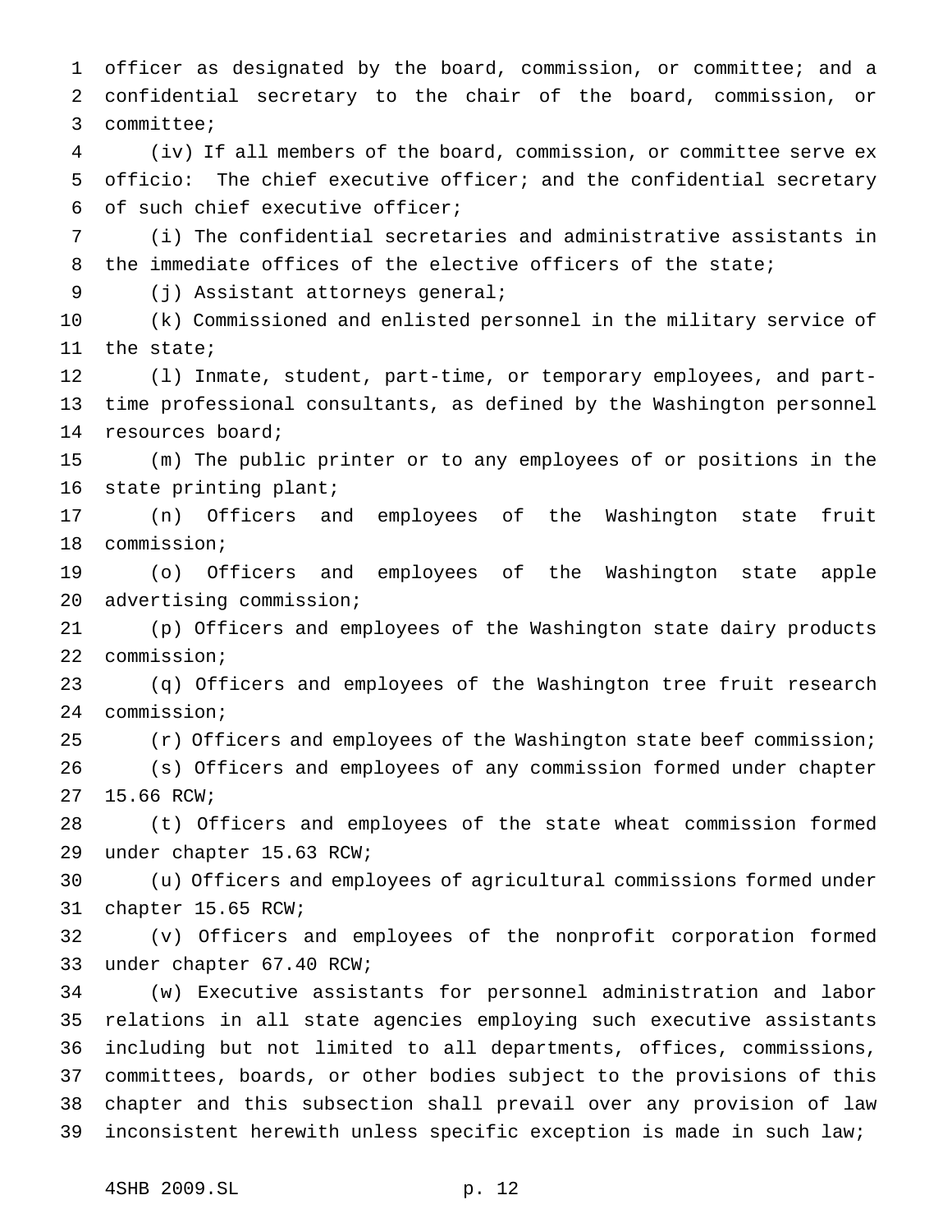officer as designated by the board, commission, or committee; and a confidential secretary to the chair of the board, commission, or committee;

(iv) If all members of the board, commission, or committee serve ex officio: The chief executive officer; and the confidential secretary of such chief executive officer;

(i) The confidential secretaries and administrative assistants in the immediate offices of the elective officers of the state;

(j) Assistant attorneys general;

(k) Commissioned and enlisted personnel in the military service of the state;

(l) Inmate, student, part-time, or temporary employees, and part-time professional consultants, as defined by the Washington personnel resources board;

(m) The public printer or to any employees of or positions in the state printing plant;

(n) Officers and employees of the Washington state fruit commission;

(o) Officers and employees of the Washington state apple advertising commission;

(p) Officers and employees of the Washington state dairy products commission;

(q) Officers and employees of the Washington tree fruit research commission;

(r) Officers and employees of the Washington state beef commission;

(s) Officers and employees of any commission formed under chapter 15.66 RCW;

(t) Officers and employees of the state wheat commission formed under chapter 15.63 RCW;

(u) Officers and employees of agricultural commissions formed under chapter 15.65 RCW;

(v) Officers and employees of the nonprofit corporation formed under chapter 67.40 RCW;

(w) Executive assistants for personnel administration and labor relations in all state agencies employing such executive assistants including but not limited to all departments, offices, commissions, committees, boards, or other bodies subject to the provisions of this chapter and this subsection shall prevail over any provision of law inconsistent herewith unless specific exception is made in such law;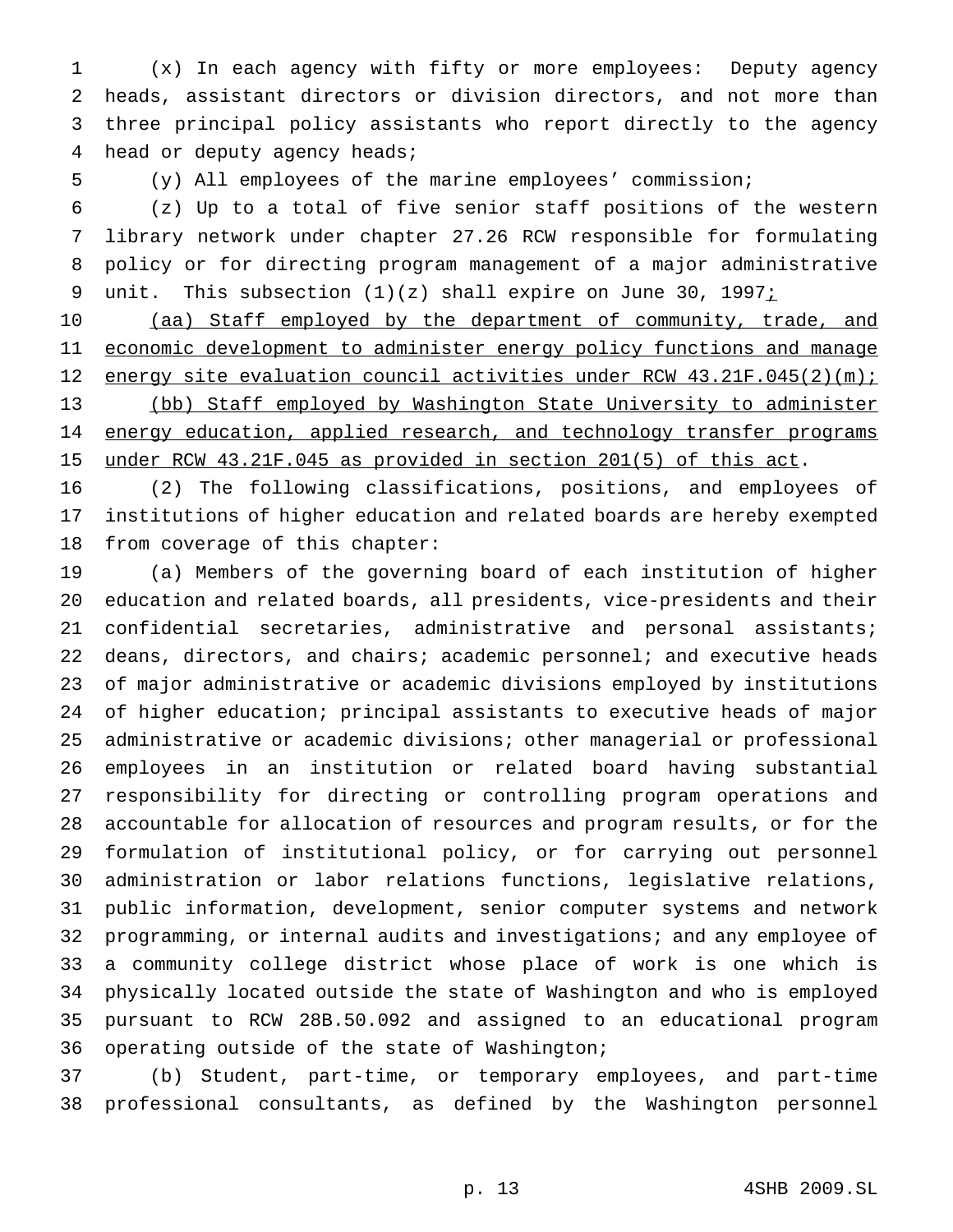(x) In each agency with fifty or more employees: Deputy agency heads, assistant directors or division directors, and not more than three principal policy assistants who report directly to the agency head or deputy agency heads;

(y) All employees of the marine employees' commission;

(z) Up to a total of five senior staff positions of the western library network under chapter 27.26 RCW responsible for formulating policy or for directing program management of a major administrative unit. This subsection (1)(z) shall expire on June 30, 1997<u>;</u>

<u>(aa) Staff employed by the department of community, trade, and economic development to administer energy policy functions and manage energy site evaluation council activities under RCW 43.21F.045(2)(m);</u>

<u>(bb) Staff employed by Washington State University to administer energy education, applied research, and technology transfer programs under RCW 43.21F.045 as provided in section 201(5) of this act</u>.

(2) The following classifications, positions, and employees of institutions of higher education and related boards are hereby exempted from coverage of this chapter:

(a) Members of the governing board of each institution of higher education and related boards, all presidents, vice-presidents and their confidential secretaries, administrative and personal assistants; deans, directors, and chairs; academic personnel; and executive heads of major administrative or academic divisions employed by institutions of higher education; principal assistants to executive heads of major administrative or academic divisions; other managerial or professional employees in an institution or related board having substantial responsibility for directing or controlling program operations and accountable for allocation of resources and program results, or for the formulation of institutional policy, or for carrying out personnel administration or labor relations functions, legislative relations, public information, development, senior computer systems and network programming, or internal audits and investigations; and any employee of a community college district whose place of work is one which is physically located outside the state of Washington and who is employed pursuant to RCW 28B.50.092 and assigned to an educational program operating outside of the state of Washington;

(b) Student, part-time, or temporary employees, and part-time professional consultants, as defined by the Washington personnel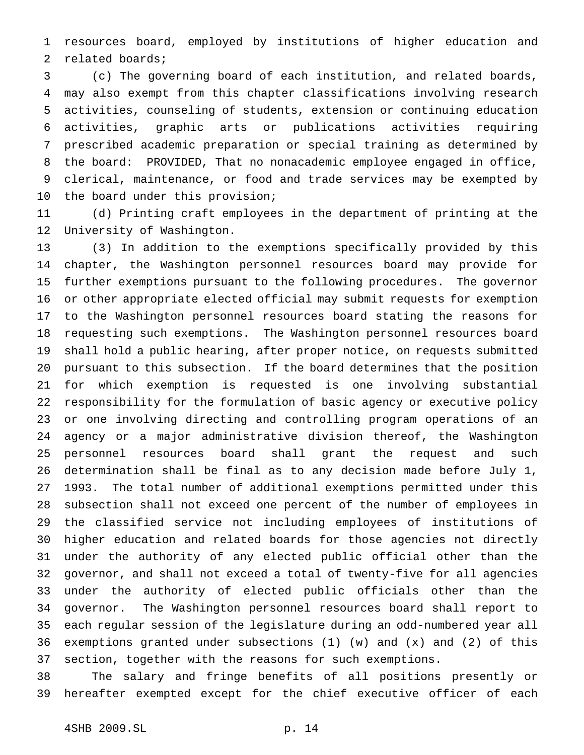resources board, employed by institutions of higher education and related boards;

(c) The governing board of each institution, and related boards, may also exempt from this chapter classifications involving research activities, counseling of students, extension or continuing education activities, graphic arts or publications activities requiring prescribed academic preparation or special training as determined by the board: PROVIDED, That no nonacademic employee engaged in office, clerical, maintenance, or food and trade services may be exempted by the board under this provision;

(d) Printing craft employees in the department of printing at the University of Washington.

(3) In addition to the exemptions specifically provided by this chapter, the Washington personnel resources board may provide for further exemptions pursuant to the following procedures. The governor or other appropriate elected official may submit requests for exemption to the Washington personnel resources board stating the reasons for requesting such exemptions. The Washington personnel resources board shall hold a public hearing, after proper notice, on requests submitted pursuant to this subsection. If the board determines that the position for which exemption is requested is one involving substantial responsibility for the formulation of basic agency or executive policy or one involving directing and controlling program operations of an agency or a major administrative division thereof, the Washington personnel resources board shall grant the request and such determination shall be final as to any decision made before July 1, 1993. The total number of additional exemptions permitted under this subsection shall not exceed one percent of the number of employees in the classified service not including employees of institutions of higher education and related boards for those agencies not directly under the authority of any elected public official other than the governor, and shall not exceed a total of twenty-five for all agencies under the authority of elected public officials other than the governor. The Washington personnel resources board shall report to each regular session of the legislature during an odd-numbered year all exemptions granted under subsections (1) (w) and (x) and (2) of this section, together with the reasons for such exemptions.

The salary and fringe benefits of all positions presently or hereafter exempted except for the chief executive officer of each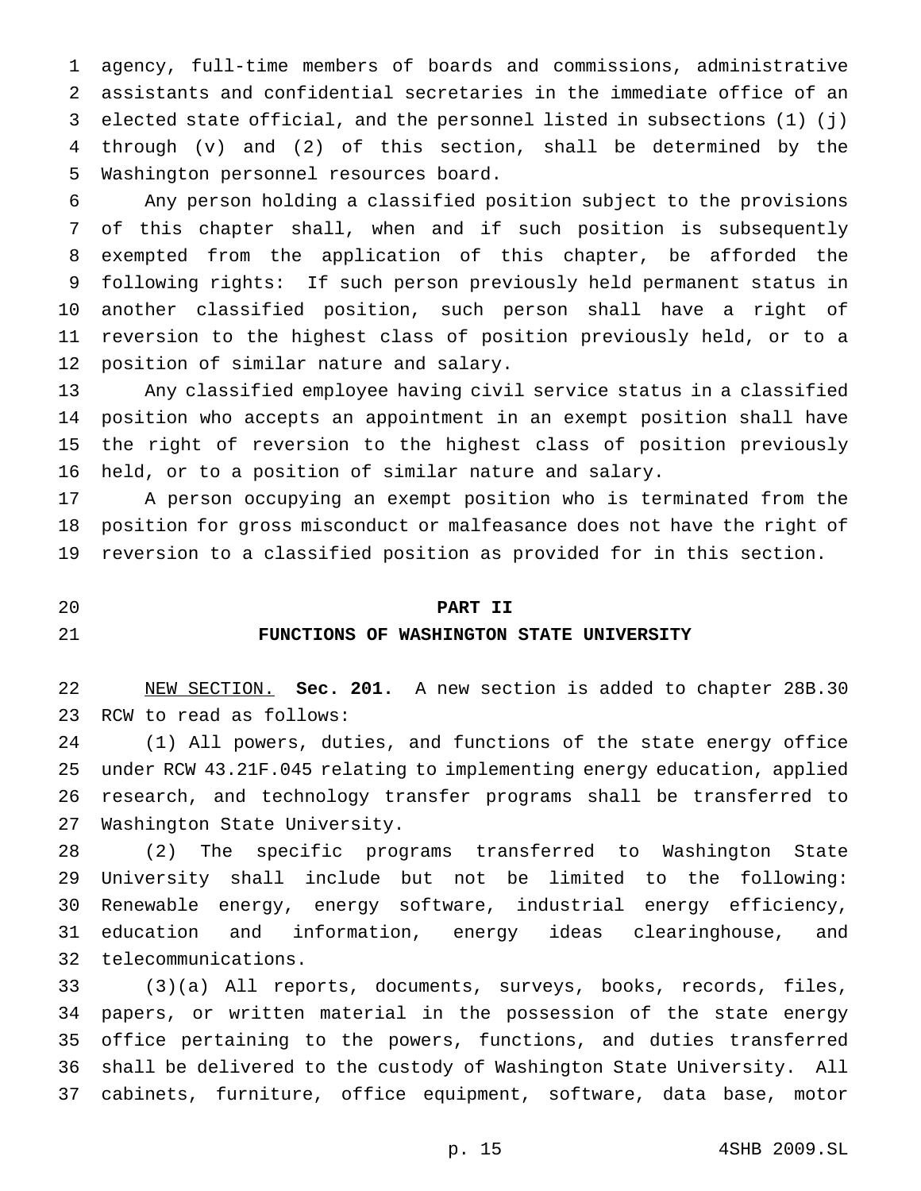agency, full-time members of boards and commissions, administrative assistants and confidential secretaries in the immediate office of an elected state official, and the personnel listed in subsections (1) (j) through (v) and (2) of this section, shall be determined by the Washington personnel resources board.

Any person holding a classified position subject to the provisions of this chapter shall, when and if such position is subsequently exempted from the application of this chapter, be afforded the following rights: If such person previously held permanent status in another classified position, such person shall have a right of reversion to the highest class of position previously held, or to a position of similar nature and salary.

Any classified employee having civil service status in a classified position who accepts an appointment in an exempt position shall have the right of reversion to the highest class of position previously held, or to a position of similar nature and salary.

A person occupying an exempt position who is terminated from the position for gross misconduct or malfeasance does not have the right of reversion to a classified position as provided for in this section.

## PART II
## FUNCTIONS OF WASHINGTON STATE UNIVERSITY

NEW SECTION. **Sec. 201.** A new section is added to chapter 28B.30 RCW to read as follows:

(1) All powers, duties, and functions of the state energy office under RCW 43.21F.045 relating to implementing energy education, applied research, and technology transfer programs shall be transferred to Washington State University.

(2) The specific programs transferred to Washington State University shall include but not be limited to the following: Renewable energy, energy software, industrial energy efficiency, education and information, energy ideas clearinghouse, and telecommunications.

(3)(a) All reports, documents, surveys, books, records, files, papers, or written material in the possession of the state energy office pertaining to the powers, functions, and duties transferred shall be delivered to the custody of Washington State University. All cabinets, furniture, office equipment, software, data base, motor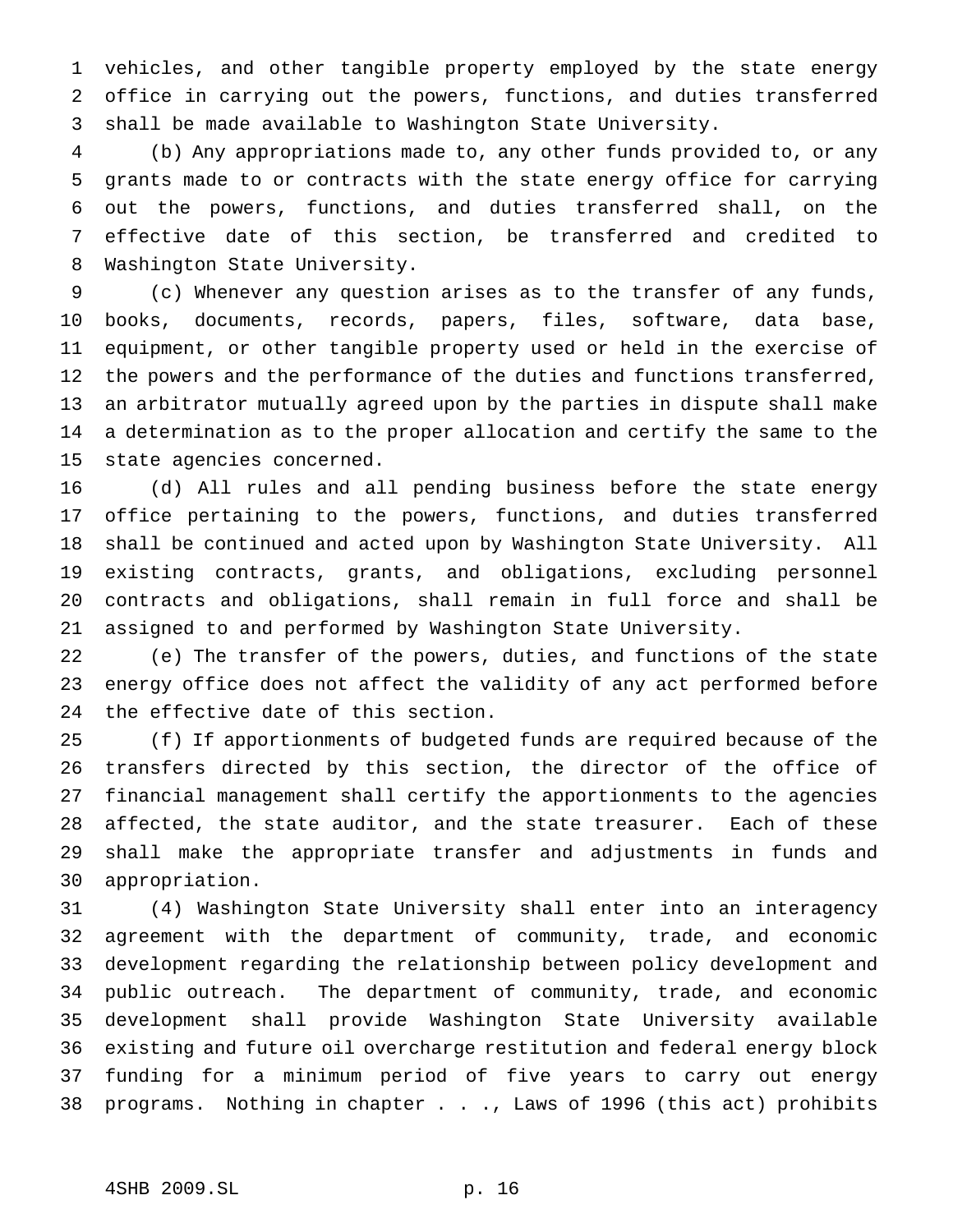vehicles, and other tangible property employed by the state energy office in carrying out the powers, functions, and duties transferred shall be made available to Washington State University.

(b) Any appropriations made to, any other funds provided to, or any grants made to or contracts with the state energy office for carrying out the powers, functions, and duties transferred shall, on the effective date of this section, be transferred and credited to Washington State University.

(c) Whenever any question arises as to the transfer of any funds, books, documents, records, papers, files, software, data base, equipment, or other tangible property used or held in the exercise of the powers and the performance of the duties and functions transferred, an arbitrator mutually agreed upon by the parties in dispute shall make a determination as to the proper allocation and certify the same to the state agencies concerned.

(d) All rules and all pending business before the state energy office pertaining to the powers, functions, and duties transferred shall be continued and acted upon by Washington State University. All existing contracts, grants, and obligations, excluding personnel contracts and obligations, shall remain in full force and shall be assigned to and performed by Washington State University.

(e) The transfer of the powers, duties, and functions of the state energy office does not affect the validity of any act performed before the effective date of this section.

(f) If apportionments of budgeted funds are required because of the transfers directed by this section, the director of the office of financial management shall certify the apportionments to the agencies affected, the state auditor, and the state treasurer. Each of these shall make the appropriate transfer and adjustments in funds and appropriation.

(4) Washington State University shall enter into an interagency agreement with the department of community, trade, and economic development regarding the relationship between policy development and public outreach. The department of community, trade, and economic development shall provide Washington State University available existing and future oil overcharge restitution and federal energy block funding for a minimum period of five years to carry out energy programs. Nothing in chapter . . ., Laws of 1996 (this act) prohibits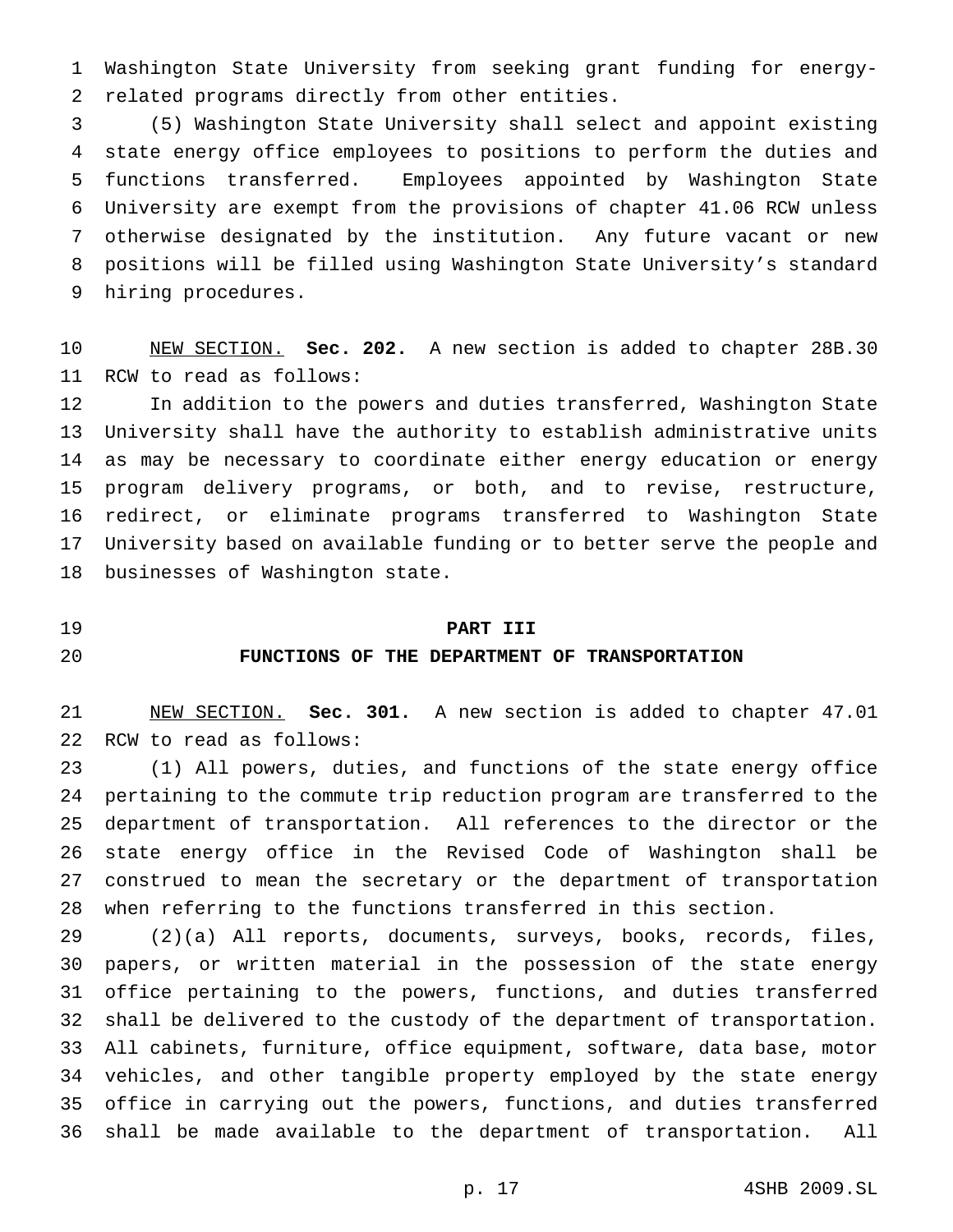Washington State University from seeking grant funding for energy-related programs directly from other entities.

(5) Washington State University shall select and appoint existing state energy office employees to positions to perform the duties and functions transferred. Employees appointed by Washington State University are exempt from the provisions of chapter 41.06 RCW unless otherwise designated by the institution. Any future vacant or new positions will be filled using Washington State University's standard hiring procedures.

NEW SECTION. **Sec. 202.** A new section is added to chapter 28B.30 RCW to read as follows:

In addition to the powers and duties transferred, Washington State University shall have the authority to establish administrative units as may be necessary to coordinate either energy education or energy program delivery programs, or both, and to revise, restructure, redirect, or eliminate programs transferred to Washington State University based on available funding or to better serve the people and businesses of Washington state.

## PART III
## FUNCTIONS OF THE DEPARTMENT OF TRANSPORTATION

NEW SECTION. **Sec. 301.** A new section is added to chapter 47.01 RCW to read as follows:

(1) All powers, duties, and functions of the state energy office pertaining to the commute trip reduction program are transferred to the department of transportation. All references to the director or the state energy office in the Revised Code of Washington shall be construed to mean the secretary or the department of transportation when referring to the functions transferred in this section.

(2)(a) All reports, documents, surveys, books, records, files, papers, or written material in the possession of the state energy office pertaining to the powers, functions, and duties transferred shall be delivered to the custody of the department of transportation. All cabinets, furniture, office equipment, software, data base, motor vehicles, and other tangible property employed by the state energy office in carrying out the powers, functions, and duties transferred shall be made available to the department of transportation. All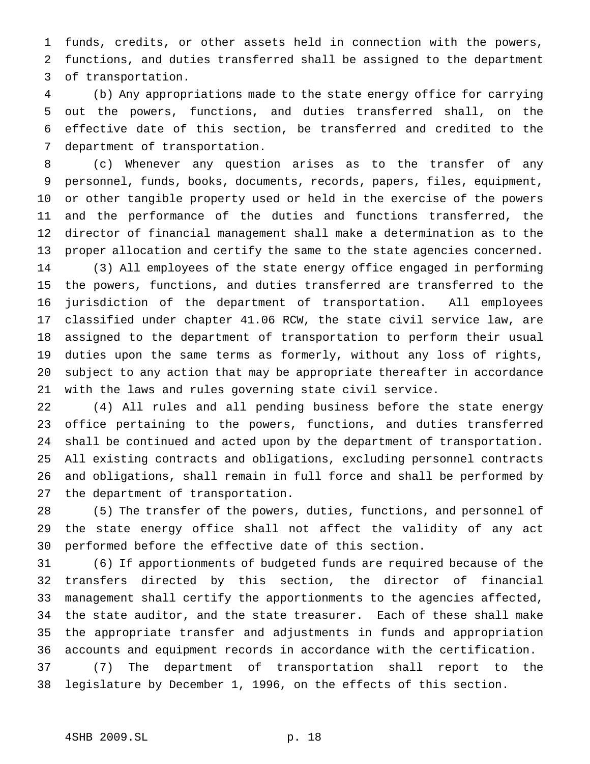funds, credits, or other assets held in connection with the powers, functions, and duties transferred shall be assigned to the department of transportation.

(b) Any appropriations made to the state energy office for carrying out the powers, functions, and duties transferred shall, on the effective date of this section, be transferred and credited to the department of transportation.

(c) Whenever any question arises as to the transfer of any personnel, funds, books, documents, records, papers, files, equipment, or other tangible property used or held in the exercise of the powers and the performance of the duties and functions transferred, the director of financial management shall make a determination as to the proper allocation and certify the same to the state agencies concerned.

(3) All employees of the state energy office engaged in performing the powers, functions, and duties transferred are transferred to the jurisdiction of the department of transportation. All employees classified under chapter 41.06 RCW, the state civil service law, are assigned to the department of transportation to perform their usual duties upon the same terms as formerly, without any loss of rights, subject to any action that may be appropriate thereafter in accordance with the laws and rules governing state civil service.

(4) All rules and all pending business before the state energy office pertaining to the powers, functions, and duties transferred shall be continued and acted upon by the department of transportation. All existing contracts and obligations, excluding personnel contracts and obligations, shall remain in full force and shall be performed by the department of transportation.

(5) The transfer of the powers, duties, functions, and personnel of the state energy office shall not affect the validity of any act performed before the effective date of this section.

(6) If apportionments of budgeted funds are required because of the transfers directed by this section, the director of financial management shall certify the apportionments to the agencies affected, the state auditor, and the state treasurer. Each of these shall make the appropriate transfer and adjustments in funds and appropriation accounts and equipment records in accordance with the certification.

(7) The department of transportation shall report to the legislature by December 1, 1996, on the effects of this section.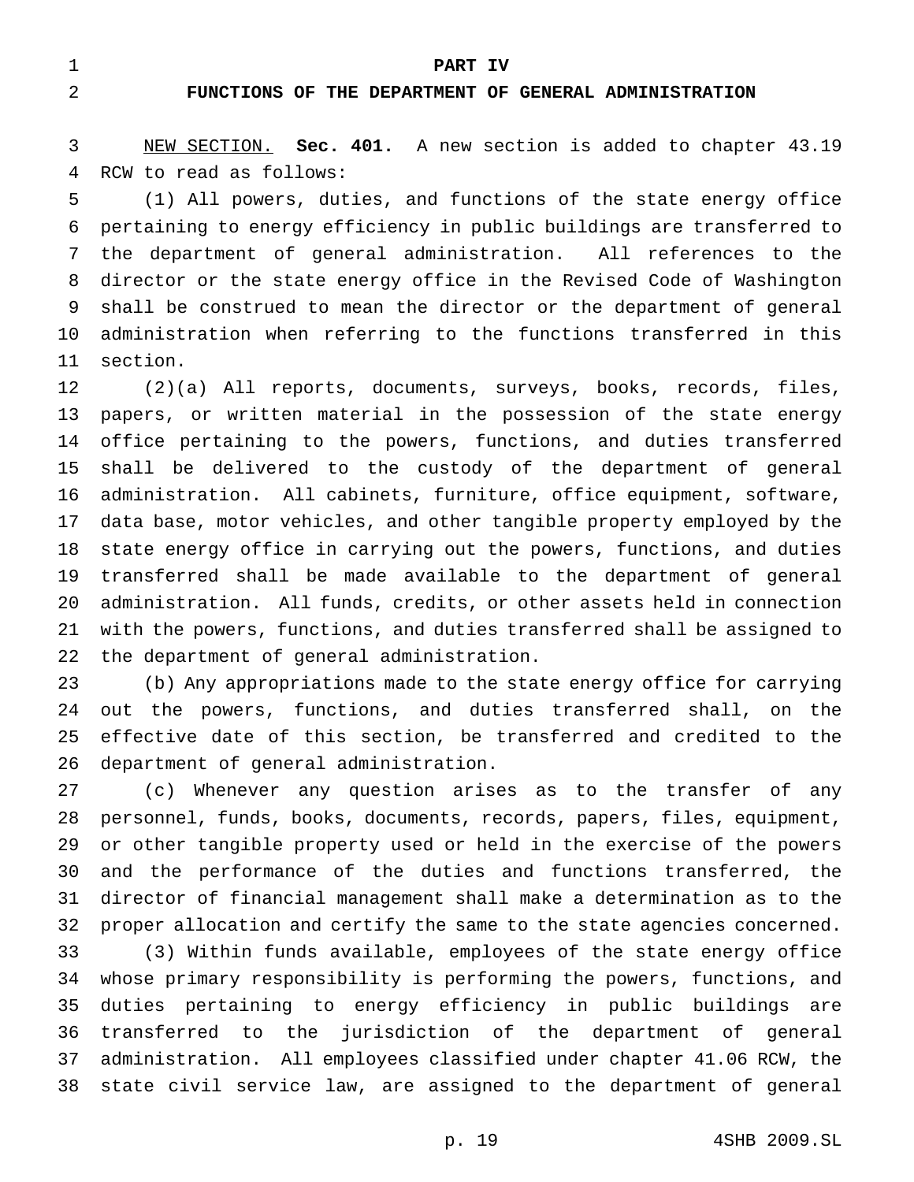# PART IV

## FUNCTIONS OF THE DEPARTMENT OF GENERAL ADMINISTRATION

NEW SECTION. **Sec. 401.** A new section is added to chapter 43.19 RCW to read as follows:

(1) All powers, duties, and functions of the state energy office pertaining to energy efficiency in public buildings are transferred to the department of general administration. All references to the director or the state energy office in the Revised Code of Washington shall be construed to mean the director or the department of general administration when referring to the functions transferred in this section.

(2)(a) All reports, documents, surveys, books, records, files, papers, or written material in the possession of the state energy office pertaining to the powers, functions, and duties transferred shall be delivered to the custody of the department of general administration. All cabinets, furniture, office equipment, software, data base, motor vehicles, and other tangible property employed by the state energy office in carrying out the powers, functions, and duties transferred shall be made available to the department of general administration. All funds, credits, or other assets held in connection with the powers, functions, and duties transferred shall be assigned to the department of general administration.

(b) Any appropriations made to the state energy office for carrying out the powers, functions, and duties transferred shall, on the effective date of this section, be transferred and credited to the department of general administration.

(c) Whenever any question arises as to the transfer of any personnel, funds, books, documents, records, papers, files, equipment, or other tangible property used or held in the exercise of the powers and the performance of the duties and functions transferred, the director of financial management shall make a determination as to the proper allocation and certify the same to the state agencies concerned.

(3) Within funds available, employees of the state energy office whose primary responsibility is performing the powers, functions, and duties pertaining to energy efficiency in public buildings are transferred to the jurisdiction of the department of general administration. All employees classified under chapter 41.06 RCW, the state civil service law, are assigned to the department of general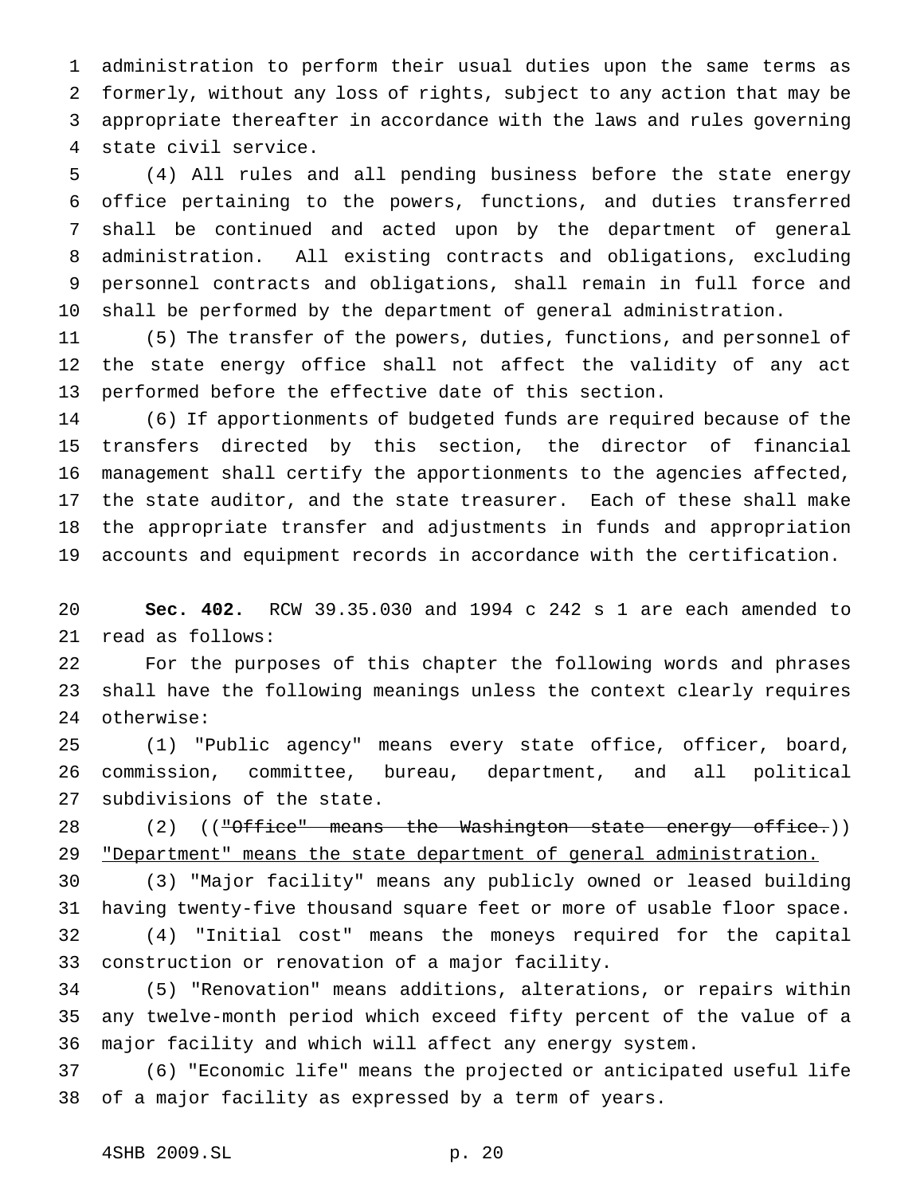administration to perform their usual duties upon the same terms as formerly, without any loss of rights, subject to any action that may be appropriate thereafter in accordance with the laws and rules governing state civil service.

(4) All rules and all pending business before the state energy office pertaining to the powers, functions, and duties transferred shall be continued and acted upon by the department of general administration. All existing contracts and obligations, excluding personnel contracts and obligations, shall remain in full force and shall be performed by the department of general administration.

(5) The transfer of the powers, duties, functions, and personnel of the state energy office shall not affect the validity of any act performed before the effective date of this section.

(6) If apportionments of budgeted funds are required because of the transfers directed by this section, the director of financial management shall certify the apportionments to the agencies affected, the state auditor, and the state treasurer. Each of these shall make the appropriate transfer and adjustments in funds and appropriation accounts and equipment records in accordance with the certification.

**Sec. 402.** RCW 39.35.030 and 1994 c 242 s 1 are each amended to read as follows:

For the purposes of this chapter the following words and phrases shall have the following meanings unless the context clearly requires otherwise:

(1) "Public agency" means every state office, officer, board, commission, committee, bureau, department, and all political subdivisions of the state.

(2) ((~~"Office" means the Washington state energy office.~~)) <u>"Department" means the state department of general administration.</u>

(3) "Major facility" means any publicly owned or leased building having twenty-five thousand square feet or more of usable floor space.

(4) "Initial cost" means the moneys required for the capital construction or renovation of a major facility.

(5) "Renovation" means additions, alterations, or repairs within any twelve-month period which exceed fifty percent of the value of a major facility and which will affect any energy system.

(6) "Economic life" means the projected or anticipated useful life of a major facility as expressed by a term of years.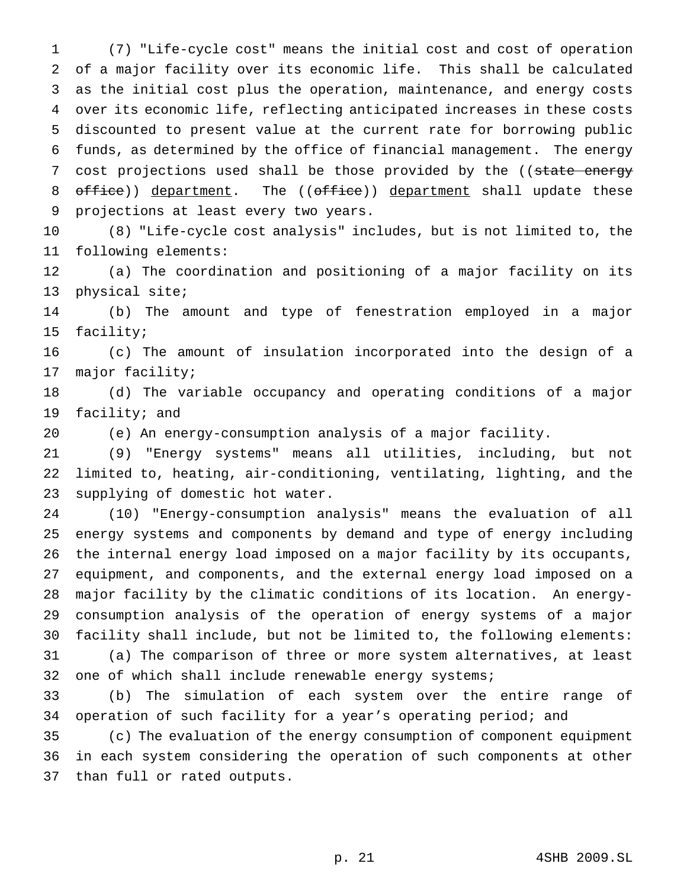(7) "Life-cycle cost" means the initial cost and cost of operation of a major facility over its economic life. This shall be calculated as the initial cost plus the operation, maintenance, and energy costs over its economic life, reflecting anticipated increases in these costs discounted to present value at the current rate for borrowing public funds, as determined by the office of financial management. The energy cost projections used shall be those provided by the ((~~state energy office~~)) <u>department</u>. The ((~~office~~)) <u>department</u> shall update these projections at least every two years.

(8) "Life-cycle cost analysis" includes, but is not limited to, the following elements:

(a) The coordination and positioning of a major facility on its physical site;

(b) The amount and type of fenestration employed in a major facility;

(c) The amount of insulation incorporated into the design of a major facility;

(d) The variable occupancy and operating conditions of a major facility; and

(e) An energy-consumption analysis of a major facility.

(9) "Energy systems" means all utilities, including, but not limited to, heating, air-conditioning, ventilating, lighting, and the supplying of domestic hot water.

(10) "Energy-consumption analysis" means the evaluation of all energy systems and components by demand and type of energy including the internal energy load imposed on a major facility by its occupants, equipment, and components, and the external energy load imposed on a major facility by the climatic conditions of its location. An energy-consumption analysis of the operation of energy systems of a major facility shall include, but not be limited to, the following elements:

(a) The comparison of three or more system alternatives, at least one of which shall include renewable energy systems;

(b) The simulation of each system over the entire range of operation of such facility for a year's operating period; and

(c) The evaluation of the energy consumption of component equipment in each system considering the operation of such components at other than full or rated outputs.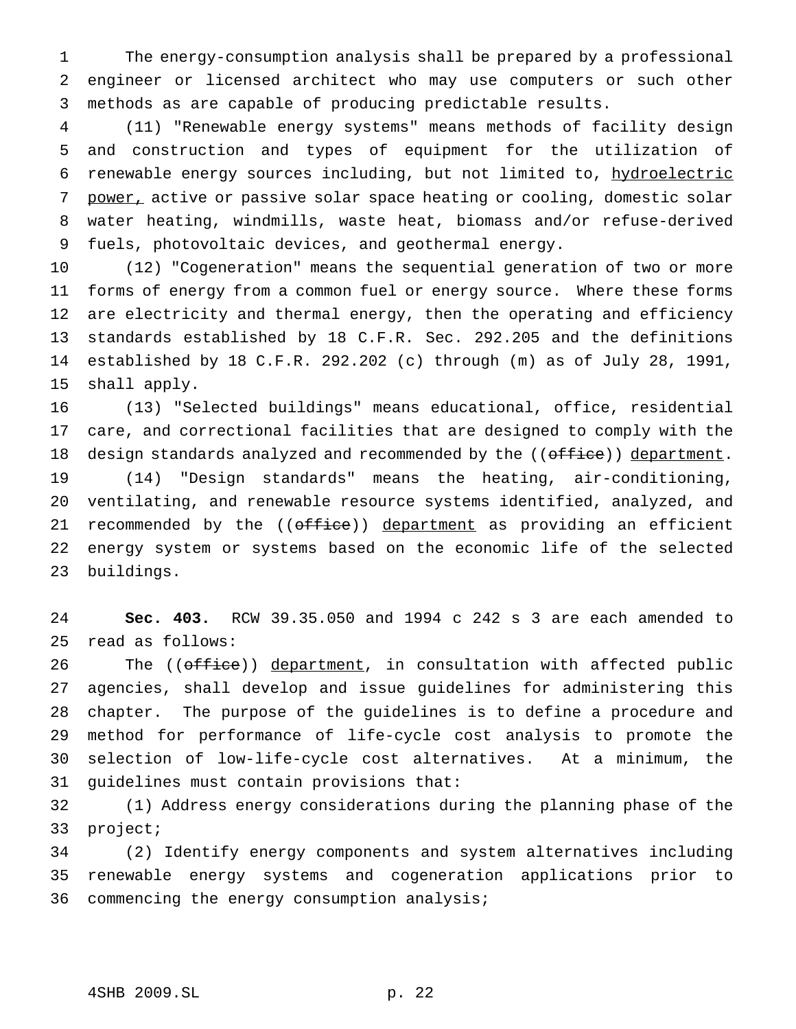The energy-consumption analysis shall be prepared by a professional engineer or licensed architect who may use computers or such other methods as are capable of producing predictable results.

(11) "Renewable energy systems" means methods of facility design and construction and types of equipment for the utilization of renewable energy sources including, but not limited to, hydroelectric power, active or passive solar space heating or cooling, domestic solar water heating, windmills, waste heat, biomass and/or refuse-derived fuels, photovoltaic devices, and geothermal energy.

(12) "Cogeneration" means the sequential generation of two or more forms of energy from a common fuel or energy source. Where these forms are electricity and thermal energy, then the operating and efficiency standards established by 18 C.F.R. Sec. 292.205 and the definitions established by 18 C.F.R. 292.202 (c) through (m) as of July 28, 1991, shall apply.

(13) "Selected buildings" means educational, office, residential care, and correctional facilities that are designed to comply with the design standards analyzed and recommended by the ((~~office~~)) department.

(14) "Design standards" means the heating, air-conditioning, ventilating, and renewable resource systems identified, analyzed, and recommended by the ((~~office~~)) department as providing an efficient energy system or systems based on the economic life of the selected buildings.

**Sec. 403.** RCW 39.35.050 and 1994 c 242 s 3 are each amended to read as follows:

The ((~~office~~)) department, in consultation with affected public agencies, shall develop and issue guidelines for administering this chapter. The purpose of the guidelines is to define a procedure and method for performance of life-cycle cost analysis to promote the selection of low-life-cycle cost alternatives. At a minimum, the guidelines must contain provisions that:

(1) Address energy considerations during the planning phase of the project;

(2) Identify energy components and system alternatives including renewable energy systems and cogeneration applications prior to commencing the energy consumption analysis;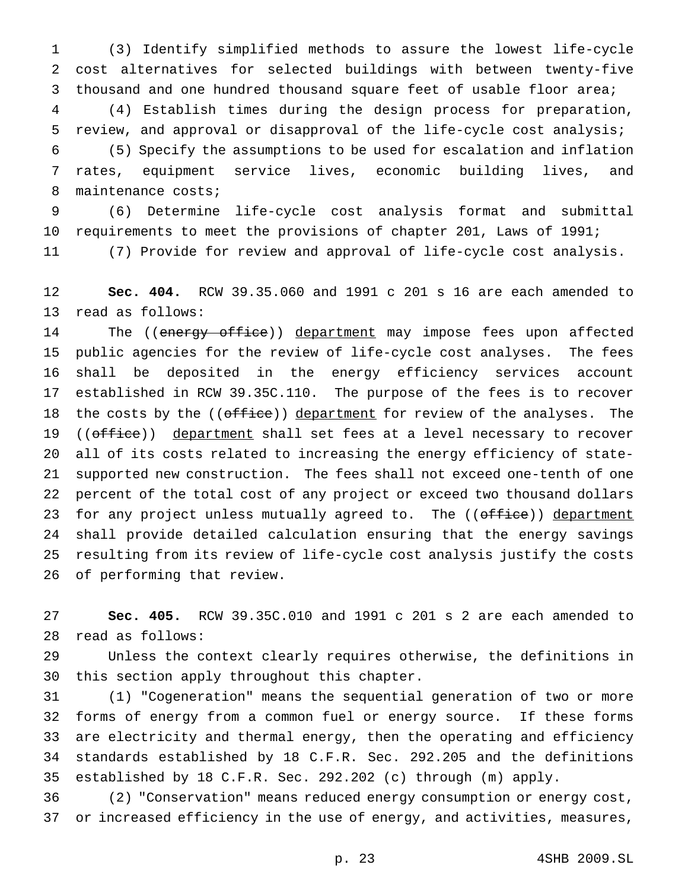(3) Identify simplified methods to assure the lowest life-cycle cost alternatives for selected buildings with between twenty-five thousand and one hundred thousand square feet of usable floor area;

(4) Establish times during the design process for preparation, review, and approval or disapproval of the life-cycle cost analysis;

(5) Specify the assumptions to be used for escalation and inflation rates, equipment service lives, economic building lives, and maintenance costs;

(6) Determine life-cycle cost analysis format and submittal requirements to meet the provisions of chapter 201, Laws of 1991;

(7) Provide for review and approval of life-cycle cost analysis.

**Sec. 404.** RCW 39.35.060 and 1991 c 201 s 16 are each amended to read as follows:

The ((~~energy office~~)) department may impose fees upon affected public agencies for the review of life-cycle cost analyses. The fees shall be deposited in the energy efficiency services account established in RCW 39.35C.110. The purpose of the fees is to recover the costs by the ((~~office~~)) department for review of the analyses. The ((~~office~~)) department shall set fees at a level necessary to recover all of its costs related to increasing the energy efficiency of state-supported new construction. The fees shall not exceed one-tenth of one percent of the total cost of any project or exceed two thousand dollars for any project unless mutually agreed to. The ((~~office~~)) department shall provide detailed calculation ensuring that the energy savings resulting from its review of life-cycle cost analysis justify the costs of performing that review.

**Sec. 405.** RCW 39.35C.010 and 1991 c 201 s 2 are each amended to read as follows:

Unless the context clearly requires otherwise, the definitions in this section apply throughout this chapter.

(1) "Cogeneration" means the sequential generation of two or more forms of energy from a common fuel or energy source. If these forms are electricity and thermal energy, then the operating and efficiency standards established by 18 C.F.R. Sec. 292.205 and the definitions established by 18 C.F.R. Sec. 292.202 (c) through (m) apply.

(2) "Conservation" means reduced energy consumption or energy cost, or increased efficiency in the use of energy, and activities, measures,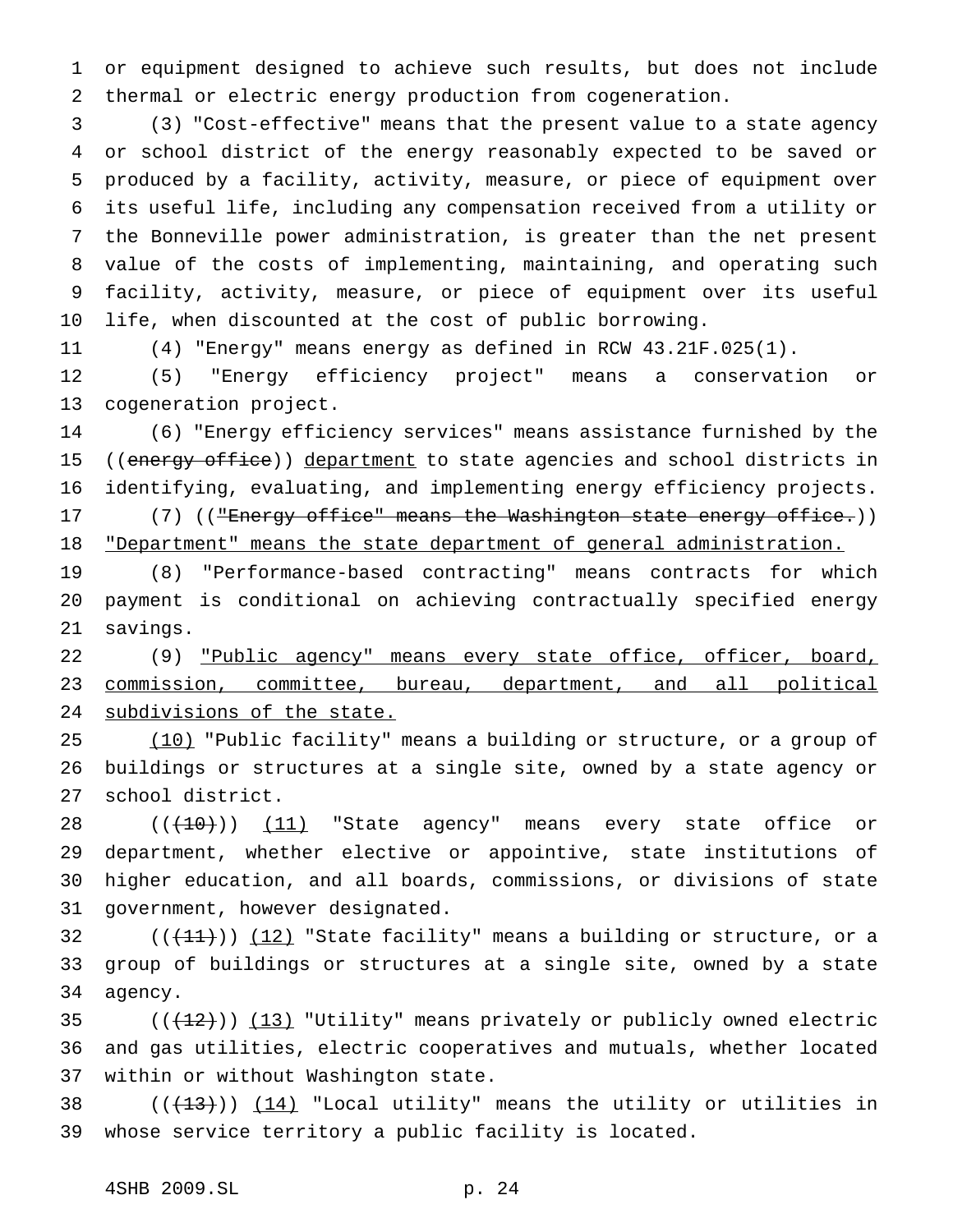or equipment designed to achieve such results, but does not include thermal or electric energy production from cogeneration.

(3) "Cost-effective" means that the present value to a state agency or school district of the energy reasonably expected to be saved or produced by a facility, activity, measure, or piece of equipment over its useful life, including any compensation received from a utility or the Bonneville power administration, is greater than the net present value of the costs of implementing, maintaining, and operating such facility, activity, measure, or piece of equipment over its useful life, when discounted at the cost of public borrowing.

(4) "Energy" means energy as defined in RCW 43.21F.025(1).

(5) "Energy efficiency project" means a conservation or cogeneration project.

(6) "Energy efficiency services" means assistance furnished by the ((~~energy office~~)) department to state agencies and school districts in identifying, evaluating, and implementing energy efficiency projects.

(7) ((~~"Energy office" means the Washington state energy office.~~)) "Department" means the state department of general administration.

(8) "Performance-based contracting" means contracts for which payment is conditional on achieving contractually specified energy savings.

(9) "Public agency" means every state office, officer, board, commission, committee, bureau, department, and all political subdivisions of the state.

(10) "Public facility" means a building or structure, or a group of buildings or structures at a single site, owned by a state agency or school district.

((~~(10)~~)) (11) "State agency" means every state office or department, whether elective or appointive, state institutions of higher education, and all boards, commissions, or divisions of state government, however designated.

((~~(11)~~)) (12) "State facility" means a building or structure, or a group of buildings or structures at a single site, owned by a state agency.

((~~(12)~~)) (13) "Utility" means privately or publicly owned electric and gas utilities, electric cooperatives and mutuals, whether located within or without Washington state.

((~~(13)~~)) (14) "Local utility" means the utility or utilities in whose service territory a public facility is located.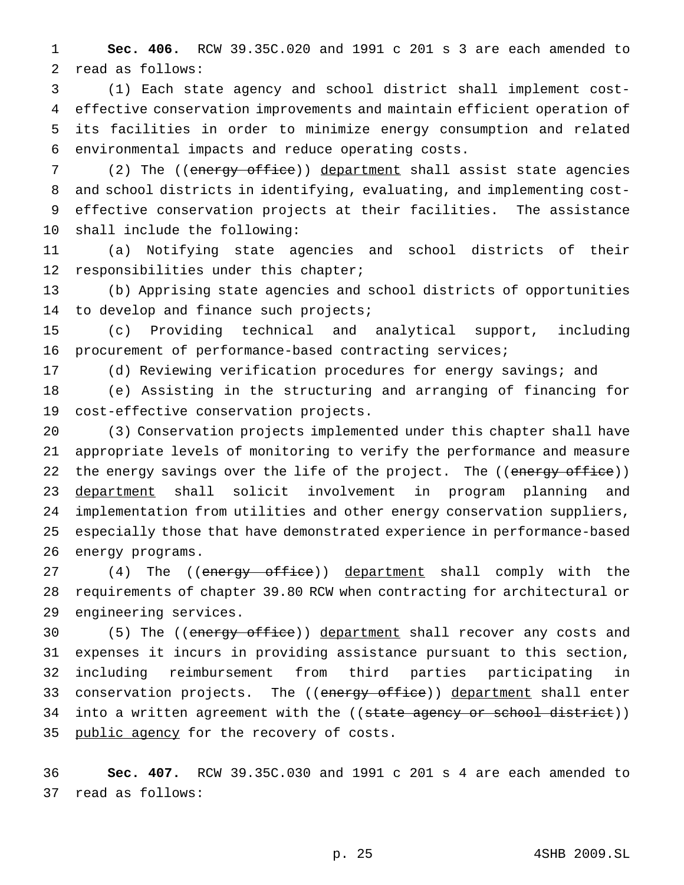**Sec. 406.** RCW 39.35C.020 and 1991 c 201 s 3 are each amended to read as follows:

(1) Each state agency and school district shall implement cost-effective conservation improvements and maintain efficient operation of its facilities in order to minimize energy consumption and related environmental impacts and reduce operating costs.

(2) The ((~~energy office~~)) <u>department</u> shall assist state agencies and school districts in identifying, evaluating, and implementing cost-effective conservation projects at their facilities. The assistance shall include the following:

(a) Notifying state agencies and school districts of their responsibilities under this chapter;

(b) Apprising state agencies and school districts of opportunities to develop and finance such projects;

(c) Providing technical and analytical support, including procurement of performance-based contracting services;

(d) Reviewing verification procedures for energy savings; and

(e) Assisting in the structuring and arranging of financing for cost-effective conservation projects.

(3) Conservation projects implemented under this chapter shall have appropriate levels of monitoring to verify the performance and measure the energy savings over the life of the project. The ((~~energy office~~)) <u>department</u> shall solicit involvement in program planning and implementation from utilities and other energy conservation suppliers, especially those that have demonstrated experience in performance-based energy programs.

(4) The ((~~energy office~~)) <u>department</u> shall comply with the requirements of chapter 39.80 RCW when contracting for architectural or engineering services.

(5) The ((~~energy office~~)) <u>department</u> shall recover any costs and expenses it incurs in providing assistance pursuant to this section, including reimbursement from third parties participating in conservation projects. The ((~~energy office~~)) <u>department</u> shall enter into a written agreement with the ((~~state agency or school district~~)) <u>public agency</u> for the recovery of costs.

**Sec. 407.** RCW 39.35C.030 and 1991 c 201 s 4 are each amended to read as follows: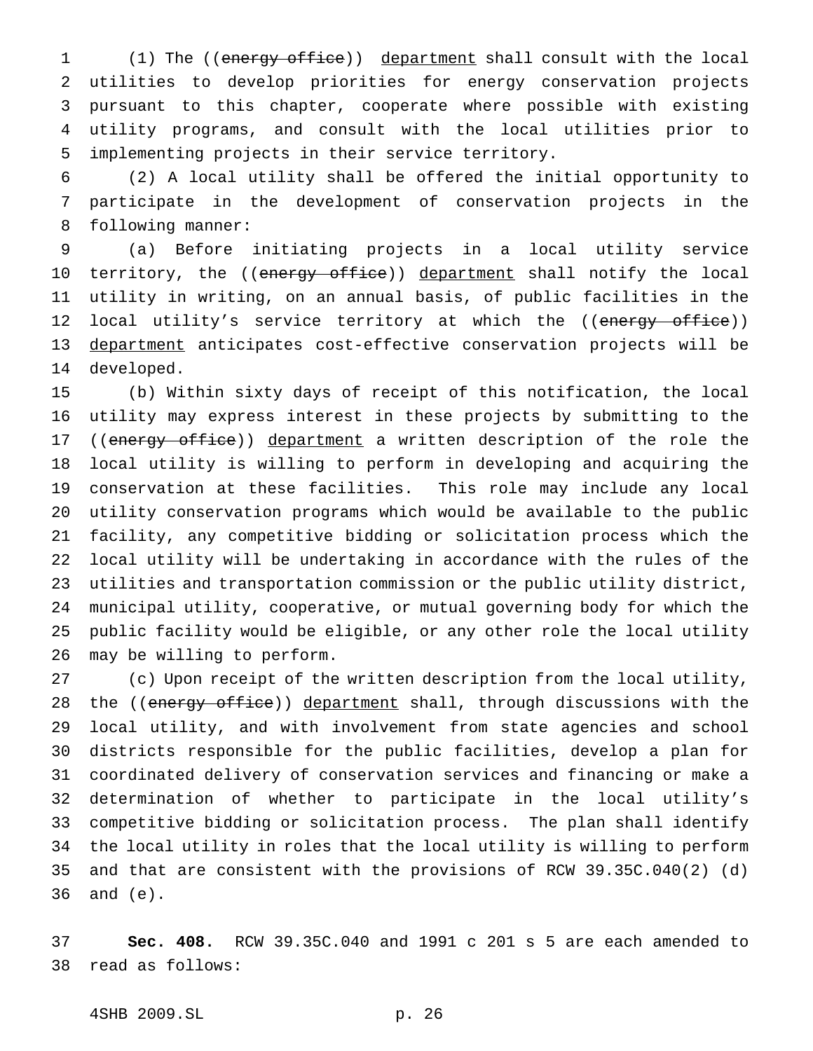(1) The ((~~energy office~~)) department shall consult with the local utilities to develop priorities for energy conservation projects pursuant to this chapter, cooperate where possible with existing utility programs, and consult with the local utilities prior to implementing projects in their service territory.

(2) A local utility shall be offered the initial opportunity to participate in the development of conservation projects in the following manner:

(a) Before initiating projects in a local utility service territory, the ((~~energy office~~)) department shall notify the local utility in writing, on an annual basis, of public facilities in the local utility's service territory at which the ((~~energy office~~)) department anticipates cost-effective conservation projects will be developed.

(b) Within sixty days of receipt of this notification, the local utility may express interest in these projects by submitting to the ((~~energy office~~)) department a written description of the role the local utility is willing to perform in developing and acquiring the conservation at these facilities. This role may include any local utility conservation programs which would be available to the public facility, any competitive bidding or solicitation process which the local utility will be undertaking in accordance with the rules of the utilities and transportation commission or the public utility district, municipal utility, cooperative, or mutual governing body for which the public facility would be eligible, or any other role the local utility may be willing to perform.

(c) Upon receipt of the written description from the local utility, the ((~~energy office~~)) department shall, through discussions with the local utility, and with involvement from state agencies and school districts responsible for the public facilities, develop a plan for coordinated delivery of conservation services and financing or make a determination of whether to participate in the local utility's competitive bidding or solicitation process. The plan shall identify the local utility in roles that the local utility is willing to perform and that are consistent with the provisions of RCW 39.35C.040(2) (d) and (e).

**Sec. 408.** RCW 39.35C.040 and 1991 c 201 s 5 are each amended to read as follows: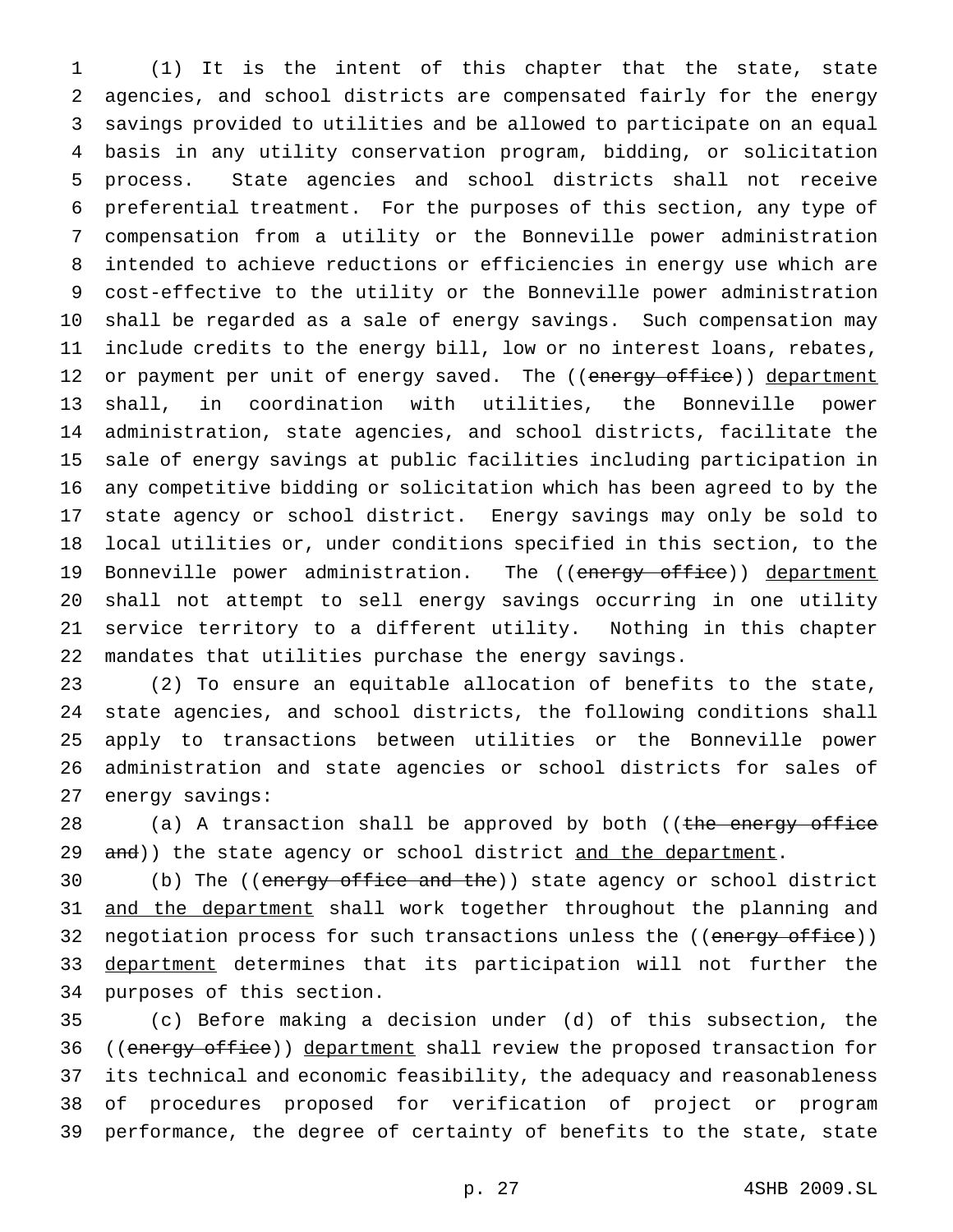(1) It is the intent of this chapter that the state, state agencies, and school districts are compensated fairly for the energy savings provided to utilities and be allowed to participate on an equal basis in any utility conservation program, bidding, or solicitation process. State agencies and school districts shall not receive preferential treatment. For the purposes of this section, any type of compensation from a utility or the Bonneville power administration intended to achieve reductions or efficiencies in energy use which are cost-effective to the utility or the Bonneville power administration shall be regarded as a sale of energy savings. Such compensation may include credits to the energy bill, low or no interest loans, rebates, or payment per unit of energy saved. The ((~~energy office~~)) department shall, in coordination with utilities, the Bonneville power administration, state agencies, and school districts, facilitate the sale of energy savings at public facilities including participation in any competitive bidding or solicitation which has been agreed to by the state agency or school district. Energy savings may only be sold to local utilities or, under conditions specified in this section, to the Bonneville power administration. The ((~~energy office~~)) department shall not attempt to sell energy savings occurring in one utility service territory to a different utility. Nothing in this chapter mandates that utilities purchase the energy savings.

(2) To ensure an equitable allocation of benefits to the state, state agencies, and school districts, the following conditions shall apply to transactions between utilities or the Bonneville power administration and state agencies or school districts for sales of energy savings:

(a) A transaction shall be approved by both ((~~the energy office and~~)) the state agency or school district and the department.

(b) The ((~~energy office and the~~)) state agency or school district and the department shall work together throughout the planning and negotiation process for such transactions unless the ((~~energy office~~)) department determines that its participation will not further the purposes of this section.

(c) Before making a decision under (d) of this subsection, the ((~~energy office~~)) department shall review the proposed transaction for its technical and economic feasibility, the adequacy and reasonableness of procedures proposed for verification of project or program performance, the degree of certainty of benefits to the state, state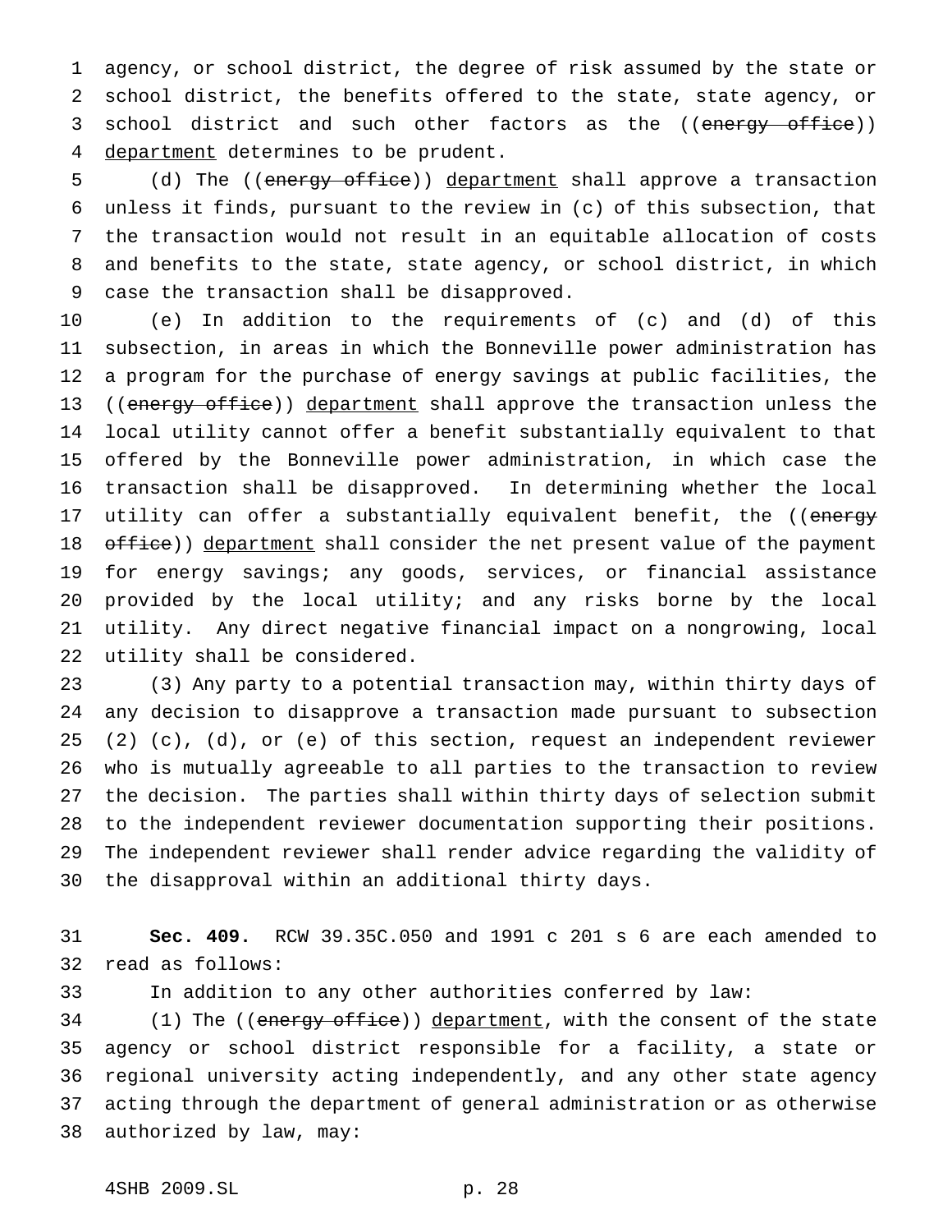agency, or school district, the degree of risk assumed by the state or school district, the benefits offered to the state, state agency, or school district and such other factors as the ((~~energy office~~)) <u>department</u> determines to be prudent.

(d) The ((~~energy office~~)) <u>department</u> shall approve a transaction unless it finds, pursuant to the review in (c) of this subsection, that the transaction would not result in an equitable allocation of costs and benefits to the state, state agency, or school district, in which case the transaction shall be disapproved.

(e) In addition to the requirements of (c) and (d) of this subsection, in areas in which the Bonneville power administration has a program for the purchase of energy savings at public facilities, the ((~~energy office~~)) <u>department</u> shall approve the transaction unless the local utility cannot offer a benefit substantially equivalent to that offered by the Bonneville power administration, in which case the transaction shall be disapproved. In determining whether the local utility can offer a substantially equivalent benefit, the ((~~energy office~~)) <u>department</u> shall consider the net present value of the payment for energy savings; any goods, services, or financial assistance provided by the local utility; and any risks borne by the local utility. Any direct negative financial impact on a nongrowing, local utility shall be considered.

(3) Any party to a potential transaction may, within thirty days of any decision to disapprove a transaction made pursuant to subsection (2) (c), (d), or (e) of this section, request an independent reviewer who is mutually agreeable to all parties to the transaction to review the decision. The parties shall within thirty days of selection submit to the independent reviewer documentation supporting their positions. The independent reviewer shall render advice regarding the validity of the disapproval within an additional thirty days.

**Sec. 409.** RCW 39.35C.050 and 1991 c 201 s 6 are each amended to read as follows:

In addition to any other authorities conferred by law:

(1) The ((~~energy office~~)) <u>department</u>, with the consent of the state agency or school district responsible for a facility, a state or regional university acting independently, and any other state agency acting through the department of general administration or as otherwise authorized by law, may: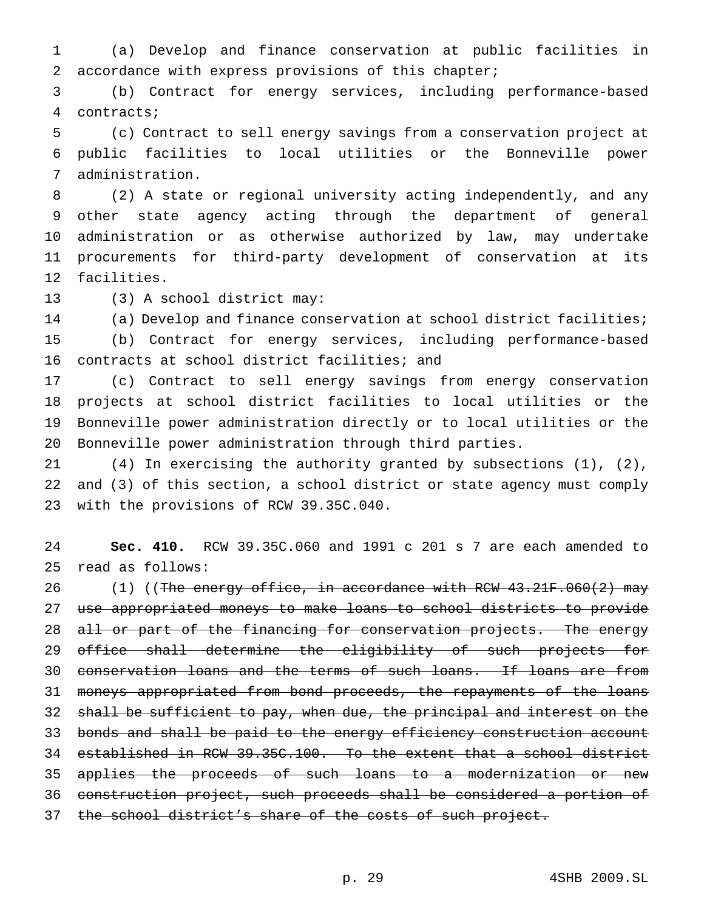(a) Develop and finance conservation at public facilities in accordance with express provisions of this chapter;

(b) Contract for energy services, including performance-based contracts;

(c) Contract to sell energy savings from a conservation project at public facilities to local utilities or the Bonneville power administration.

(2) A state or regional university acting independently, and any other state agency acting through the department of general administration or as otherwise authorized by law, may undertake procurements for third-party development of conservation at its facilities.

(3) A school district may:

(a) Develop and finance conservation at school district facilities;

(b) Contract for energy services, including performance-based contracts at school district facilities; and

(c) Contract to sell energy savings from energy conservation projects at school district facilities to local utilities or the Bonneville power administration directly or to local utilities or the Bonneville power administration through third parties.

(4) In exercising the authority granted by subsections (1), (2), and (3) of this section, a school district or state agency must comply with the provisions of RCW 39.35C.040.

**Sec. 410.** RCW 39.35C.060 and 1991 c 201 s 7 are each amended to read as follows:

(1) ((~~The energy office, in accordance with RCW 43.21F.060(2) may use appropriated moneys to make loans to school districts to provide all or part of the financing for conservation projects. The energy office shall determine the eligibility of such projects for conservation loans and the terms of such loans. If loans are from moneys appropriated from bond proceeds, the repayments of the loans shall be sufficient to pay, when due, the principal and interest on the bonds and shall be paid to the energy efficiency construction account established in RCW 39.35C.100. To the extent that a school district applies the proceeds of such loans to a modernization or new construction project, such proceeds shall be considered a portion of the school district's share of the costs of such project.~~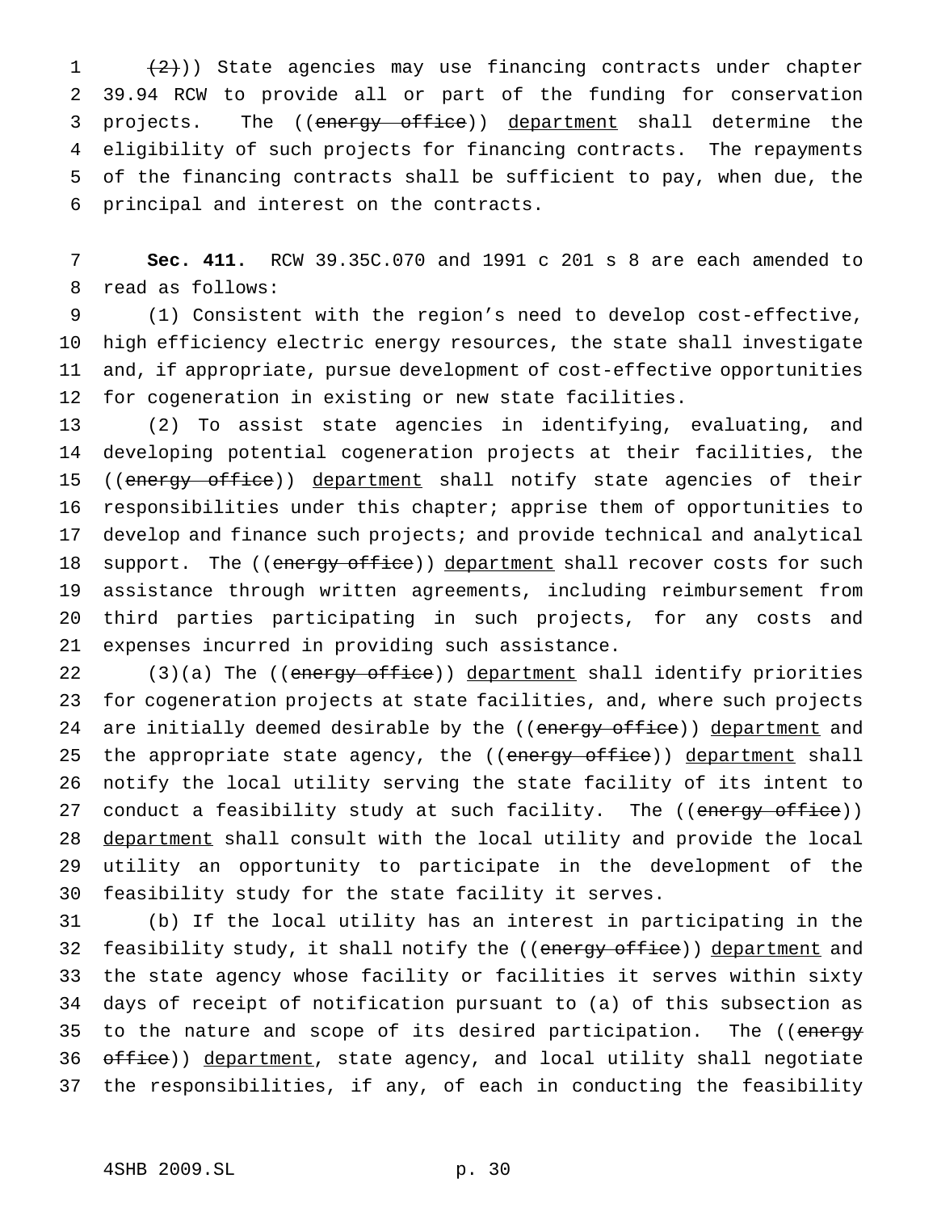(~~(2)~~)) State agencies may use financing contracts under chapter 39.94 RCW to provide all or part of the funding for conservation projects. The ((~~energy office~~)) <u>department</u> shall determine the eligibility of such projects for financing contracts. The repayments of the financing contracts shall be sufficient to pay, when due, the principal and interest on the contracts.

**Sec. 411.** RCW 39.35C.070 and 1991 c 201 s 8 are each amended to read as follows:

(1) Consistent with the region's need to develop cost-effective, high efficiency electric energy resources, the state shall investigate and, if appropriate, pursue development of cost-effective opportunities for cogeneration in existing or new state facilities.

(2) To assist state agencies in identifying, evaluating, and developing potential cogeneration projects at their facilities, the ((~~energy office~~)) <u>department</u> shall notify state agencies of their responsibilities under this chapter; apprise them of opportunities to develop and finance such projects; and provide technical and analytical support. The ((~~energy office~~)) <u>department</u> shall recover costs for such assistance through written agreements, including reimbursement from third parties participating in such projects, for any costs and expenses incurred in providing such assistance.

(3)(a) The ((~~energy office~~)) <u>department</u> shall identify priorities for cogeneration projects at state facilities, and, where such projects are initially deemed desirable by the ((~~energy office~~)) <u>department</u> and the appropriate state agency, the ((~~energy office~~)) <u>department</u> shall notify the local utility serving the state facility of its intent to conduct a feasibility study at such facility. The ((~~energy office~~)) <u>department</u> shall consult with the local utility and provide the local utility an opportunity to participate in the development of the feasibility study for the state facility it serves.

(b) If the local utility has an interest in participating in the feasibility study, it shall notify the ((~~energy office~~)) <u>department</u> and the state agency whose facility or facilities it serves within sixty days of receipt of notification pursuant to (a) of this subsection as to the nature and scope of its desired participation. The ((~~energy office~~)) <u>department</u>, state agency, and local utility shall negotiate the responsibilities, if any, of each in conducting the feasibility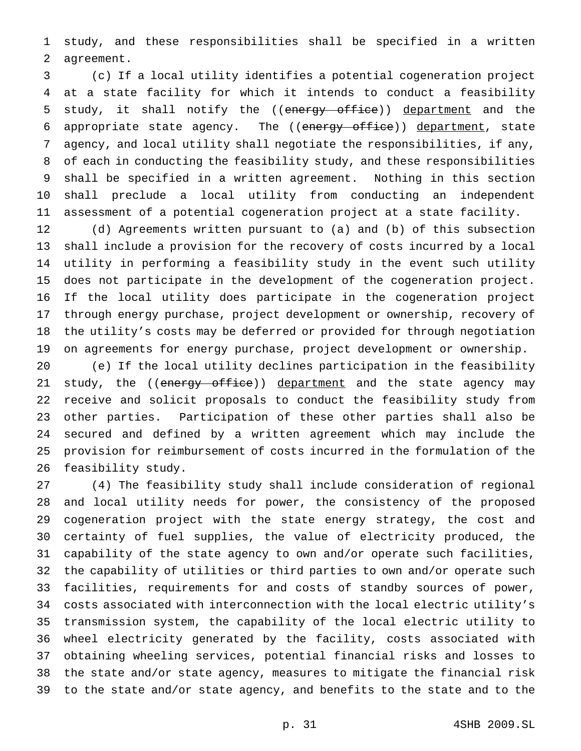study, and these responsibilities shall be specified in a written agreement.

(c) If a local utility identifies a potential cogeneration project at a state facility for which it intends to conduct a feasibility study, it shall notify the ((~~energy office~~)) department and the appropriate state agency. The ((~~energy office~~)) department, state agency, and local utility shall negotiate the responsibilities, if any, of each in conducting the feasibility study, and these responsibilities shall be specified in a written agreement. Nothing in this section shall preclude a local utility from conducting an independent assessment of a potential cogeneration project at a state facility.

(d) Agreements written pursuant to (a) and (b) of this subsection shall include a provision for the recovery of costs incurred by a local utility in performing a feasibility study in the event such utility does not participate in the development of the cogeneration project. If the local utility does participate in the cogeneration project through energy purchase, project development or ownership, recovery of the utility's costs may be deferred or provided for through negotiation on agreements for energy purchase, project development or ownership.

(e) If the local utility declines participation in the feasibility study, the ((~~energy office~~)) department and the state agency may receive and solicit proposals to conduct the feasibility study from other parties. Participation of these other parties shall also be secured and defined by a written agreement which may include the provision for reimbursement of costs incurred in the formulation of the feasibility study.

(4) The feasibility study shall include consideration of regional and local utility needs for power, the consistency of the proposed cogeneration project with the state energy strategy, the cost and certainty of fuel supplies, the value of electricity produced, the capability of the state agency to own and/or operate such facilities, the capability of utilities or third parties to own and/or operate such facilities, requirements for and costs of standby sources of power, costs associated with interconnection with the local electric utility's transmission system, the capability of the local electric utility to wheel electricity generated by the facility, costs associated with obtaining wheeling services, potential financial risks and losses to the state and/or state agency, measures to mitigate the financial risk to the state and/or state agency, and benefits to the state and to the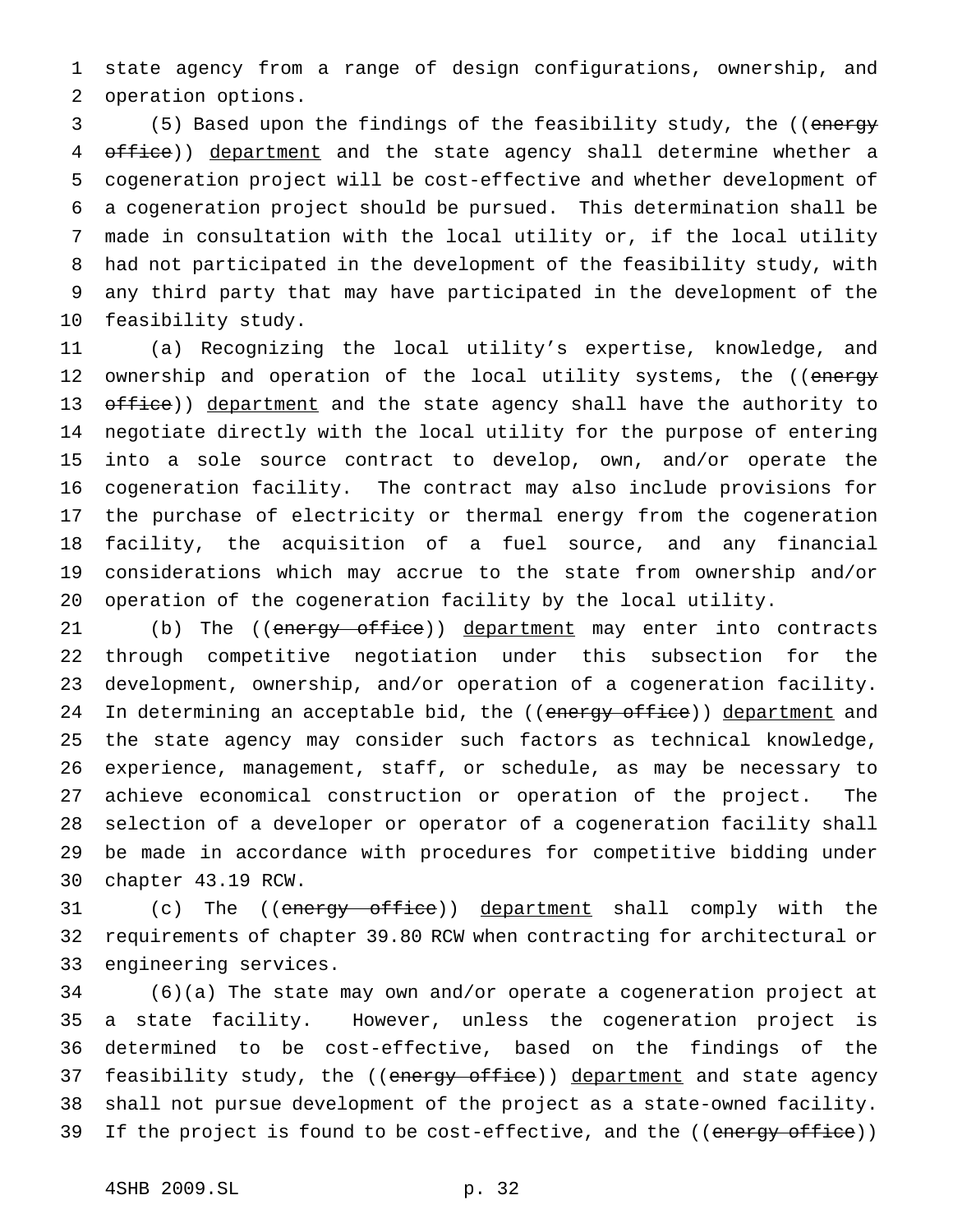state agency from a range of design configurations, ownership, and operation options.

(5) Based upon the findings of the feasibility study, the ((~~energy office~~)) department and the state agency shall determine whether a cogeneration project will be cost-effective and whether development of a cogeneration project should be pursued. This determination shall be made in consultation with the local utility or, if the local utility had not participated in the development of the feasibility study, with any third party that may have participated in the development of the feasibility study.

(a) Recognizing the local utility's expertise, knowledge, and ownership and operation of the local utility systems, the ((~~energy office~~)) department and the state agency shall have the authority to negotiate directly with the local utility for the purpose of entering into a sole source contract to develop, own, and/or operate the cogeneration facility. The contract may also include provisions for the purchase of electricity or thermal energy from the cogeneration facility, the acquisition of a fuel source, and any financial considerations which may accrue to the state from ownership and/or operation of the cogeneration facility by the local utility.

(b) The ((~~energy office~~)) department may enter into contracts through competitive negotiation under this subsection for the development, ownership, and/or operation of a cogeneration facility. In determining an acceptable bid, the ((~~energy office~~)) department and the state agency may consider such factors as technical knowledge, experience, management, staff, or schedule, as may be necessary to achieve economical construction or operation of the project. The selection of a developer or operator of a cogeneration facility shall be made in accordance with procedures for competitive bidding under chapter 43.19 RCW.

(c) The ((~~energy office~~)) department shall comply with the requirements of chapter 39.80 RCW when contracting for architectural or engineering services.

(6)(a) The state may own and/or operate a cogeneration project at a state facility. However, unless the cogeneration project is determined to be cost-effective, based on the findings of the feasibility study, the ((~~energy office~~)) department and state agency shall not pursue development of the project as a state-owned facility. If the project is found to be cost-effective, and the ((~~energy office~~))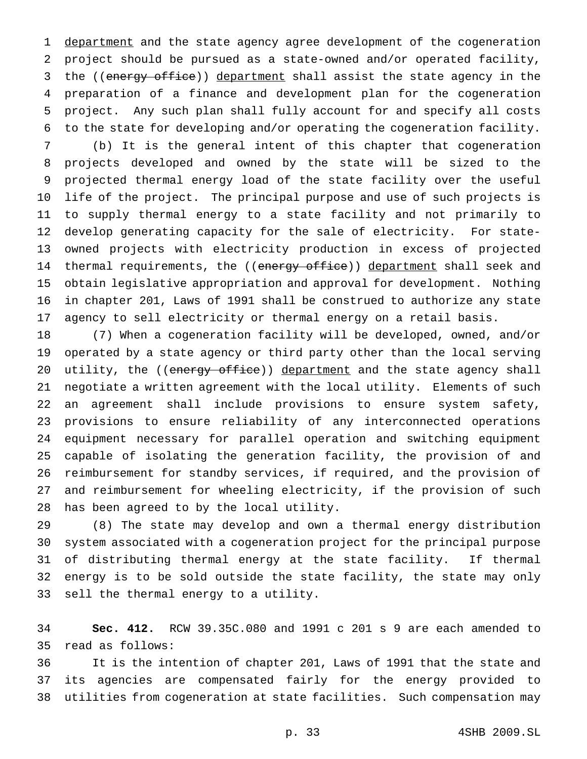department and the state agency agree development of the cogeneration project should be pursued as a state-owned and/or operated facility, the ((~~energy office~~)) department shall assist the state agency in the preparation of a finance and development plan for the cogeneration project. Any such plan shall fully account for and specify all costs to the state for developing and/or operating the cogeneration facility.

(b) It is the general intent of this chapter that cogeneration projects developed and owned by the state will be sized to the projected thermal energy load of the state facility over the useful life of the project. The principal purpose and use of such projects is to supply thermal energy to a state facility and not primarily to develop generating capacity for the sale of electricity. For state-owned projects with electricity production in excess of projected thermal requirements, the ((~~energy office~~)) department shall seek and obtain legislative appropriation and approval for development. Nothing in chapter 201, Laws of 1991 shall be construed to authorize any state agency to sell electricity or thermal energy on a retail basis.

(7) When a cogeneration facility will be developed, owned, and/or operated by a state agency or third party other than the local serving utility, the ((~~energy office~~)) department and the state agency shall negotiate a written agreement with the local utility. Elements of such an agreement shall include provisions to ensure system safety, provisions to ensure reliability of any interconnected operations equipment necessary for parallel operation and switching equipment capable of isolating the generation facility, the provision of and reimbursement for standby services, if required, and the provision of and reimbursement for wheeling electricity, if the provision of such has been agreed to by the local utility.

(8) The state may develop and own a thermal energy distribution system associated with a cogeneration project for the principal purpose of distributing thermal energy at the state facility. If thermal energy is to be sold outside the state facility, the state may only sell the thermal energy to a utility.

**Sec. 412.** RCW 39.35C.080 and 1991 c 201 s 9 are each amended to read as follows:

It is the intention of chapter 201, Laws of 1991 that the state and its agencies are compensated fairly for the energy provided to utilities from cogeneration at state facilities. Such compensation may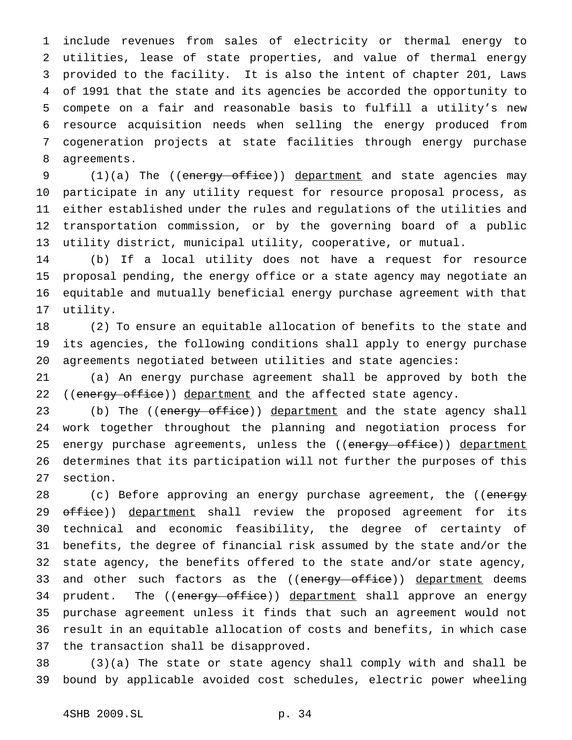include revenues from sales of electricity or thermal energy to utilities, lease of state properties, and value of thermal energy provided to the facility. It is also the intent of chapter 201, Laws of 1991 that the state and its agencies be accorded the opportunity to compete on a fair and reasonable basis to fulfill a utility's new resource acquisition needs when selling the energy produced from cogeneration projects at state facilities through energy purchase agreements.

(1)(a) The ((~~energy office~~)) department and state agencies may participate in any utility request for resource proposal process, as either established under the rules and regulations of the utilities and transportation commission, or by the governing board of a public utility district, municipal utility, cooperative, or mutual.

(b) If a local utility does not have a request for resource proposal pending, the energy office or a state agency may negotiate an equitable and mutually beneficial energy purchase agreement with that utility.

(2) To ensure an equitable allocation of benefits to the state and its agencies, the following conditions shall apply to energy purchase agreements negotiated between utilities and state agencies:

(a) An energy purchase agreement shall be approved by both the ((~~energy office~~)) department and the affected state agency.

(b) The ((~~energy office~~)) department and the state agency shall work together throughout the planning and negotiation process for energy purchase agreements, unless the ((~~energy office~~)) department determines that its participation will not further the purposes of this section.

(c) Before approving an energy purchase agreement, the ((~~energy office~~)) department shall review the proposed agreement for its technical and economic feasibility, the degree of certainty of benefits, the degree of financial risk assumed by the state and/or the state agency, the benefits offered to the state and/or state agency, and other such factors as the ((~~energy office~~)) department deems prudent. The ((~~energy office~~)) department shall approve an energy purchase agreement unless it finds that such an agreement would not result in an equitable allocation of costs and benefits, in which case the transaction shall be disapproved.

(3)(a) The state or state agency shall comply with and shall be bound by applicable avoided cost schedules, electric power wheeling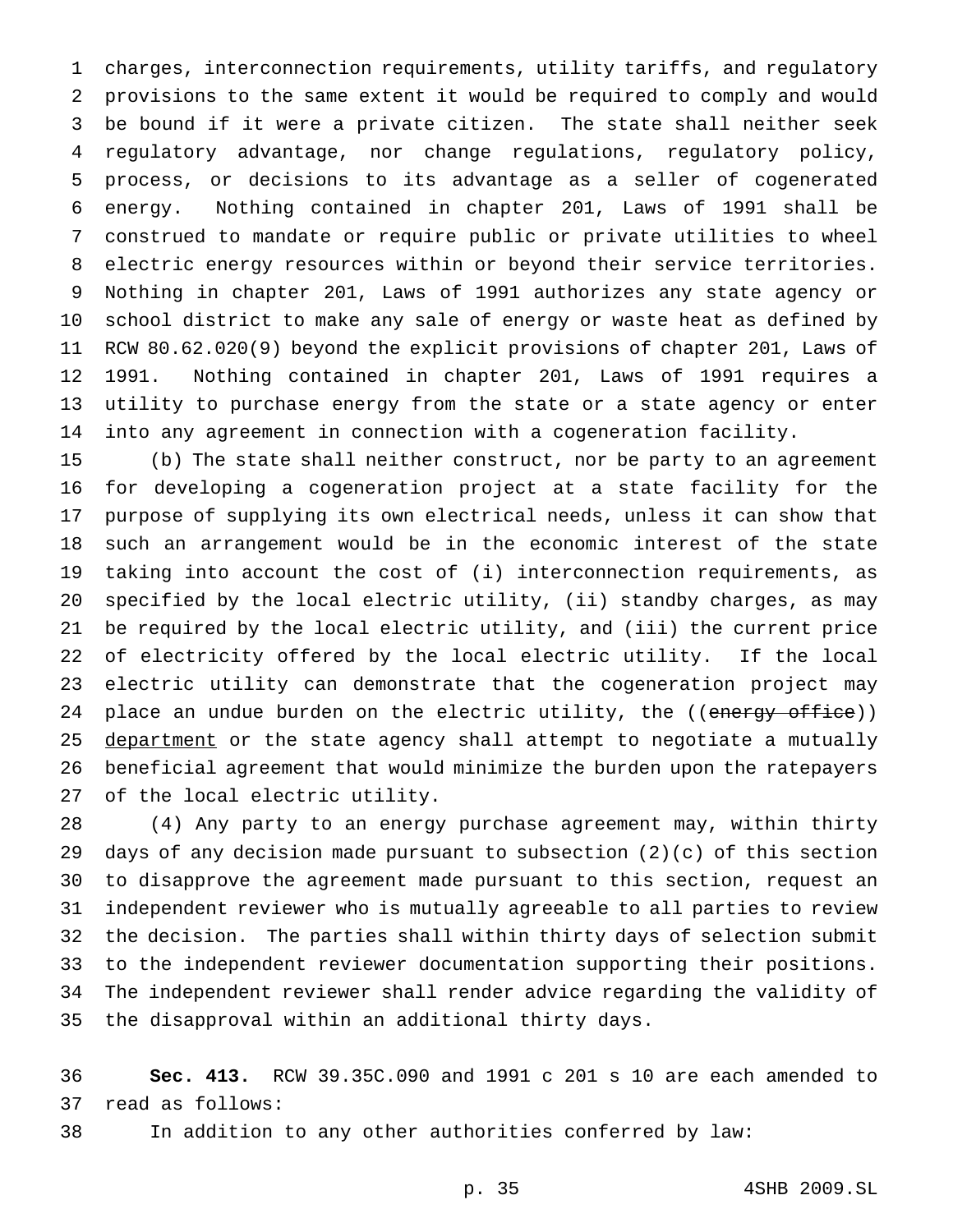charges, interconnection requirements, utility tariffs, and regulatory provisions to the same extent it would be required to comply and would be bound if it were a private citizen. The state shall neither seek regulatory advantage, nor change regulations, regulatory policy, process, or decisions to its advantage as a seller of cogenerated energy. Nothing contained in chapter 201, Laws of 1991 shall be construed to mandate or require public or private utilities to wheel electric energy resources within or beyond their service territories. Nothing in chapter 201, Laws of 1991 authorizes any state agency or school district to make any sale of energy or waste heat as defined by RCW 80.62.020(9) beyond the explicit provisions of chapter 201, Laws of 1991. Nothing contained in chapter 201, Laws of 1991 requires a utility to purchase energy from the state or a state agency or enter into any agreement in connection with a cogeneration facility.

(b) The state shall neither construct, nor be party to an agreement for developing a cogeneration project at a state facility for the purpose of supplying its own electrical needs, unless it can show that such an arrangement would be in the economic interest of the state taking into account the cost of (i) interconnection requirements, as specified by the local electric utility, (ii) standby charges, as may be required by the local electric utility, and (iii) the current price of electricity offered by the local electric utility. If the local electric utility can demonstrate that the cogeneration project may place an undue burden on the electric utility, the ((~~energy office~~)) <u>department</u> or the state agency shall attempt to negotiate a mutually beneficial agreement that would minimize the burden upon the ratepayers of the local electric utility.

(4) Any party to an energy purchase agreement may, within thirty days of any decision made pursuant to subsection (2)(c) of this section to disapprove the agreement made pursuant to this section, request an independent reviewer who is mutually agreeable to all parties to review the decision. The parties shall within thirty days of selection submit to the independent reviewer documentation supporting their positions. The independent reviewer shall render advice regarding the validity of the disapproval within an additional thirty days.

**Sec. 413.** RCW 39.35C.090 and 1991 c 201 s 10 are each amended to read as follows:

In addition to any other authorities conferred by law: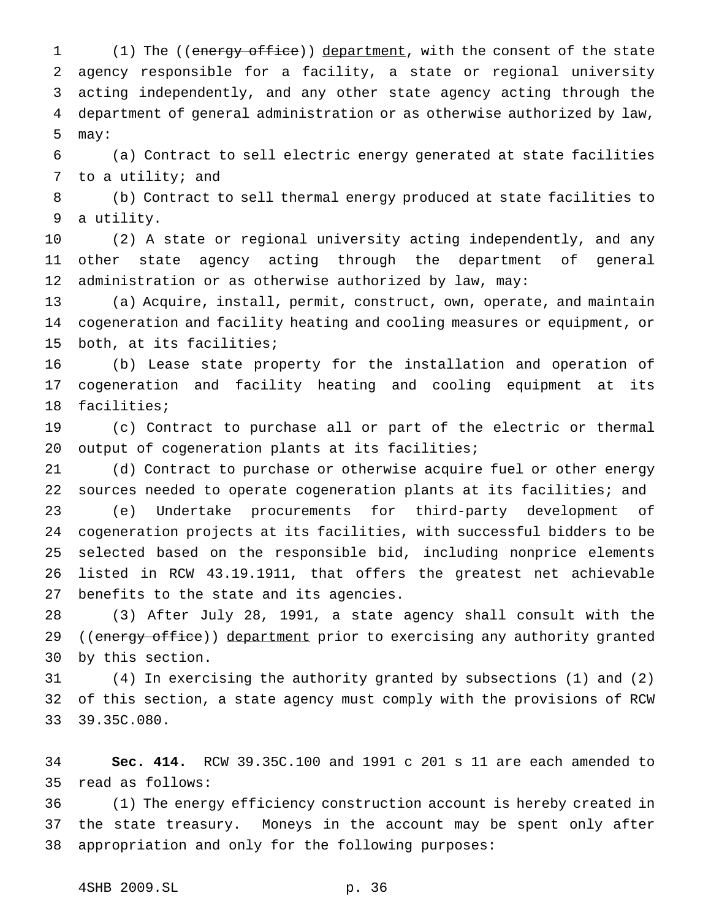(1) The ((~~energy office~~)) <u>department</u>, with the consent of the state agency responsible for a facility, a state or regional university acting independently, and any other state agency acting through the department of general administration or as otherwise authorized by law, may:

(a) Contract to sell electric energy generated at state facilities to a utility; and

(b) Contract to sell thermal energy produced at state facilities to a utility.

(2) A state or regional university acting independently, and any other state agency acting through the department of general administration or as otherwise authorized by law, may:

(a) Acquire, install, permit, construct, own, operate, and maintain cogeneration and facility heating and cooling measures or equipment, or both, at its facilities;

(b) Lease state property for the installation and operation of cogeneration and facility heating and cooling equipment at its facilities;

(c) Contract to purchase all or part of the electric or thermal output of cogeneration plants at its facilities;

(d) Contract to purchase or otherwise acquire fuel or other energy sources needed to operate cogeneration plants at its facilities; and

(e) Undertake procurements for third-party development of cogeneration projects at its facilities, with successful bidders to be selected based on the responsible bid, including nonprice elements listed in RCW 43.19.1911, that offers the greatest net achievable benefits to the state and its agencies.

(3) After July 28, 1991, a state agency shall consult with the ((~~energy office~~)) <u>department</u> prior to exercising any authority granted by this section.

(4) In exercising the authority granted by subsections (1) and (2) of this section, a state agency must comply with the provisions of RCW 39.35C.080.

**Sec. 414.** RCW 39.35C.100 and 1991 c 201 s 11 are each amended to read as follows:

(1) The energy efficiency construction account is hereby created in the state treasury. Moneys in the account may be spent only after appropriation and only for the following purposes: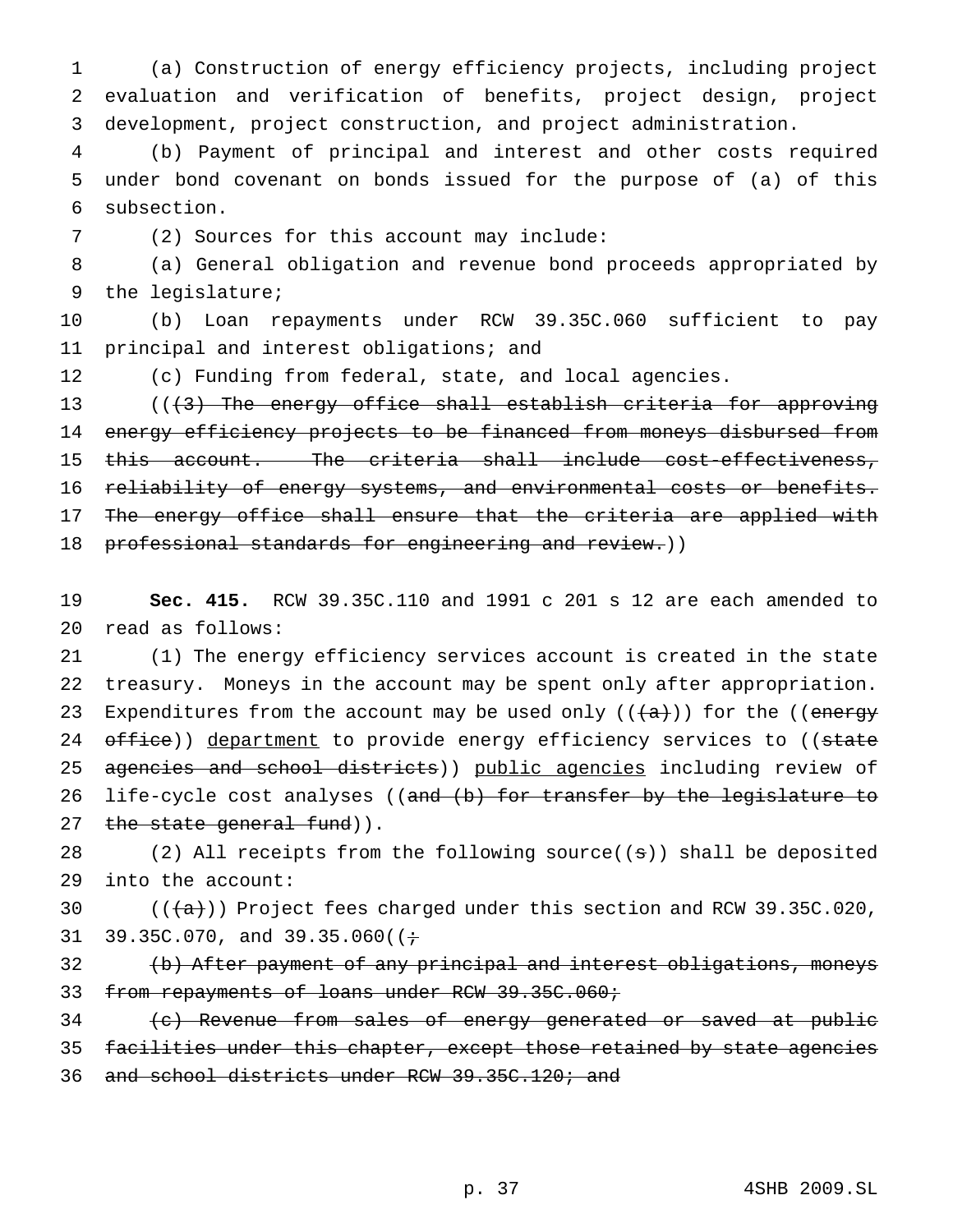(a) Construction of energy efficiency projects, including project evaluation and verification of benefits, project design, project development, project construction, and project administration.

(b) Payment of principal and interest and other costs required under bond covenant on bonds issued for the purpose of (a) of this subsection.

(2) Sources for this account may include:

(a) General obligation and revenue bond proceeds appropriated by the legislature;

(b) Loan repayments under RCW 39.35C.060 sufficient to pay principal and interest obligations; and

(c) Funding from federal, state, and local agencies.

~~((3) The energy office shall establish criteria for approving energy efficiency projects to be financed from moneys disbursed from this account. The criteria shall include cost-effectiveness, reliability of energy systems, and environmental costs or benefits. The energy office shall ensure that the criteria are applied with professional standards for engineering and review.))~~

**Sec. 415.** RCW 39.35C.110 and 1991 c 201 s 12 are each amended to read as follows:

(1) The energy efficiency services account is created in the state treasury. Moneys in the account may be spent only after appropriation. Expenditures from the account may be used only ((~~(a)~~)) for the ((~~energy office~~)) <u>department</u> to provide energy efficiency services to ((~~state agencies and school districts~~)) <u>public agencies</u> including review of life-cycle cost analyses ((~~and (b) for transfer by the legislature to the state general fund~~)).

(2) All receipts from the following source((~~s~~)) shall be deposited into the account:

((~~(a)~~)) Project fees charged under this section and RCW 39.35C.020, 39.35C.070, and 39.35.060((~~;~~

~~(b) After payment of any principal and interest obligations, moneys from repayments of loans under RCW 39.35C.060;~~

~~(c) Revenue from sales of energy generated or saved at public facilities under this chapter, except those retained by state agencies and school districts under RCW 39.35C.120; and~~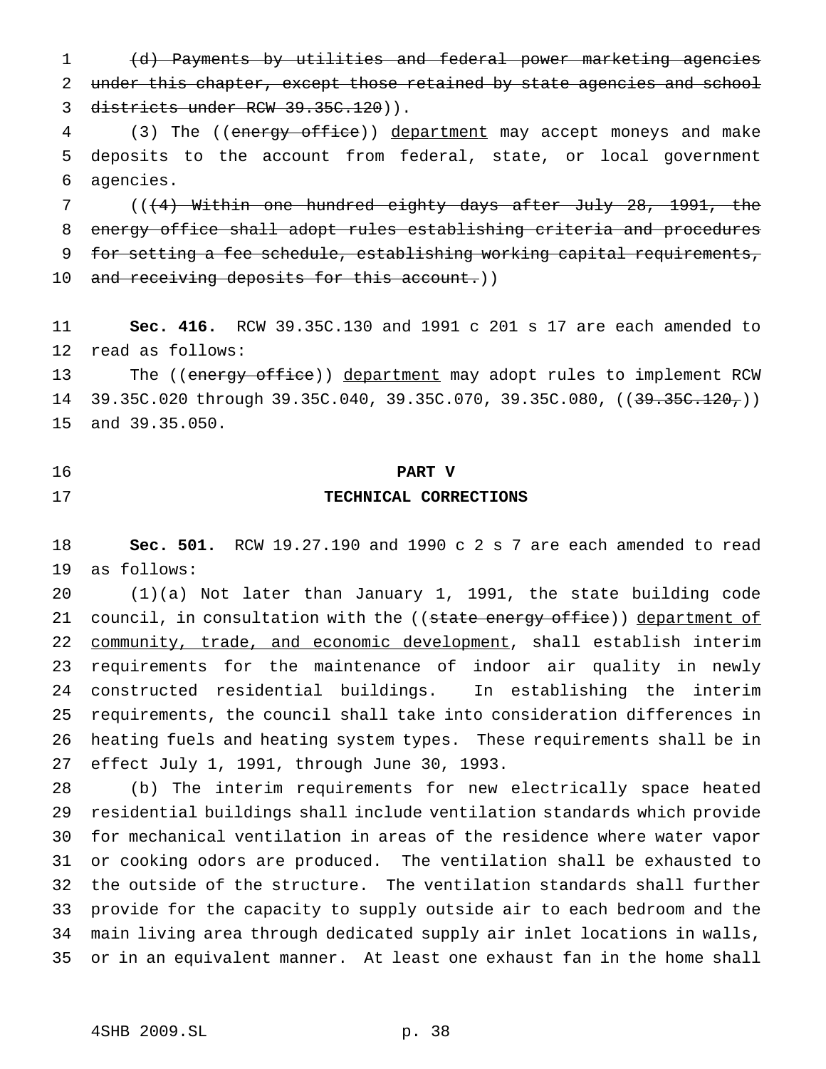~~(d) Payments by utilities and federal power marketing agencies under this chapter, except those retained by state agencies and school districts under RCW 39.35C.120~~)).

(3) The ((~~energy office~~)) department may accept moneys and make deposits to the account from federal, state, or local government agencies.

((~~(4) Within one hundred eighty days after July 28, 1991, the energy office shall adopt rules establishing criteria and procedures for setting a fee schedule, establishing working capital requirements, and receiving deposits for this account.~~))

**Sec. 416.** RCW 39.35C.130 and 1991 c 201 s 17 are each amended to read as follows:

The ((~~energy office~~)) department may adopt rules to implement RCW 39.35C.020 through 39.35C.040, 39.35C.070, 39.35C.080, ((~~39.35C.120,~~)) and 39.35.050.

## PART V
## TECHNICAL CORRECTIONS

**Sec. 501.** RCW 19.27.190 and 1990 c 2 s 7 are each amended to read as follows:

(1)(a) Not later than January 1, 1991, the state building code council, in consultation with the ((~~state energy office~~)) department of community, trade, and economic development, shall establish interim requirements for the maintenance of indoor air quality in newly constructed residential buildings. In establishing the interim requirements, the council shall take into consideration differences in heating fuels and heating system types. These requirements shall be in effect July 1, 1991, through June 30, 1993.

(b) The interim requirements for new electrically space heated residential buildings shall include ventilation standards which provide for mechanical ventilation in areas of the residence where water vapor or cooking odors are produced. The ventilation shall be exhausted to the outside of the structure. The ventilation standards shall further provide for the capacity to supply outside air to each bedroom and the main living area through dedicated supply air inlet locations in walls, or in an equivalent manner. At least one exhaust fan in the home shall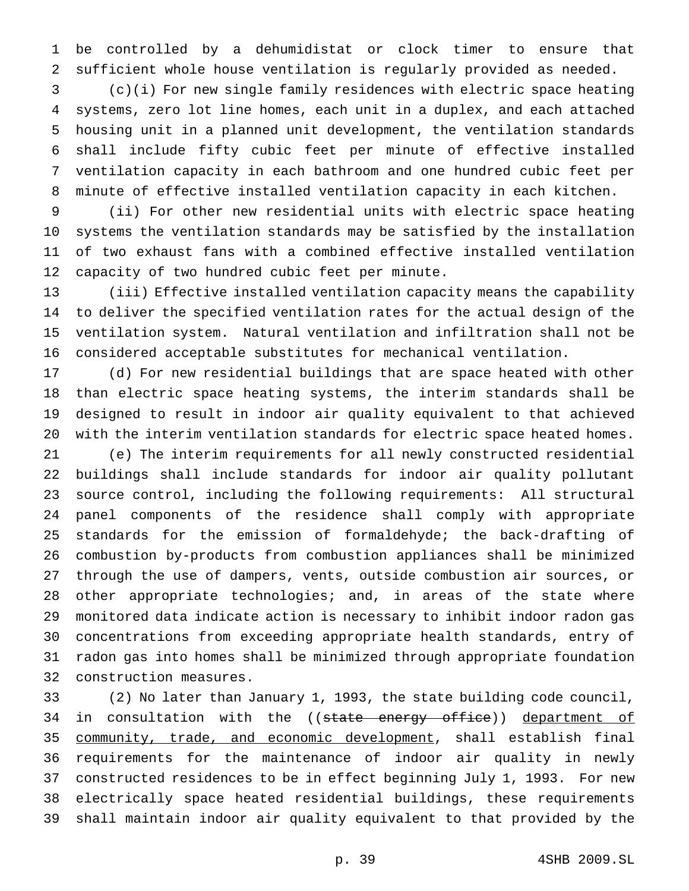be controlled by a dehumidistat or clock timer to ensure that sufficient whole house ventilation is regularly provided as needed.

(c)(i) For new single family residences with electric space heating systems, zero lot line homes, each unit in a duplex, and each attached housing unit in a planned unit development, the ventilation standards shall include fifty cubic feet per minute of effective installed ventilation capacity in each bathroom and one hundred cubic feet per minute of effective installed ventilation capacity in each kitchen.

(ii) For other new residential units with electric space heating systems the ventilation standards may be satisfied by the installation of two exhaust fans with a combined effective installed ventilation capacity of two hundred cubic feet per minute.

(iii) Effective installed ventilation capacity means the capability to deliver the specified ventilation rates for the actual design of the ventilation system. Natural ventilation and infiltration shall not be considered acceptable substitutes for mechanical ventilation.

(d) For new residential buildings that are space heated with other than electric space heating systems, the interim standards shall be designed to result in indoor air quality equivalent to that achieved with the interim ventilation standards for electric space heated homes.

(e) The interim requirements for all newly constructed residential buildings shall include standards for indoor air quality pollutant source control, including the following requirements: All structural panel components of the residence shall comply with appropriate standards for the emission of formaldehyde; the back-drafting of combustion by-products from combustion appliances shall be minimized through the use of dampers, vents, outside combustion air sources, or other appropriate technologies; and, in areas of the state where monitored data indicate action is necessary to inhibit indoor radon gas concentrations from exceeding appropriate health standards, entry of radon gas into homes shall be minimized through appropriate foundation construction measures.

(2) No later than January 1, 1993, the state building code council, in consultation with the ((~~state energy office~~)) <u>department of community, trade, and economic development</u>, shall establish final requirements for the maintenance of indoor air quality in newly constructed residences to be in effect beginning July 1, 1993. For new electrically space heated residential buildings, these requirements shall maintain indoor air quality equivalent to that provided by the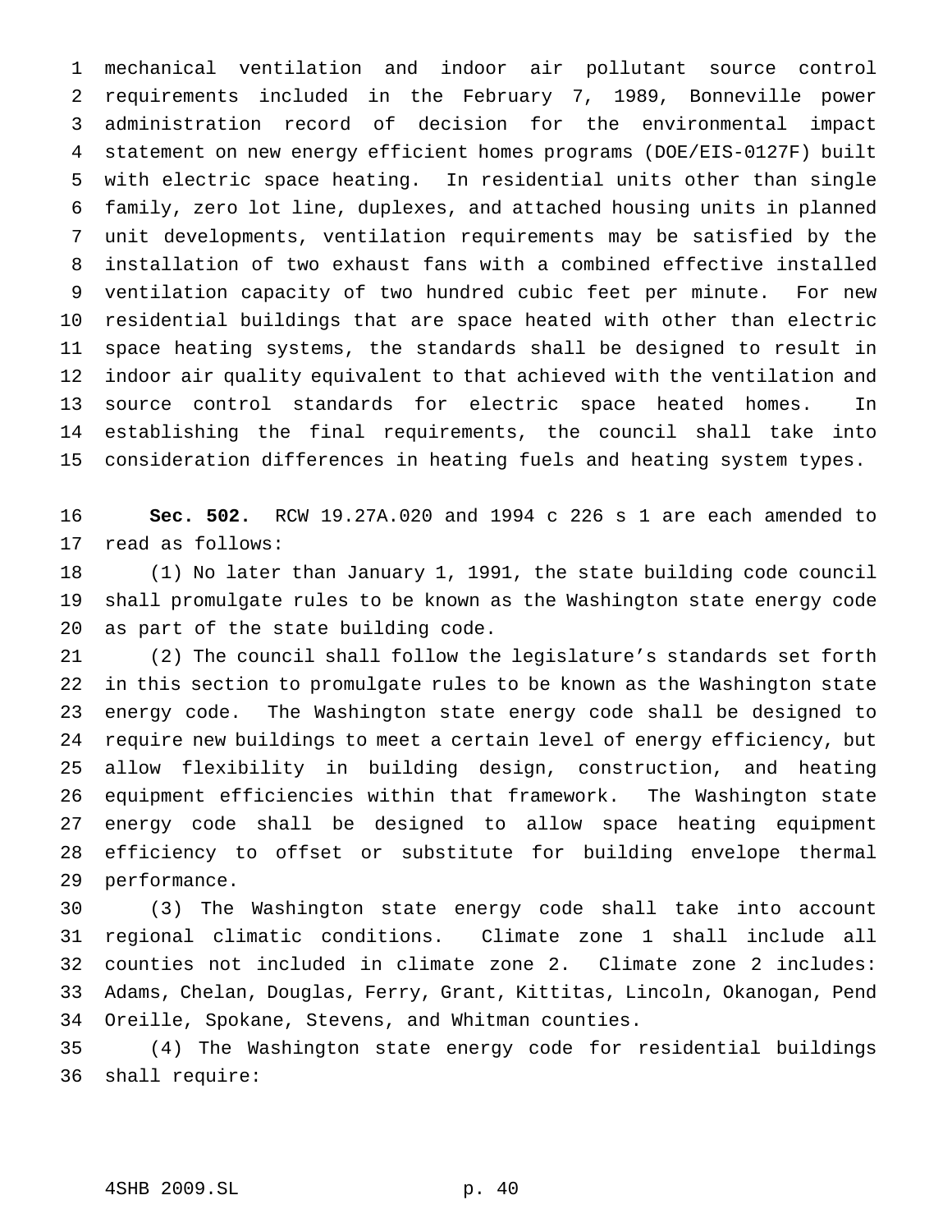mechanical ventilation and indoor air pollutant source control requirements included in the February 7, 1989, Bonneville power administration record of decision for the environmental impact statement on new energy efficient homes programs (DOE/EIS-0127F) built with electric space heating. In residential units other than single family, zero lot line, duplexes, and attached housing units in planned unit developments, ventilation requirements may be satisfied by the installation of two exhaust fans with a combined effective installed ventilation capacity of two hundred cubic feet per minute. For new residential buildings that are space heated with other than electric space heating systems, the standards shall be designed to result in indoor air quality equivalent to that achieved with the ventilation and source control standards for electric space heated homes. In establishing the final requirements, the council shall take into consideration differences in heating fuels and heating system types.

**Sec. 502.** RCW 19.27A.020 and 1994 c 226 s 1 are each amended to read as follows:

(1) No later than January 1, 1991, the state building code council shall promulgate rules to be known as the Washington state energy code as part of the state building code.

(2) The council shall follow the legislature's standards set forth in this section to promulgate rules to be known as the Washington state energy code. The Washington state energy code shall be designed to require new buildings to meet a certain level of energy efficiency, but allow flexibility in building design, construction, and heating equipment efficiencies within that framework. The Washington state energy code shall be designed to allow space heating equipment efficiency to offset or substitute for building envelope thermal performance.

(3) The Washington state energy code shall take into account regional climatic conditions. Climate zone 1 shall include all counties not included in climate zone 2. Climate zone 2 includes: Adams, Chelan, Douglas, Ferry, Grant, Kittitas, Lincoln, Okanogan, Pend Oreille, Spokane, Stevens, and Whitman counties.

(4) The Washington state energy code for residential buildings shall require: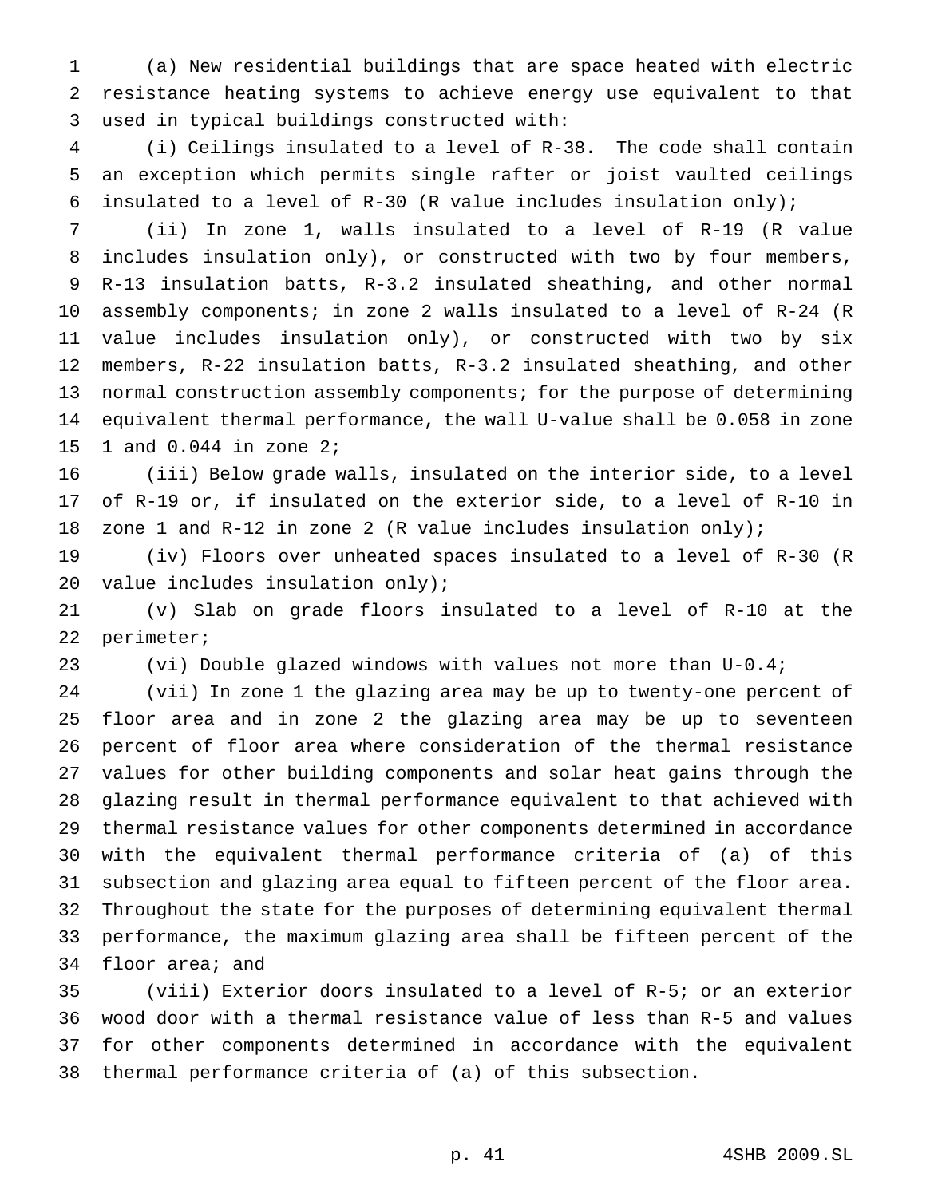(a) New residential buildings that are space heated with electric resistance heating systems to achieve energy use equivalent to that used in typical buildings constructed with:

(i) Ceilings insulated to a level of R-38. The code shall contain an exception which permits single rafter or joist vaulted ceilings insulated to a level of R-30 (R value includes insulation only);

(ii) In zone 1, walls insulated to a level of R-19 (R value includes insulation only), or constructed with two by four members, R-13 insulation batts, R-3.2 insulated sheathing, and other normal assembly components; in zone 2 walls insulated to a level of R-24 (R value includes insulation only), or constructed with two by six members, R-22 insulation batts, R-3.2 insulated sheathing, and other normal construction assembly components; for the purpose of determining equivalent thermal performance, the wall U-value shall be 0.058 in zone 1 and 0.044 in zone 2;

(iii) Below grade walls, insulated on the interior side, to a level of R-19 or, if insulated on the exterior side, to a level of R-10 in zone 1 and R-12 in zone 2 (R value includes insulation only);

(iv) Floors over unheated spaces insulated to a level of R-30 (R value includes insulation only);

(v) Slab on grade floors insulated to a level of R-10 at the perimeter;

(vi) Double glazed windows with values not more than U-0.4;

(vii) In zone 1 the glazing area may be up to twenty-one percent of floor area and in zone 2 the glazing area may be up to seventeen percent of floor area where consideration of the thermal resistance values for other building components and solar heat gains through the glazing result in thermal performance equivalent to that achieved with thermal resistance values for other components determined in accordance with the equivalent thermal performance criteria of (a) of this subsection and glazing area equal to fifteen percent of the floor area. Throughout the state for the purposes of determining equivalent thermal performance, the maximum glazing area shall be fifteen percent of the floor area; and

(viii) Exterior doors insulated to a level of R-5; or an exterior wood door with a thermal resistance value of less than R-5 and values for other components determined in accordance with the equivalent thermal performance criteria of (a) of this subsection.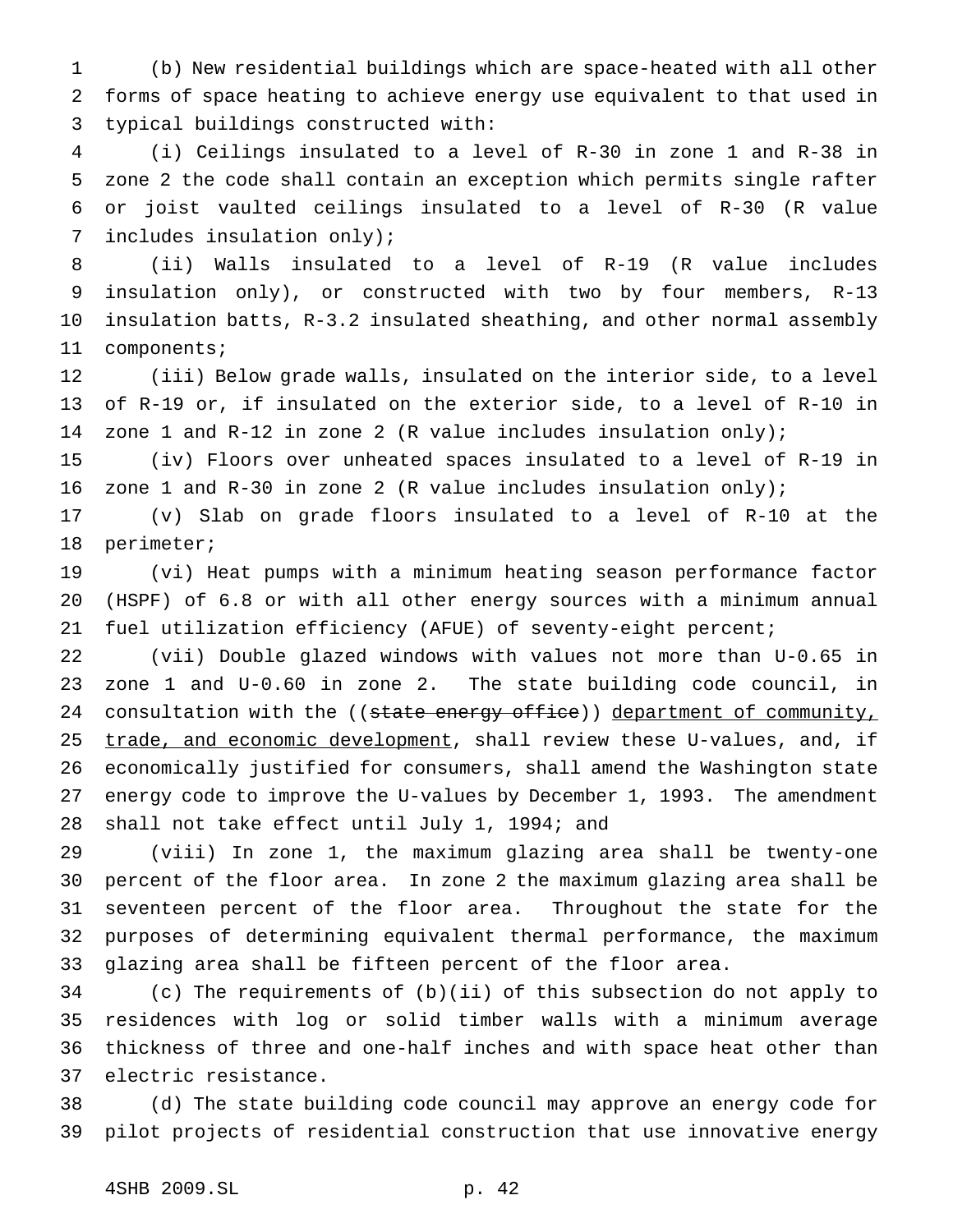(b) New residential buildings which are space-heated with all other forms of space heating to achieve energy use equivalent to that used in typical buildings constructed with:

(i) Ceilings insulated to a level of R-30 in zone 1 and R-38 in zone 2 the code shall contain an exception which permits single rafter or joist vaulted ceilings insulated to a level of R-30 (R value includes insulation only);

(ii) Walls insulated to a level of R-19 (R value includes insulation only), or constructed with two by four members, R-13 insulation batts, R-3.2 insulated sheathing, and other normal assembly components;

(iii) Below grade walls, insulated on the interior side, to a level of R-19 or, if insulated on the exterior side, to a level of R-10 in zone 1 and R-12 in zone 2 (R value includes insulation only);

(iv) Floors over unheated spaces insulated to a level of R-19 in zone 1 and R-30 in zone 2 (R value includes insulation only);

(v) Slab on grade floors insulated to a level of R-10 at the perimeter;

(vi) Heat pumps with a minimum heating season performance factor (HSPF) of 6.8 or with all other energy sources with a minimum annual fuel utilization efficiency (AFUE) of seventy-eight percent;

(vii) Double glazed windows with values not more than U-0.65 in zone 1 and U-0.60 in zone 2. The state building code council, in consultation with the ((~~state energy office~~)) <u>department of community, trade, and economic development</u>, shall review these U-values, and, if economically justified for consumers, shall amend the Washington state energy code to improve the U-values by December 1, 1993. The amendment shall not take effect until July 1, 1994; and

(viii) In zone 1, the maximum glazing area shall be twenty-one percent of the floor area. In zone 2 the maximum glazing area shall be seventeen percent of the floor area. Throughout the state for the purposes of determining equivalent thermal performance, the maximum glazing area shall be fifteen percent of the floor area.

(c) The requirements of (b)(ii) of this subsection do not apply to residences with log or solid timber walls with a minimum average thickness of three and one-half inches and with space heat other than electric resistance.

(d) The state building code council may approve an energy code for pilot projects of residential construction that use innovative energy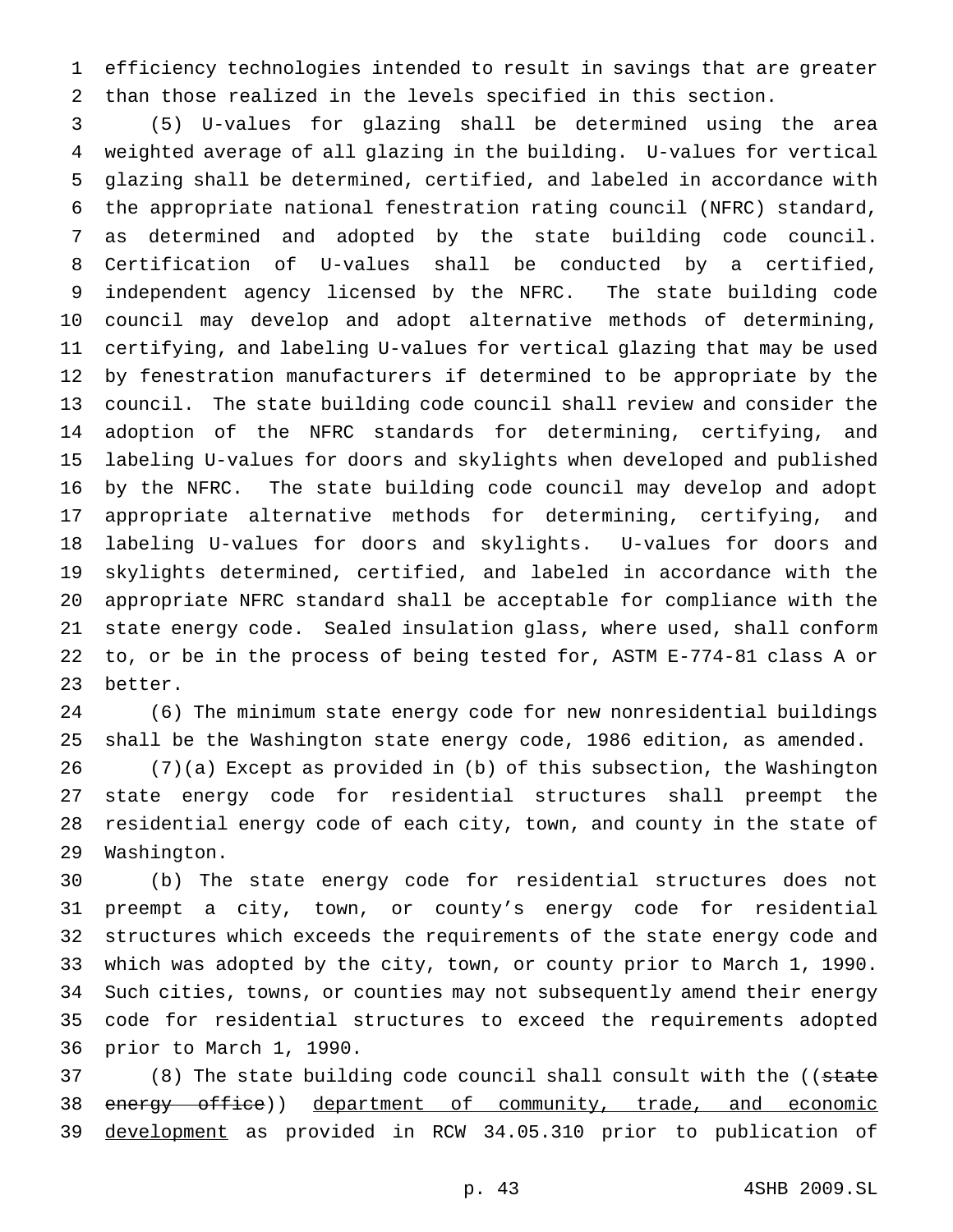efficiency technologies intended to result in savings that are greater than those realized in the levels specified in this section.

(5) U-values for glazing shall be determined using the area weighted average of all glazing in the building. U-values for vertical glazing shall be determined, certified, and labeled in accordance with the appropriate national fenestration rating council (NFRC) standard, as determined and adopted by the state building code council. Certification of U-values shall be conducted by a certified, independent agency licensed by the NFRC. The state building code council may develop and adopt alternative methods of determining, certifying, and labeling U-values for vertical glazing that may be used by fenestration manufacturers if determined to be appropriate by the council. The state building code council shall review and consider the adoption of the NFRC standards for determining, certifying, and labeling U-values for doors and skylights when developed and published by the NFRC. The state building code council may develop and adopt appropriate alternative methods for determining, certifying, and labeling U-values for doors and skylights. U-values for doors and skylights determined, certified, and labeled in accordance with the appropriate NFRC standard shall be acceptable for compliance with the state energy code. Sealed insulation glass, where used, shall conform to, or be in the process of being tested for, ASTM E-774-81 class A or better.

(6) The minimum state energy code for new nonresidential buildings shall be the Washington state energy code, 1986 edition, as amended.

(7)(a) Except as provided in (b) of this subsection, the Washington state energy code for residential structures shall preempt the residential energy code of each city, town, and county in the state of Washington.

(b) The state energy code for residential structures does not preempt a city, town, or county's energy code for residential structures which exceeds the requirements of the state energy code and which was adopted by the city, town, or county prior to March 1, 1990. Such cities, towns, or counties may not subsequently amend their energy code for residential structures to exceed the requirements adopted prior to March 1, 1990.

(8) The state building code council shall consult with the ((~~state energy office~~)) <u>department of community, trade, and economic development</u> as provided in RCW 34.05.310 prior to publication of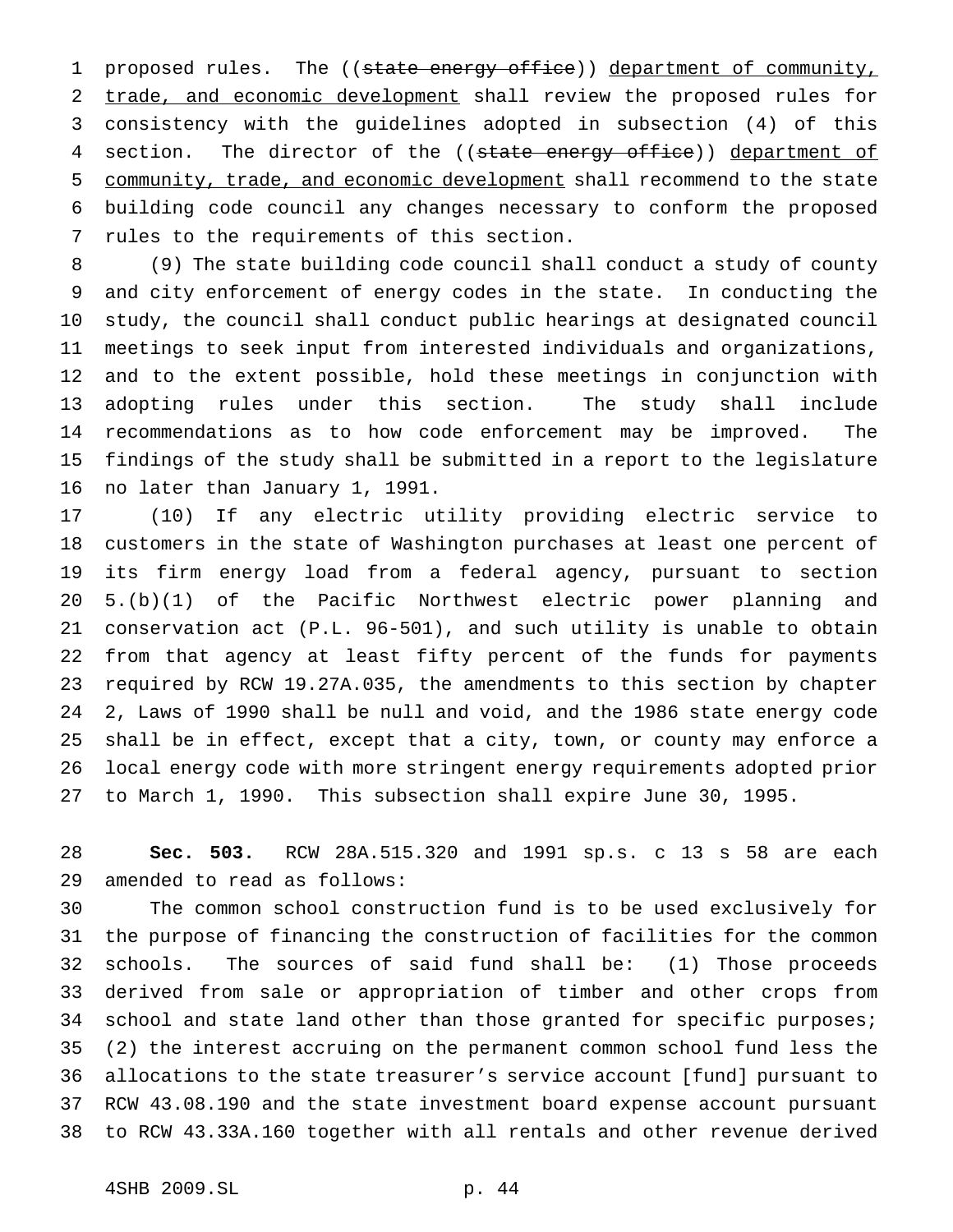proposed rules. The ((~~state energy office~~)) <u>department of community, trade, and economic development</u> shall review the proposed rules for consistency with the guidelines adopted in subsection (4) of this section. The director of the ((~~state energy office~~)) <u>department of community, trade, and economic development</u> shall recommend to the state building code council any changes necessary to conform the proposed rules to the requirements of this section.

(9) The state building code council shall conduct a study of county and city enforcement of energy codes in the state. In conducting the study, the council shall conduct public hearings at designated council meetings to seek input from interested individuals and organizations, and to the extent possible, hold these meetings in conjunction with adopting rules under this section. The study shall include recommendations as to how code enforcement may be improved. The findings of the study shall be submitted in a report to the legislature no later than January 1, 1991.

(10) If any electric utility providing electric service to customers in the state of Washington purchases at least one percent of its firm energy load from a federal agency, pursuant to section 5.(b)(1) of the Pacific Northwest electric power planning and conservation act (P.L. 96-501), and such utility is unable to obtain from that agency at least fifty percent of the funds for payments required by RCW 19.27A.035, the amendments to this section by chapter 2, Laws of 1990 shall be null and void, and the 1986 state energy code shall be in effect, except that a city, town, or county may enforce a local energy code with more stringent energy requirements adopted prior to March 1, 1990. This subsection shall expire June 30, 1995.

**Sec. 503.** RCW 28A.515.320 and 1991 sp.s. c 13 s 58 are each amended to read as follows:

The common school construction fund is to be used exclusively for the purpose of financing the construction of facilities for the common schools. The sources of said fund shall be: (1) Those proceeds derived from sale or appropriation of timber and other crops from school and state land other than those granted for specific purposes; (2) the interest accruing on the permanent common school fund less the allocations to the state treasurer's service account [fund] pursuant to RCW 43.08.190 and the state investment board expense account pursuant to RCW 43.33A.160 together with all rentals and other revenue derived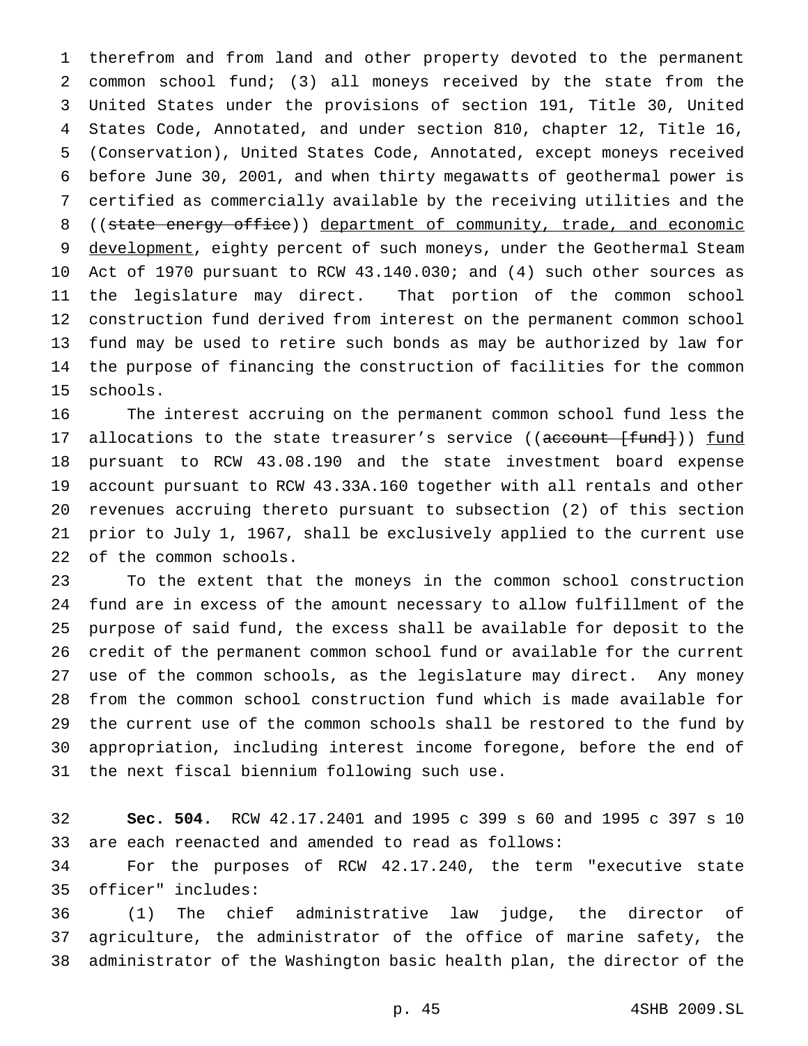therefrom and from land and other property devoted to the permanent common school fund; (3) all moneys received by the state from the United States under the provisions of section 191, Title 30, United States Code, Annotated, and under section 810, chapter 12, Title 16, (Conservation), United States Code, Annotated, except moneys received before June 30, 2001, and when thirty megawatts of geothermal power is certified as commercially available by the receiving utilities and the ((~~state energy office~~)) department of community, trade, and economic development, eighty percent of such moneys, under the Geothermal Steam Act of 1970 pursuant to RCW 43.140.030; and (4) such other sources as the legislature may direct. That portion of the common school construction fund derived from interest on the permanent common school fund may be used to retire such bonds as may be authorized by law for the purpose of financing the construction of facilities for the common schools.

The interest accruing on the permanent common school fund less the allocations to the state treasurer's service ((~~account [fund]~~)) fund pursuant to RCW 43.08.190 and the state investment board expense account pursuant to RCW 43.33A.160 together with all rentals and other revenues accruing thereto pursuant to subsection (2) of this section prior to July 1, 1967, shall be exclusively applied to the current use of the common schools.

To the extent that the moneys in the common school construction fund are in excess of the amount necessary to allow fulfillment of the purpose of said fund, the excess shall be available for deposit to the credit of the permanent common school fund or available for the current use of the common schools, as the legislature may direct. Any money from the common school construction fund which is made available for the current use of the common schools shall be restored to the fund by appropriation, including interest income foregone, before the end of the next fiscal biennium following such use.

**Sec. 504.** RCW 42.17.2401 and 1995 c 399 s 60 and 1995 c 397 s 10 are each reenacted and amended to read as follows:

For the purposes of RCW 42.17.240, the term "executive state officer" includes:

(1) The chief administrative law judge, the director of agriculture, the administrator of the office of marine safety, the administrator of the Washington basic health plan, the director of the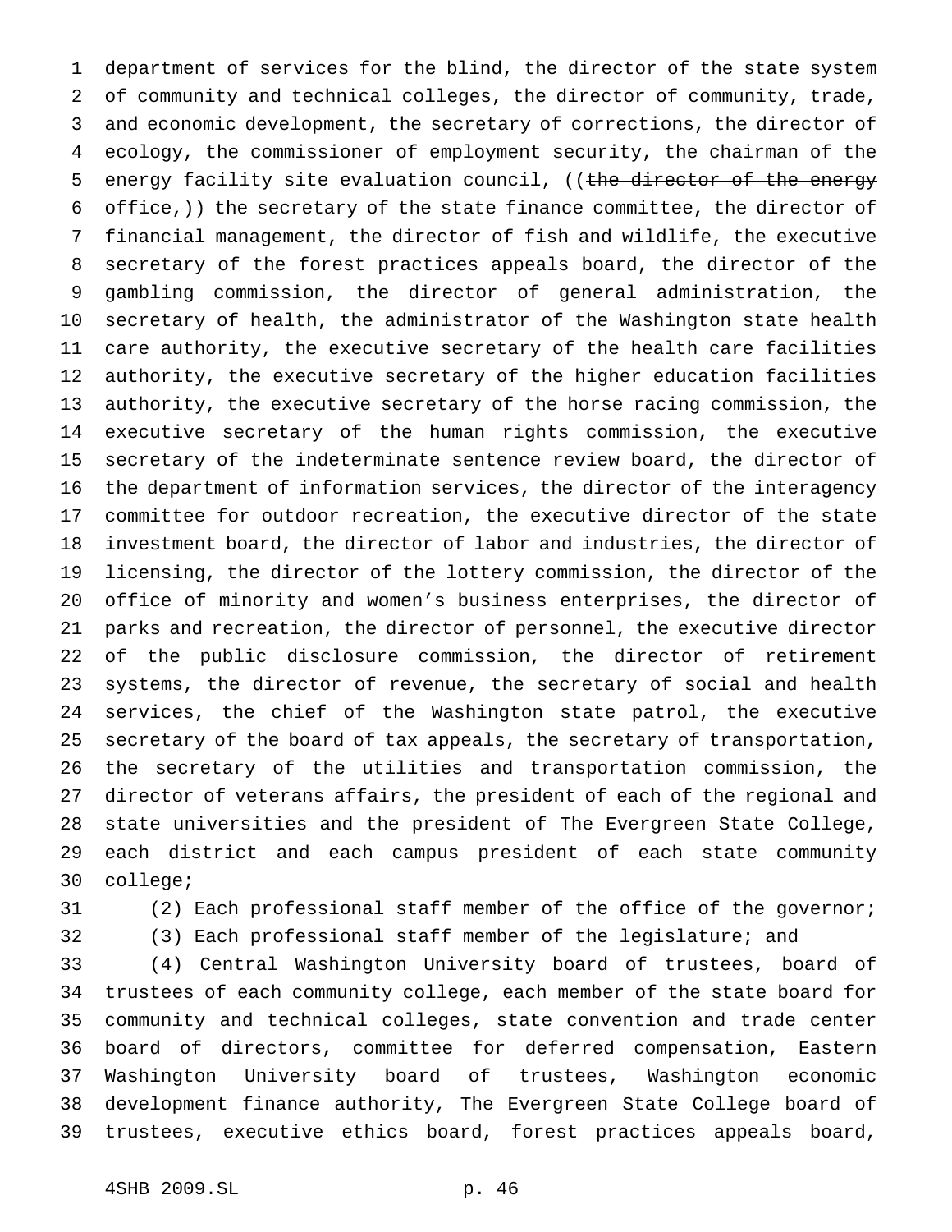department of services for the blind, the director of the state system of community and technical colleges, the director of community, trade, and economic development, the secretary of corrections, the director of ecology, the commissioner of employment security, the chairman of the energy facility site evaluation council, ((~~the director of the energy office,~~)) the secretary of the state finance committee, the director of financial management, the director of fish and wildlife, the executive secretary of the forest practices appeals board, the director of the gambling commission, the director of general administration, the secretary of health, the administrator of the Washington state health care authority, the executive secretary of the health care facilities authority, the executive secretary of the higher education facilities authority, the executive secretary of the horse racing commission, the executive secretary of the human rights commission, the executive secretary of the indeterminate sentence review board, the director of the department of information services, the director of the interagency committee for outdoor recreation, the executive director of the state investment board, the director of labor and industries, the director of licensing, the director of the lottery commission, the director of the office of minority and women's business enterprises, the director of parks and recreation, the director of personnel, the executive director of the public disclosure commission, the director of retirement systems, the director of revenue, the secretary of social and health services, the chief of the Washington state patrol, the executive secretary of the board of tax appeals, the secretary of transportation, the secretary of the utilities and transportation commission, the director of veterans affairs, the president of each of the regional and state universities and the president of The Evergreen State College, each district and each campus president of each state community college;

(2) Each professional staff member of the office of the governor;

(3) Each professional staff member of the legislature; and

(4) Central Washington University board of trustees, board of trustees of each community college, each member of the state board for community and technical colleges, state convention and trade center board of directors, committee for deferred compensation, Eastern Washington University board of trustees, Washington economic development finance authority, The Evergreen State College board of trustees, executive ethics board, forest practices appeals board,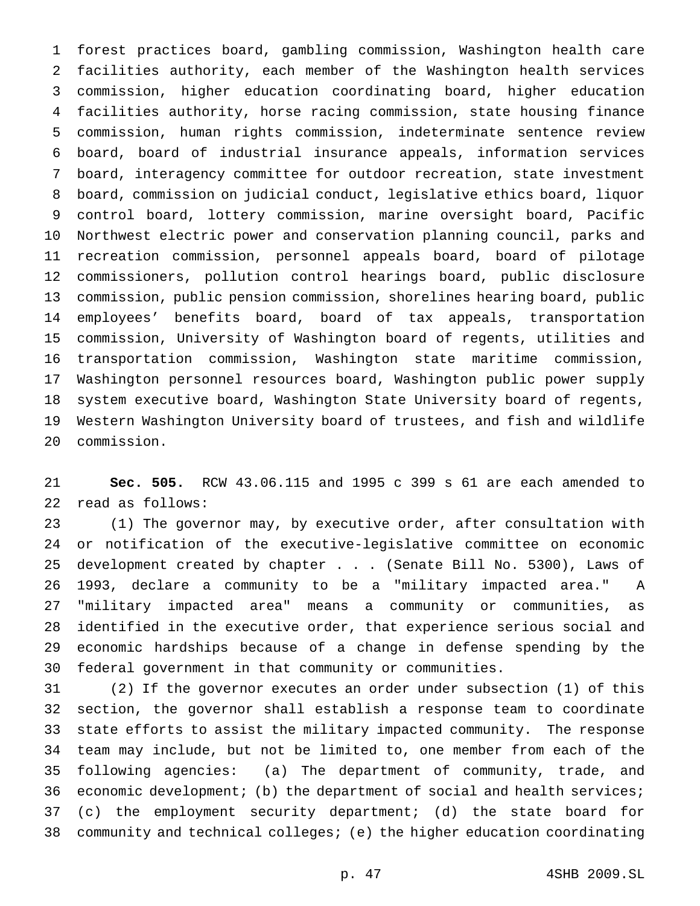forest practices board, gambling commission, Washington health care facilities authority, each member of the Washington health services commission, higher education coordinating board, higher education facilities authority, horse racing commission, state housing finance commission, human rights commission, indeterminate sentence review board, board of industrial insurance appeals, information services board, interagency committee for outdoor recreation, state investment board, commission on judicial conduct, legislative ethics board, liquor control board, lottery commission, marine oversight board, Pacific Northwest electric power and conservation planning council, parks and recreation commission, personnel appeals board, board of pilotage commissioners, pollution control hearings board, public disclosure commission, public pension commission, shorelines hearing board, public employees' benefits board, board of tax appeals, transportation commission, University of Washington board of regents, utilities and transportation commission, Washington state maritime commission, Washington personnel resources board, Washington public power supply system executive board, Washington State University board of regents, Western Washington University board of trustees, and fish and wildlife commission.

**Sec. 505.** RCW 43.06.115 and 1995 c 399 s 61 are each amended to read as follows:

(1) The governor may, by executive order, after consultation with or notification of the executive-legislative committee on economic development created by chapter . . . (Senate Bill No. 5300), Laws of 1993, declare a community to be a "military impacted area." A "military impacted area" means a community or communities, as identified in the executive order, that experience serious social and economic hardships because of a change in defense spending by the federal government in that community or communities.

(2) If the governor executes an order under subsection (1) of this section, the governor shall establish a response team to coordinate state efforts to assist the military impacted community. The response team may include, but not be limited to, one member from each of the following agencies: (a) The department of community, trade, and economic development; (b) the department of social and health services; (c) the employment security department; (d) the state board for community and technical colleges; (e) the higher education coordinating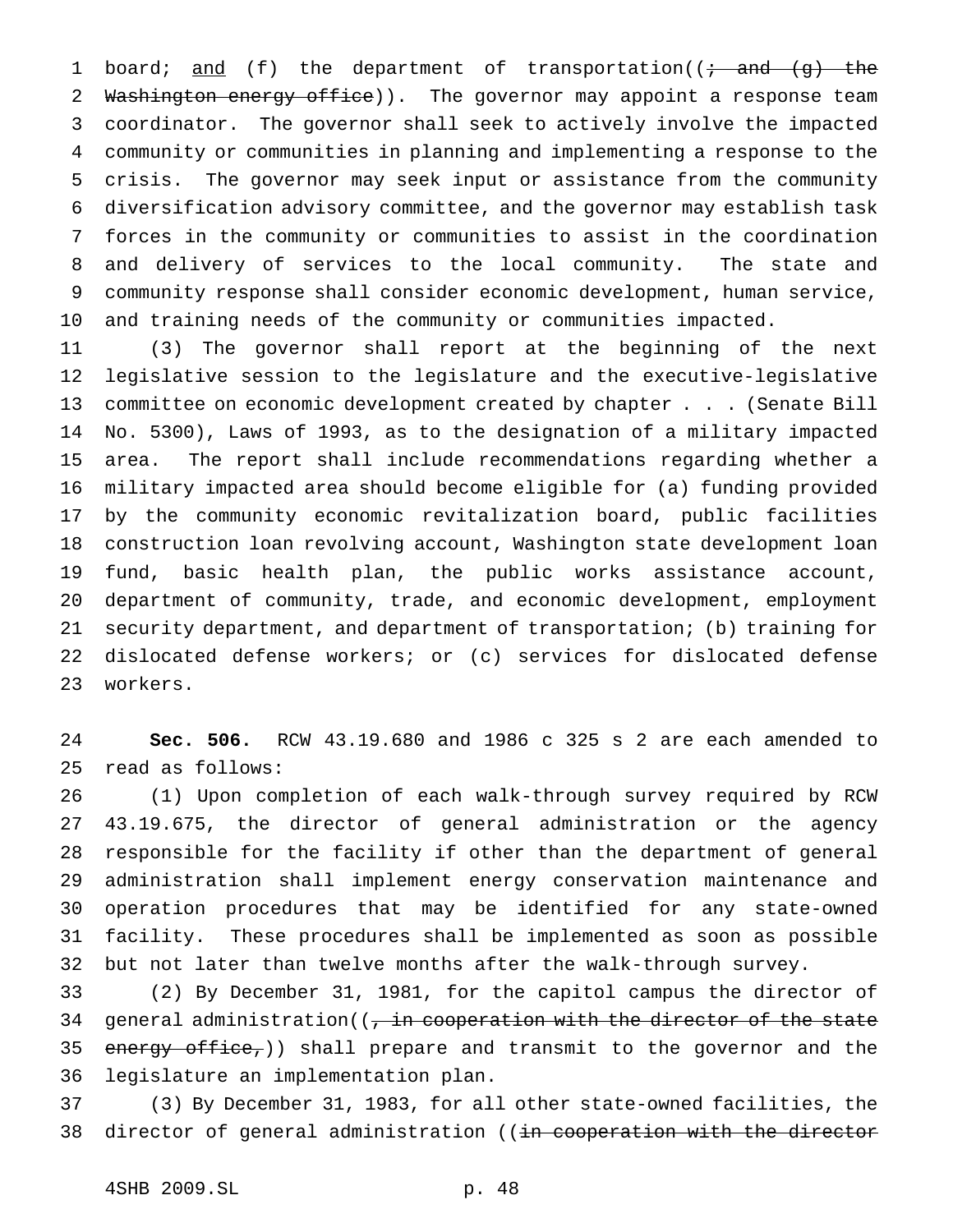board; <u>and</u> (f) the department of transportation((~~; and (g) the Washington energy office~~)). The governor may appoint a response team coordinator. The governor shall seek to actively involve the impacted community or communities in planning and implementing a response to the crisis. The governor may seek input or assistance from the community diversification advisory committee, and the governor may establish task forces in the community or communities to assist in the coordination and delivery of services to the local community. The state and community response shall consider economic development, human service, and training needs of the community or communities impacted.

(3) The governor shall report at the beginning of the next legislative session to the legislature and the executive-legislative committee on economic development created by chapter . . . (Senate Bill No. 5300), Laws of 1993, as to the designation of a military impacted area. The report shall include recommendations regarding whether a military impacted area should become eligible for (a) funding provided by the community economic revitalization board, public facilities construction loan revolving account, Washington state development loan fund, basic health plan, the public works assistance account, department of community, trade, and economic development, employment security department, and department of transportation; (b) training for dislocated defense workers; or (c) services for dislocated defense workers.

**Sec. 506.** RCW 43.19.680 and 1986 c 325 s 2 are each amended to read as follows:

(1) Upon completion of each walk-through survey required by RCW 43.19.675, the director of general administration or the agency responsible for the facility if other than the department of general administration shall implement energy conservation maintenance and operation procedures that may be identified for any state-owned facility. These procedures shall be implemented as soon as possible but not later than twelve months after the walk-through survey.

(2) By December 31, 1981, for the capitol campus the director of general administration((~~, in cooperation with the director of the state energy office,~~)) shall prepare and transmit to the governor and the legislature an implementation plan.

(3) By December 31, 1983, for all other state-owned facilities, the director of general administration ((~~in cooperation with the director~~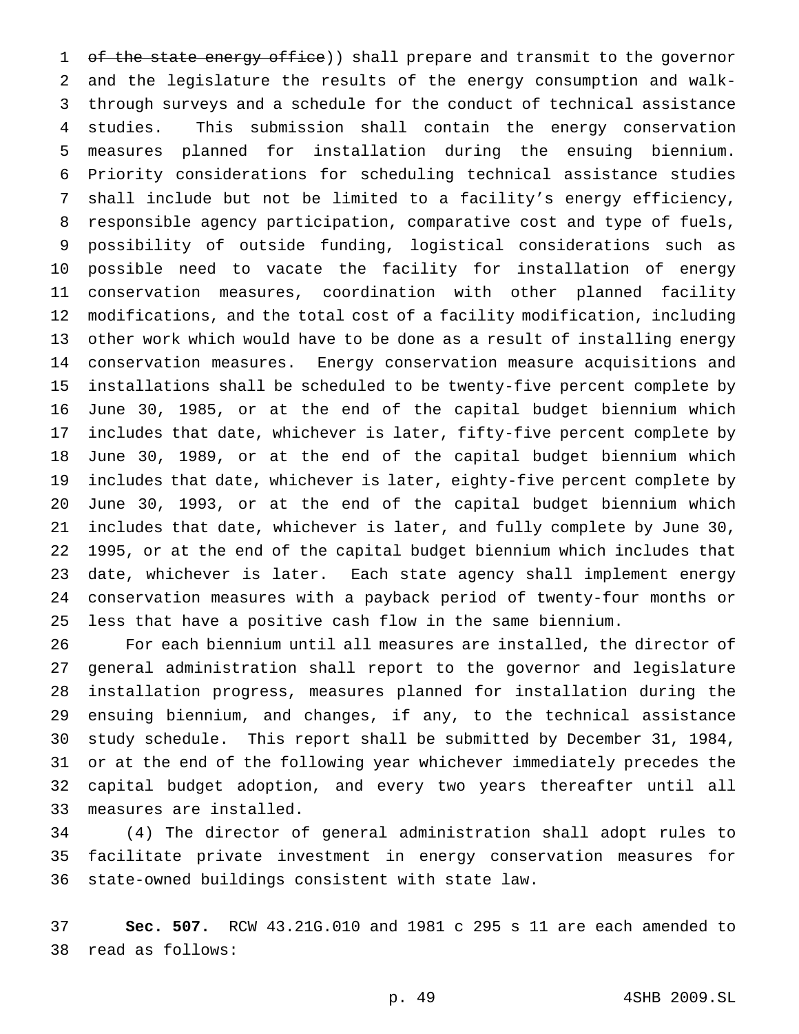~~of the state energy office~~)) shall prepare and transmit to the governor and the legislature the results of the energy consumption and walk-through surveys and a schedule for the conduct of technical assistance studies. This submission shall contain the energy conservation measures planned for installation during the ensuing biennium. Priority considerations for scheduling technical assistance studies shall include but not be limited to a facility's energy efficiency, responsible agency participation, comparative cost and type of fuels, possibility of outside funding, logistical considerations such as possible need to vacate the facility for installation of energy conservation measures, coordination with other planned facility modifications, and the total cost of a facility modification, including other work which would have to be done as a result of installing energy conservation measures. Energy conservation measure acquisitions and installations shall be scheduled to be twenty-five percent complete by June 30, 1985, or at the end of the capital budget biennium which includes that date, whichever is later, fifty-five percent complete by June 30, 1989, or at the end of the capital budget biennium which includes that date, whichever is later, eighty-five percent complete by June 30, 1993, or at the end of the capital budget biennium which includes that date, whichever is later, and fully complete by June 30, 1995, or at the end of the capital budget biennium which includes that date, whichever is later. Each state agency shall implement energy conservation measures with a payback period of twenty-four months or less that have a positive cash flow in the same biennium.

For each biennium until all measures are installed, the director of general administration shall report to the governor and legislature installation progress, measures planned for installation during the ensuing biennium, and changes, if any, to the technical assistance study schedule. This report shall be submitted by December 31, 1984, or at the end of the following year whichever immediately precedes the capital budget adoption, and every two years thereafter until all measures are installed.

(4) The director of general administration shall adopt rules to facilitate private investment in energy conservation measures for state-owned buildings consistent with state law.

**Sec. 507.** RCW 43.21G.010 and 1981 c 295 s 11 are each amended to read as follows: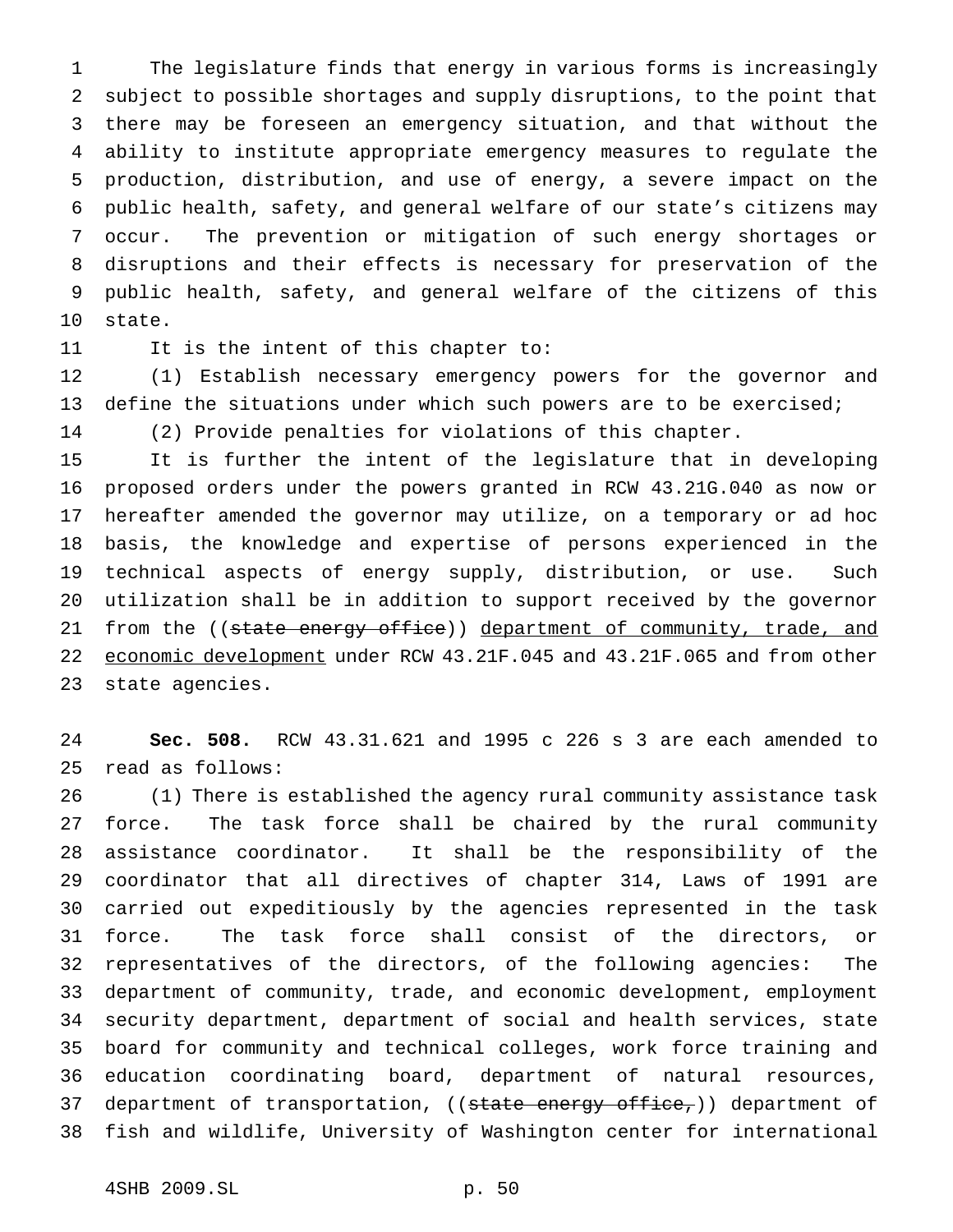The legislature finds that energy in various forms is increasingly subject to possible shortages and supply disruptions, to the point that there may be foreseen an emergency situation, and that without the ability to institute appropriate emergency measures to regulate the production, distribution, and use of energy, a severe impact on the public health, safety, and general welfare of our state's citizens may occur. The prevention or mitigation of such energy shortages or disruptions and their effects is necessary for preservation of the public health, safety, and general welfare of the citizens of this state.

It is the intent of this chapter to:

(1) Establish necessary emergency powers for the governor and define the situations under which such powers are to be exercised;

(2) Provide penalties for violations of this chapter.

It is further the intent of the legislature that in developing proposed orders under the powers granted in RCW 43.21G.040 as now or hereafter amended the governor may utilize, on a temporary or ad hoc basis, the knowledge and expertise of persons experienced in the technical aspects of energy supply, distribution, or use. Such utilization shall be in addition to support received by the governor from the ((~~state energy office~~)) <u>department of community, trade, and economic development</u> under RCW 43.21F.045 and 43.21F.065 and from other state agencies.

**Sec. 508.** RCW 43.31.621 and 1995 c 226 s 3 are each amended to read as follows:

(1) There is established the agency rural community assistance task force. The task force shall be chaired by the rural community assistance coordinator. It shall be the responsibility of the coordinator that all directives of chapter 314, Laws of 1991 are carried out expeditiously by the agencies represented in the task force. The task force shall consist of the directors, or representatives of the directors, of the following agencies: The department of community, trade, and economic development, employment security department, department of social and health services, state board for community and technical colleges, work force training and education coordinating board, department of natural resources, department of transportation, ((~~state energy office,~~)) department of fish and wildlife, University of Washington center for international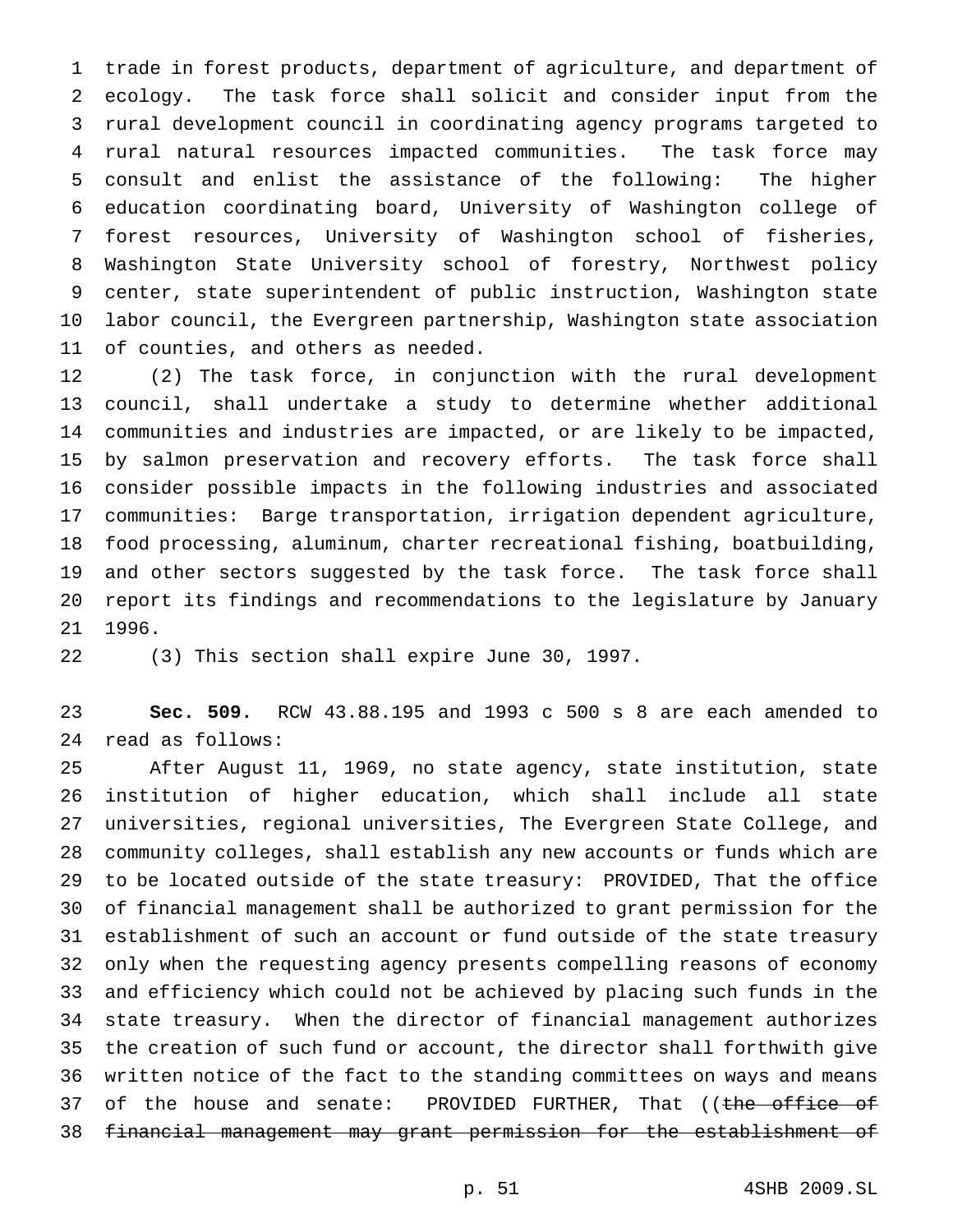trade in forest products, department of agriculture, and department of ecology. The task force shall solicit and consider input from the rural development council in coordinating agency programs targeted to rural natural resources impacted communities. The task force may consult and enlist the assistance of the following: The higher education coordinating board, University of Washington college of forest resources, University of Washington school of fisheries, Washington State University school of forestry, Northwest policy center, state superintendent of public instruction, Washington state labor council, the Evergreen partnership, Washington state association of counties, and others as needed.

(2) The task force, in conjunction with the rural development council, shall undertake a study to determine whether additional communities and industries are impacted, or are likely to be impacted, by salmon preservation and recovery efforts. The task force shall consider possible impacts in the following industries and associated communities: Barge transportation, irrigation dependent agriculture, food processing, aluminum, charter recreational fishing, boatbuilding, and other sectors suggested by the task force. The task force shall report its findings and recommendations to the legislature by January 1996.

(3) This section shall expire June 30, 1997.

**Sec. 509.** RCW 43.88.195 and 1993 c 500 s 8 are each amended to read as follows:

After August 11, 1969, no state agency, state institution, state institution of higher education, which shall include all state universities, regional universities, The Evergreen State College, and community colleges, shall establish any new accounts or funds which are to be located outside of the state treasury: PROVIDED, That the office of financial management shall be authorized to grant permission for the establishment of such an account or fund outside of the state treasury only when the requesting agency presents compelling reasons of economy and efficiency which could not be achieved by placing such funds in the state treasury. When the director of financial management authorizes the creation of such fund or account, the director shall forthwith give written notice of the fact to the standing committees on ways and means of the house and senate: PROVIDED FURTHER, That ((~~the office of financial management may grant permission for the establishment of~~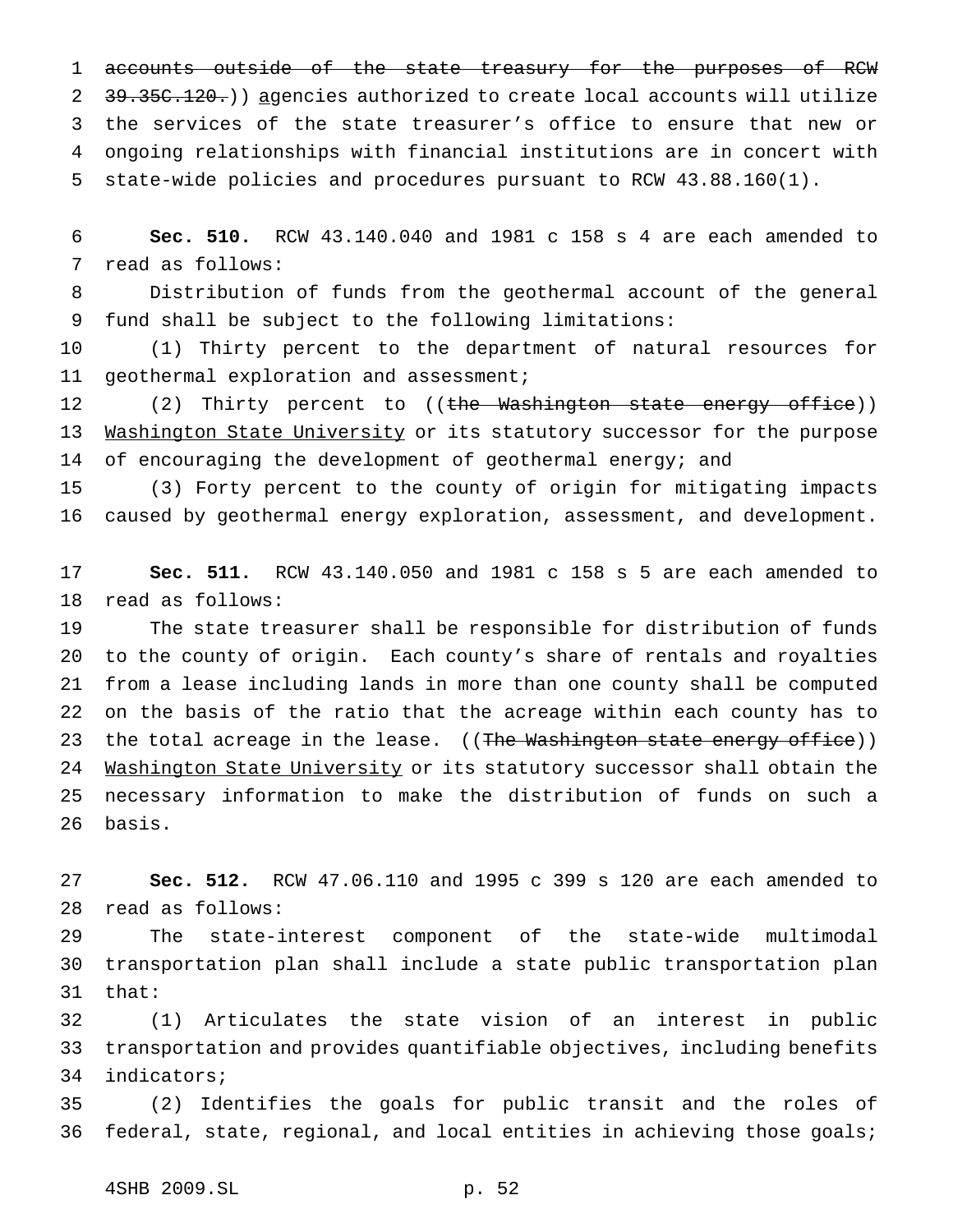~~accounts outside of the state treasury for the purposes of RCW 39.35C.120.~~)) agencies authorized to create local accounts will utilize the services of the state treasurer's office to ensure that new or ongoing relationships with financial institutions are in concert with state-wide policies and procedures pursuant to RCW 43.88.160(1).

**Sec. 510.** RCW 43.140.040 and 1981 c 158 s 4 are each amended to read as follows:

Distribution of funds from the geothermal account of the general fund shall be subject to the following limitations:

(1) Thirty percent to the department of natural resources for geothermal exploration and assessment;

(2) Thirty percent to ((~~the Washington state energy office~~)) Washington State University or its statutory successor for the purpose of encouraging the development of geothermal energy; and

(3) Forty percent to the county of origin for mitigating impacts caused by geothermal energy exploration, assessment, and development.

**Sec. 511.** RCW 43.140.050 and 1981 c 158 s 5 are each amended to read as follows:

The state treasurer shall be responsible for distribution of funds to the county of origin. Each county's share of rentals and royalties from a lease including lands in more than one county shall be computed on the basis of the ratio that the acreage within each county has to the total acreage in the lease. ((~~The Washington state energy office~~)) Washington State University or its statutory successor shall obtain the necessary information to make the distribution of funds on such a basis.

**Sec. 512.** RCW 47.06.110 and 1995 c 399 s 120 are each amended to read as follows:

The state-interest component of the state-wide multimodal transportation plan shall include a state public transportation plan that:

(1) Articulates the state vision of an interest in public transportation and provides quantifiable objectives, including benefits indicators;

(2) Identifies the goals for public transit and the roles of federal, state, regional, and local entities in achieving those goals;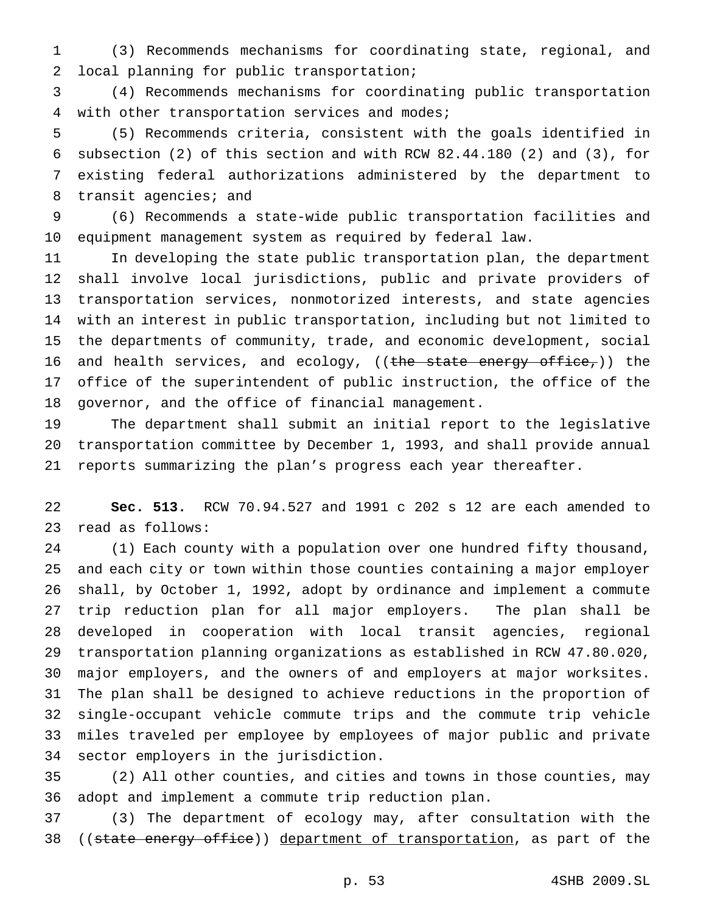(3) Recommends mechanisms for coordinating state, regional, and local planning for public transportation;

(4) Recommends mechanisms for coordinating public transportation with other transportation services and modes;

(5) Recommends criteria, consistent with the goals identified in subsection (2) of this section and with RCW 82.44.180 (2) and (3), for existing federal authorizations administered by the department to transit agencies; and

(6) Recommends a state-wide public transportation facilities and equipment management system as required by federal law.

In developing the state public transportation plan, the department shall involve local jurisdictions, public and private providers of transportation services, nonmotorized interests, and state agencies with an interest in public transportation, including but not limited to the departments of community, trade, and economic development, social and health services, and ecology, ((~~the state energy office,~~)) the office of the superintendent of public instruction, the office of the governor, and the office of financial management.

The department shall submit an initial report to the legislative transportation committee by December 1, 1993, and shall provide annual reports summarizing the plan's progress each year thereafter.

**Sec. 513.** RCW 70.94.527 and 1991 c 202 s 12 are each amended to read as follows:

(1) Each county with a population over one hundred fifty thousand, and each city or town within those counties containing a major employer shall, by October 1, 1992, adopt by ordinance and implement a commute trip reduction plan for all major employers. The plan shall be developed in cooperation with local transit agencies, regional transportation planning organizations as established in RCW 47.80.020, major employers, and the owners of and employers at major worksites. The plan shall be designed to achieve reductions in the proportion of single-occupant vehicle commute trips and the commute trip vehicle miles traveled per employee by employees of major public and private sector employers in the jurisdiction.

(2) All other counties, and cities and towns in those counties, may adopt and implement a commute trip reduction plan.

(3) The department of ecology may, after consultation with the ((~~state energy office~~)) <u>department of transportation</u>, as part of the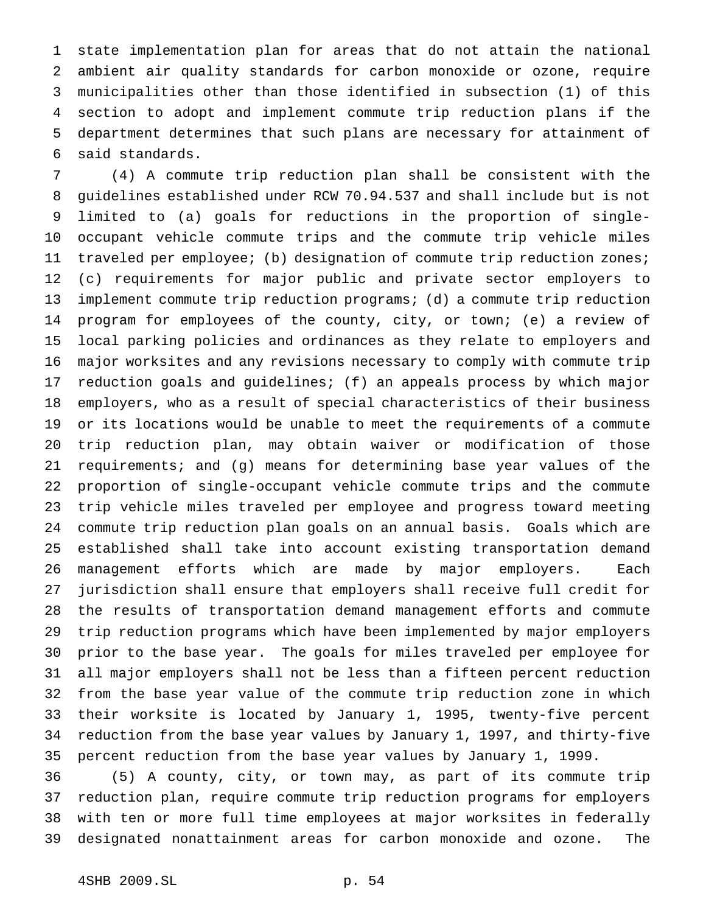state implementation plan for areas that do not attain the national ambient air quality standards for carbon monoxide or ozone, require municipalities other than those identified in subsection (1) of this section to adopt and implement commute trip reduction plans if the department determines that such plans are necessary for attainment of said standards.

(4) A commute trip reduction plan shall be consistent with the guidelines established under RCW 70.94.537 and shall include but is not limited to (a) goals for reductions in the proportion of single-occupant vehicle commute trips and the commute trip vehicle miles traveled per employee; (b) designation of commute trip reduction zones; (c) requirements for major public and private sector employers to implement commute trip reduction programs; (d) a commute trip reduction program for employees of the county, city, or town; (e) a review of local parking policies and ordinances as they relate to employers and major worksites and any revisions necessary to comply with commute trip reduction goals and guidelines; (f) an appeals process by which major employers, who as a result of special characteristics of their business or its locations would be unable to meet the requirements of a commute trip reduction plan, may obtain waiver or modification of those requirements; and (g) means for determining base year values of the proportion of single-occupant vehicle commute trips and the commute trip vehicle miles traveled per employee and progress toward meeting commute trip reduction plan goals on an annual basis. Goals which are established shall take into account existing transportation demand management efforts which are made by major employers. Each jurisdiction shall ensure that employers shall receive full credit for the results of transportation demand management efforts and commute trip reduction programs which have been implemented by major employers prior to the base year. The goals for miles traveled per employee for all major employers shall not be less than a fifteen percent reduction from the base year value of the commute trip reduction zone in which their worksite is located by January 1, 1995, twenty-five percent reduction from the base year values by January 1, 1997, and thirty-five percent reduction from the base year values by January 1, 1999.

(5) A county, city, or town may, as part of its commute trip reduction plan, require commute trip reduction programs for employers with ten or more full time employees at major worksites in federally designated nonattainment areas for carbon monoxide and ozone. The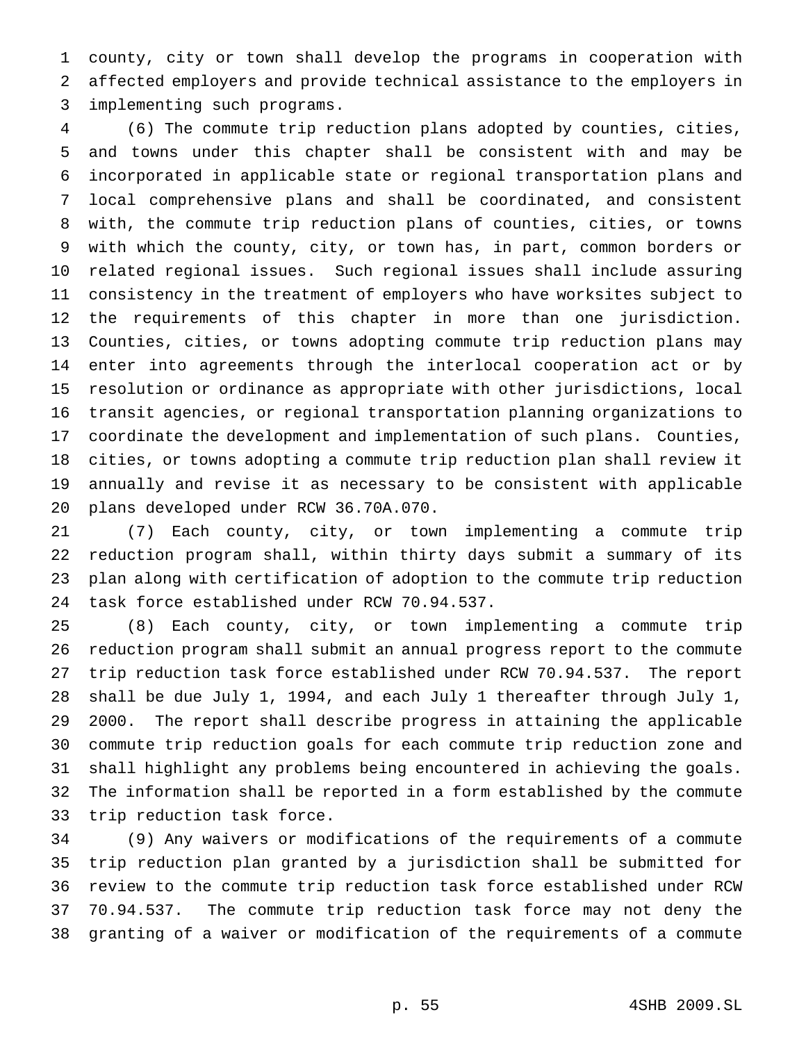county, city or town shall develop the programs in cooperation with affected employers and provide technical assistance to the employers in implementing such programs.

(6) The commute trip reduction plans adopted by counties, cities, and towns under this chapter shall be consistent with and may be incorporated in applicable state or regional transportation plans and local comprehensive plans and shall be coordinated, and consistent with, the commute trip reduction plans of counties, cities, or towns with which the county, city, or town has, in part, common borders or related regional issues. Such regional issues shall include assuring consistency in the treatment of employers who have worksites subject to the requirements of this chapter in more than one jurisdiction. Counties, cities, or towns adopting commute trip reduction plans may enter into agreements through the interlocal cooperation act or by resolution or ordinance as appropriate with other jurisdictions, local transit agencies, or regional transportation planning organizations to coordinate the development and implementation of such plans. Counties, cities, or towns adopting a commute trip reduction plan shall review it annually and revise it as necessary to be consistent with applicable plans developed under RCW 36.70A.070.

(7) Each county, city, or town implementing a commute trip reduction program shall, within thirty days submit a summary of its plan along with certification of adoption to the commute trip reduction task force established under RCW 70.94.537.

(8) Each county, city, or town implementing a commute trip reduction program shall submit an annual progress report to the commute trip reduction task force established under RCW 70.94.537. The report shall be due July 1, 1994, and each July 1 thereafter through July 1, 2000. The report shall describe progress in attaining the applicable commute trip reduction goals for each commute trip reduction zone and shall highlight any problems being encountered in achieving the goals. The information shall be reported in a form established by the commute trip reduction task force.

(9) Any waivers or modifications of the requirements of a commute trip reduction plan granted by a jurisdiction shall be submitted for review to the commute trip reduction task force established under RCW 70.94.537. The commute trip reduction task force may not deny the granting of a waiver or modification of the requirements of a commute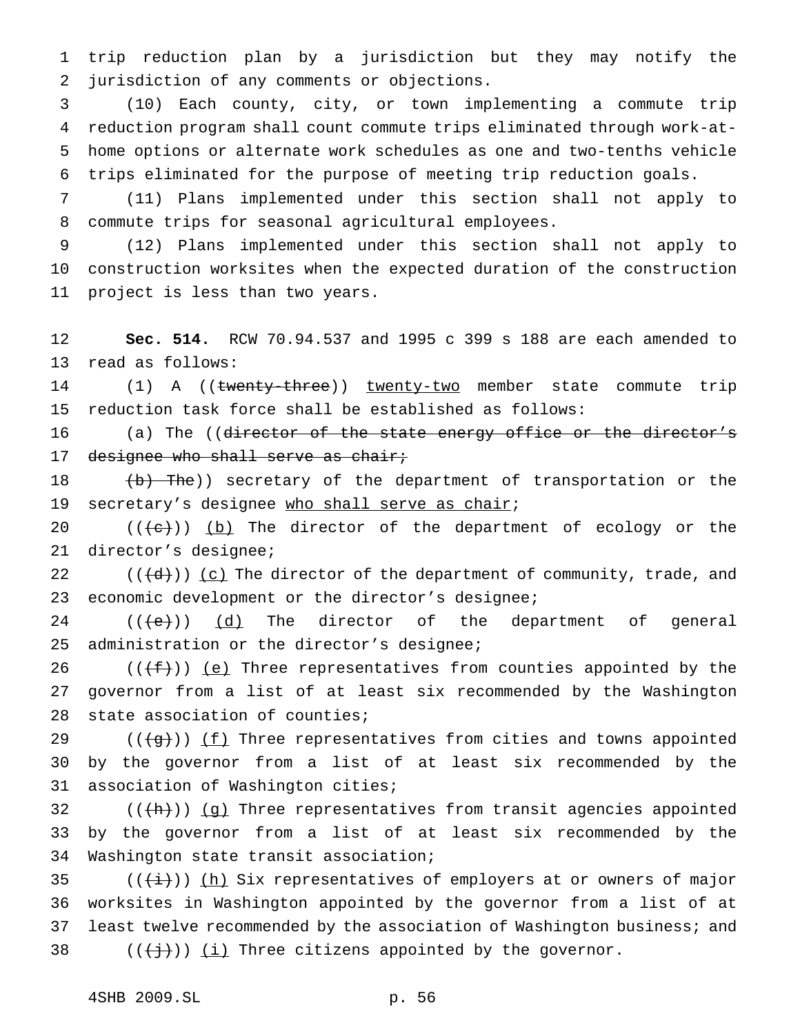trip reduction plan by a jurisdiction but they may notify the jurisdiction of any comments or objections.

(10) Each county, city, or town implementing a commute trip reduction program shall count commute trips eliminated through work-at-home options or alternate work schedules as one and two-tenths vehicle trips eliminated for the purpose of meeting trip reduction goals.

(11) Plans implemented under this section shall not apply to commute trips for seasonal agricultural employees.

(12) Plans implemented under this section shall not apply to construction worksites when the expected duration of the construction project is less than two years.

**Sec. 514.** RCW 70.94.537 and 1995 c 399 s 188 are each amended to read as follows:

(1) A ((~~twenty-three~~)) twenty-two member state commute trip reduction task force shall be established as follows:

(a) The ((~~director of the state energy office or the director's designee who shall serve as chair;~~

~~(b) The~~)) secretary of the department of transportation or the secretary's designee who shall serve as chair;

((~~(c)~~)) (b) The director of the department of ecology or the director's designee;

((~~(d)~~)) (c) The director of the department of community, trade, and economic development or the director's designee;

((~~(e)~~)) (d) The director of the department of general administration or the director's designee;

((~~(f)~~)) (e) Three representatives from counties appointed by the governor from a list of at least six recommended by the Washington state association of counties;

((~~(g)~~)) (f) Three representatives from cities and towns appointed by the governor from a list of at least six recommended by the association of Washington cities;

((~~(h)~~)) (g) Three representatives from transit agencies appointed by the governor from a list of at least six recommended by the Washington state transit association;

((~~(i)~~)) (h) Six representatives of employers at or owners of major worksites in Washington appointed by the governor from a list of at least twelve recommended by the association of Washington business; and

((~~(j)~~)) (i) Three citizens appointed by the governor.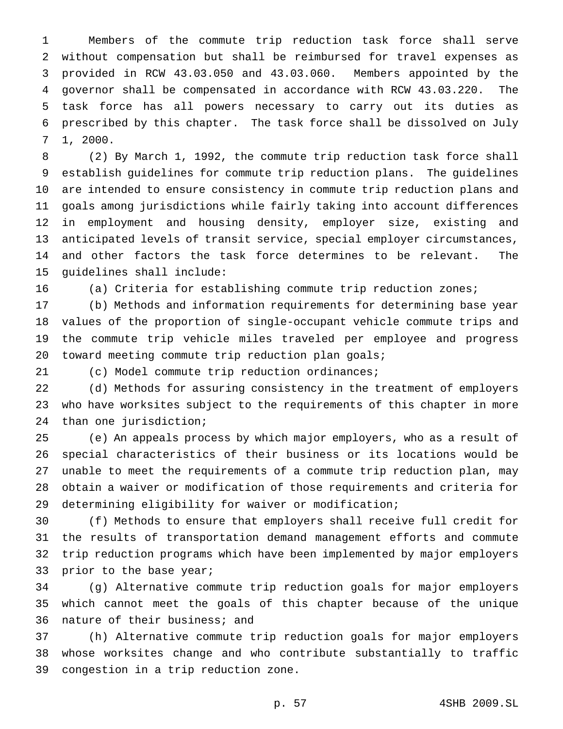Members of the commute trip reduction task force shall serve without compensation but shall be reimbursed for travel expenses as provided in RCW 43.03.050 and 43.03.060. Members appointed by the governor shall be compensated in accordance with RCW 43.03.220. The task force has all powers necessary to carry out its duties as prescribed by this chapter. The task force shall be dissolved on July 1, 2000.

(2) By March 1, 1992, the commute trip reduction task force shall establish guidelines for commute trip reduction plans. The guidelines are intended to ensure consistency in commute trip reduction plans and goals among jurisdictions while fairly taking into account differences in employment and housing density, employer size, existing and anticipated levels of transit service, special employer circumstances, and other factors the task force determines to be relevant. The guidelines shall include:

(a) Criteria for establishing commute trip reduction zones;

(b) Methods and information requirements for determining base year values of the proportion of single-occupant vehicle commute trips and the commute trip vehicle miles traveled per employee and progress toward meeting commute trip reduction plan goals;

(c) Model commute trip reduction ordinances;

(d) Methods for assuring consistency in the treatment of employers who have worksites subject to the requirements of this chapter in more than one jurisdiction;

(e) An appeals process by which major employers, who as a result of special characteristics of their business or its locations would be unable to meet the requirements of a commute trip reduction plan, may obtain a waiver or modification of those requirements and criteria for determining eligibility for waiver or modification;

(f) Methods to ensure that employers shall receive full credit for the results of transportation demand management efforts and commute trip reduction programs which have been implemented by major employers prior to the base year;

(g) Alternative commute trip reduction goals for major employers which cannot meet the goals of this chapter because of the unique nature of their business; and

(h) Alternative commute trip reduction goals for major employers whose worksites change and who contribute substantially to traffic congestion in a trip reduction zone.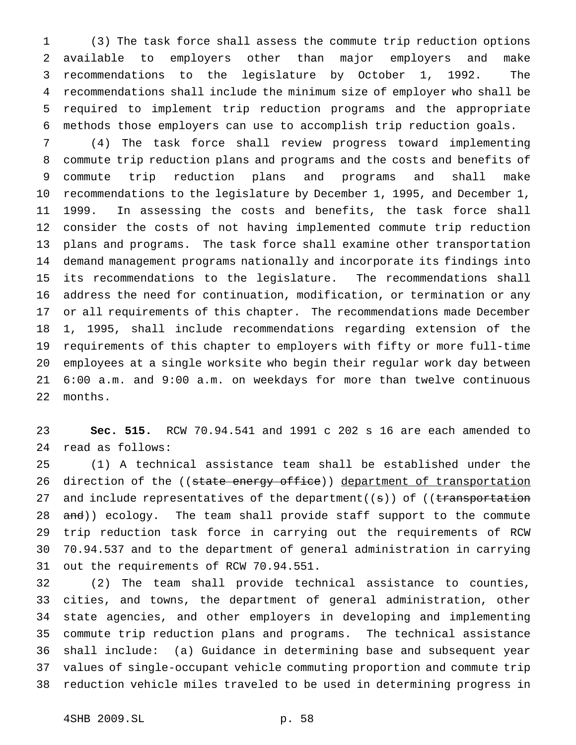(3) The task force shall assess the commute trip reduction options available to employers other than major employers and make recommendations to the legislature by October 1, 1992. The recommendations shall include the minimum size of employer who shall be required to implement trip reduction programs and the appropriate methods those employers can use to accomplish trip reduction goals.

(4) The task force shall review progress toward implementing commute trip reduction plans and programs and the costs and benefits of commute trip reduction plans and programs and shall make recommendations to the legislature by December 1, 1995, and December 1, 1999. In assessing the costs and benefits, the task force shall consider the costs of not having implemented commute trip reduction plans and programs. The task force shall examine other transportation demand management programs nationally and incorporate its findings into its recommendations to the legislature. The recommendations shall address the need for continuation, modification, or termination or any or all requirements of this chapter. The recommendations made December 1, 1995, shall include recommendations regarding extension of the requirements of this chapter to employers with fifty or more full-time employees at a single worksite who begin their regular work day between 6:00 a.m. and 9:00 a.m. on weekdays for more than twelve continuous months.

**Sec. 515.** RCW 70.94.541 and 1991 c 202 s 16 are each amended to read as follows:

(1) A technical assistance team shall be established under the direction of the ((~~state energy office~~)) department of transportation and include representatives of the department((~~s~~)) of ((~~transportation and~~)) ecology. The team shall provide staff support to the commute trip reduction task force in carrying out the requirements of RCW 70.94.537 and to the department of general administration in carrying out the requirements of RCW 70.94.551.

(2) The team shall provide technical assistance to counties, cities, and towns, the department of general administration, other state agencies, and other employers in developing and implementing commute trip reduction plans and programs. The technical assistance shall include: (a) Guidance in determining base and subsequent year values of single-occupant vehicle commuting proportion and commute trip reduction vehicle miles traveled to be used in determining progress in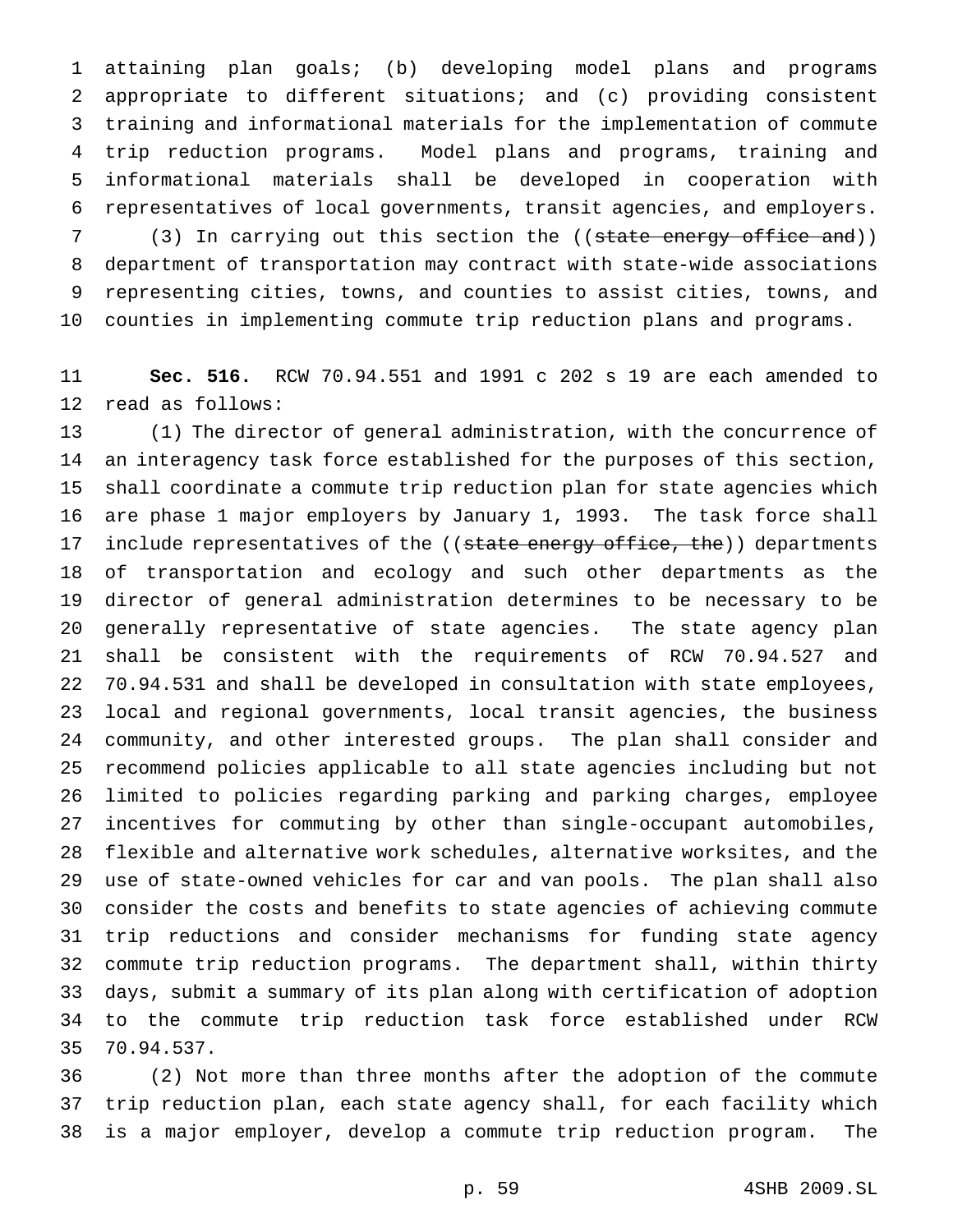attaining plan goals; (b) developing model plans and programs appropriate to different situations; and (c) providing consistent training and informational materials for the implementation of commute trip reduction programs. Model plans and programs, training and informational materials shall be developed in cooperation with representatives of local governments, transit agencies, and employers.

(3) In carrying out this section the ((~~state energy office and~~)) department of transportation may contract with state-wide associations representing cities, towns, and counties to assist cities, towns, and counties in implementing commute trip reduction plans and programs.

**Sec. 516.** RCW 70.94.551 and 1991 c 202 s 19 are each amended to read as follows:

(1) The director of general administration, with the concurrence of an interagency task force established for the purposes of this section, shall coordinate a commute trip reduction plan for state agencies which are phase 1 major employers by January 1, 1993. The task force shall include representatives of the ((~~state energy office, the~~)) departments of transportation and ecology and such other departments as the director of general administration determines to be necessary to be generally representative of state agencies. The state agency plan shall be consistent with the requirements of RCW 70.94.527 and 70.94.531 and shall be developed in consultation with state employees, local and regional governments, local transit agencies, the business community, and other interested groups. The plan shall consider and recommend policies applicable to all state agencies including but not limited to policies regarding parking and parking charges, employee incentives for commuting by other than single-occupant automobiles, flexible and alternative work schedules, alternative worksites, and the use of state-owned vehicles for car and van pools. The plan shall also consider the costs and benefits to state agencies of achieving commute trip reductions and consider mechanisms for funding state agency commute trip reduction programs. The department shall, within thirty days, submit a summary of its plan along with certification of adoption to the commute trip reduction task force established under RCW 70.94.537.

(2) Not more than three months after the adoption of the commute trip reduction plan, each state agency shall, for each facility which is a major employer, develop a commute trip reduction program. The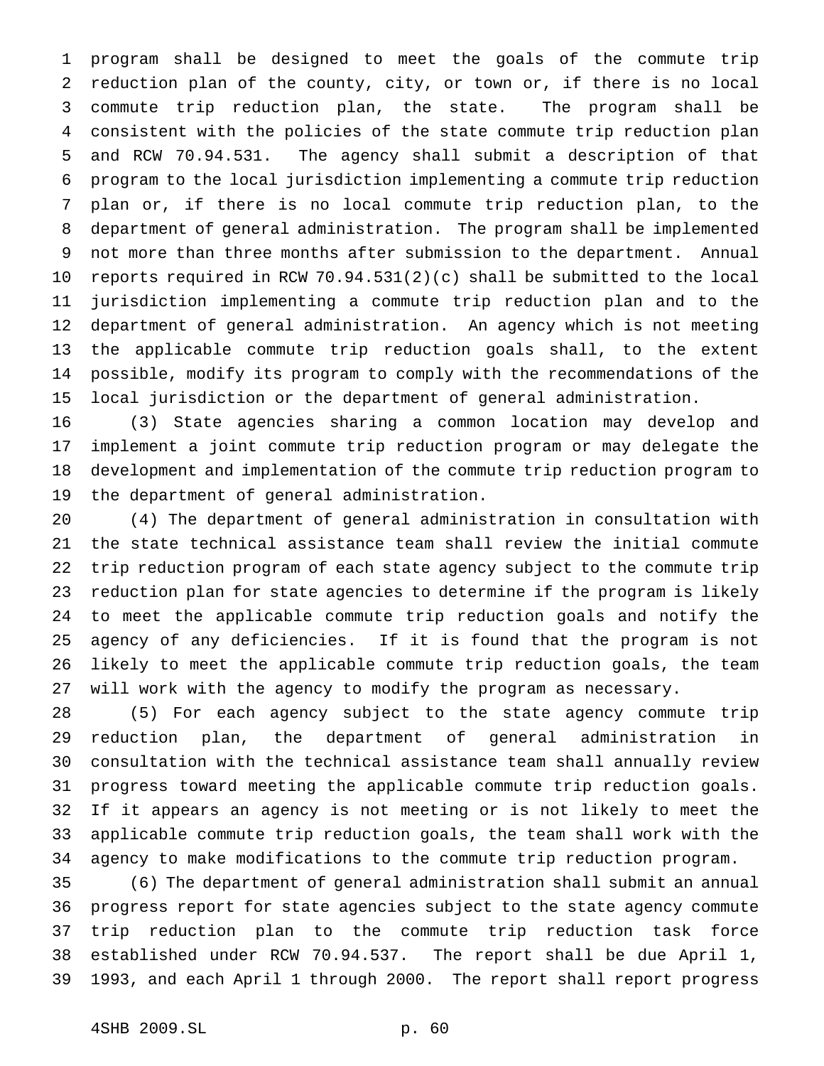program shall be designed to meet the goals of the commute trip reduction plan of the county, city, or town or, if there is no local commute trip reduction plan, the state. The program shall be consistent with the policies of the state commute trip reduction plan and RCW 70.94.531. The agency shall submit a description of that program to the local jurisdiction implementing a commute trip reduction plan or, if there is no local commute trip reduction plan, to the department of general administration. The program shall be implemented not more than three months after submission to the department. Annual reports required in RCW 70.94.531(2)(c) shall be submitted to the local jurisdiction implementing a commute trip reduction plan and to the department of general administration. An agency which is not meeting the applicable commute trip reduction goals shall, to the extent possible, modify its program to comply with the recommendations of the local jurisdiction or the department of general administration.

(3) State agencies sharing a common location may develop and implement a joint commute trip reduction program or may delegate the development and implementation of the commute trip reduction program to the department of general administration.

(4) The department of general administration in consultation with the state technical assistance team shall review the initial commute trip reduction program of each state agency subject to the commute trip reduction plan for state agencies to determine if the program is likely to meet the applicable commute trip reduction goals and notify the agency of any deficiencies. If it is found that the program is not likely to meet the applicable commute trip reduction goals, the team will work with the agency to modify the program as necessary.

(5) For each agency subject to the state agency commute trip reduction plan, the department of general administration in consultation with the technical assistance team shall annually review progress toward meeting the applicable commute trip reduction goals. If it appears an agency is not meeting or is not likely to meet the applicable commute trip reduction goals, the team shall work with the agency to make modifications to the commute trip reduction program.

(6) The department of general administration shall submit an annual progress report for state agencies subject to the state agency commute trip reduction plan to the commute trip reduction task force established under RCW 70.94.537. The report shall be due April 1, 1993, and each April 1 through 2000. The report shall report progress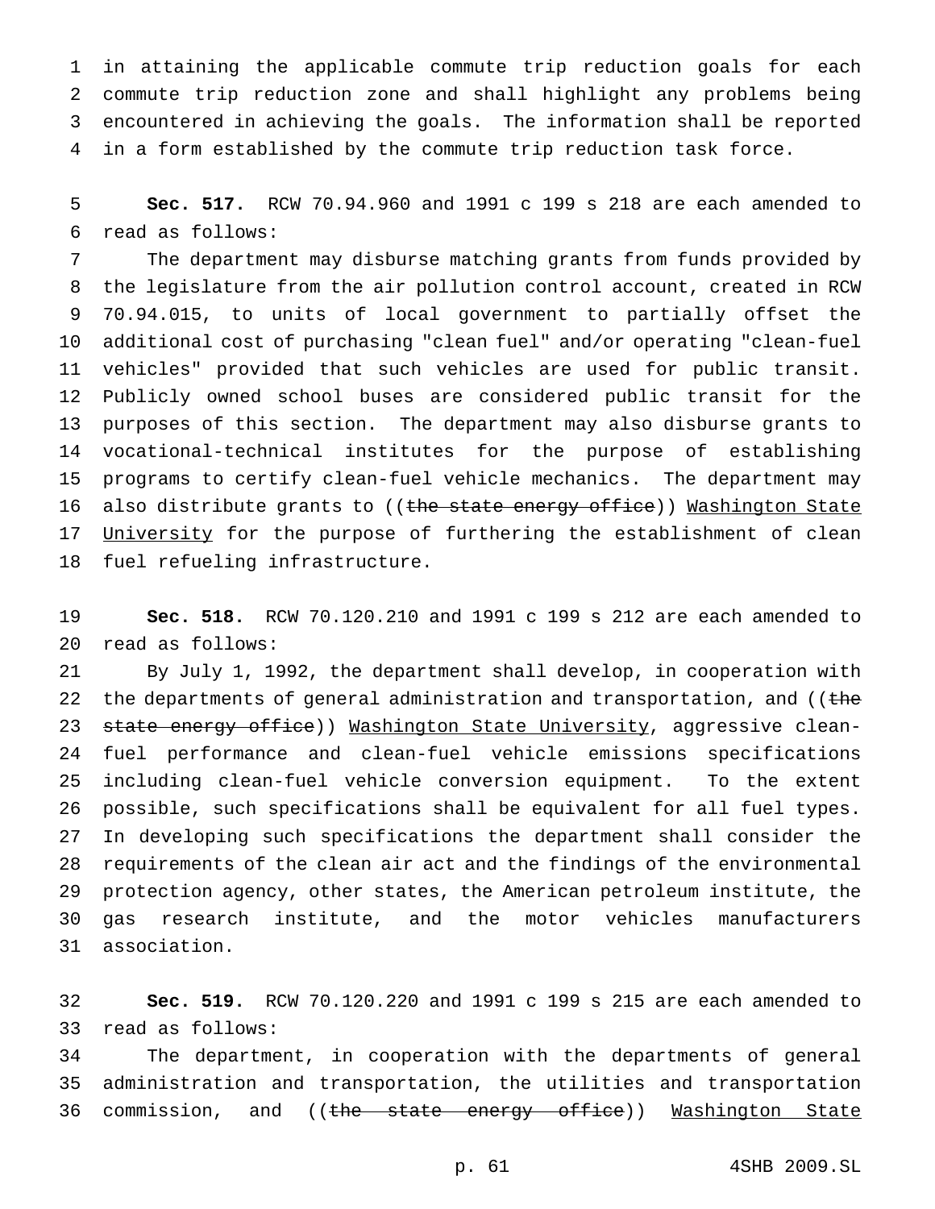in attaining the applicable commute trip reduction goals for each commute trip reduction zone and shall highlight any problems being encountered in achieving the goals. The information shall be reported in a form established by the commute trip reduction task force.

**Sec. 517.** RCW 70.94.960 and 1991 c 199 s 218 are each amended to read as follows:

The department may disburse matching grants from funds provided by the legislature from the air pollution control account, created in RCW 70.94.015, to units of local government to partially offset the additional cost of purchasing "clean fuel" and/or operating "clean-fuel vehicles" provided that such vehicles are used for public transit. Publicly owned school buses are considered public transit for the purposes of this section. The department may also disburse grants to vocational-technical institutes for the purpose of establishing programs to certify clean-fuel vehicle mechanics. The department may also distribute grants to ((~~the state energy office~~)) <u>Washington State University</u> for the purpose of furthering the establishment of clean fuel refueling infrastructure.

**Sec. 518.** RCW 70.120.210 and 1991 c 199 s 212 are each amended to read as follows:

By July 1, 1992, the department shall develop, in cooperation with the departments of general administration and transportation, and ((~~the state energy office~~)) <u>Washington State University</u>, aggressive clean-fuel performance and clean-fuel vehicle emissions specifications including clean-fuel vehicle conversion equipment. To the extent possible, such specifications shall be equivalent for all fuel types. In developing such specifications the department shall consider the requirements of the clean air act and the findings of the environmental protection agency, other states, the American petroleum institute, the gas research institute, and the motor vehicles manufacturers association.

**Sec. 519.** RCW 70.120.220 and 1991 c 199 s 215 are each amended to read as follows:

The department, in cooperation with the departments of general administration and transportation, the utilities and transportation commission, and ((~~the state energy office~~)) <u>Washington State</u>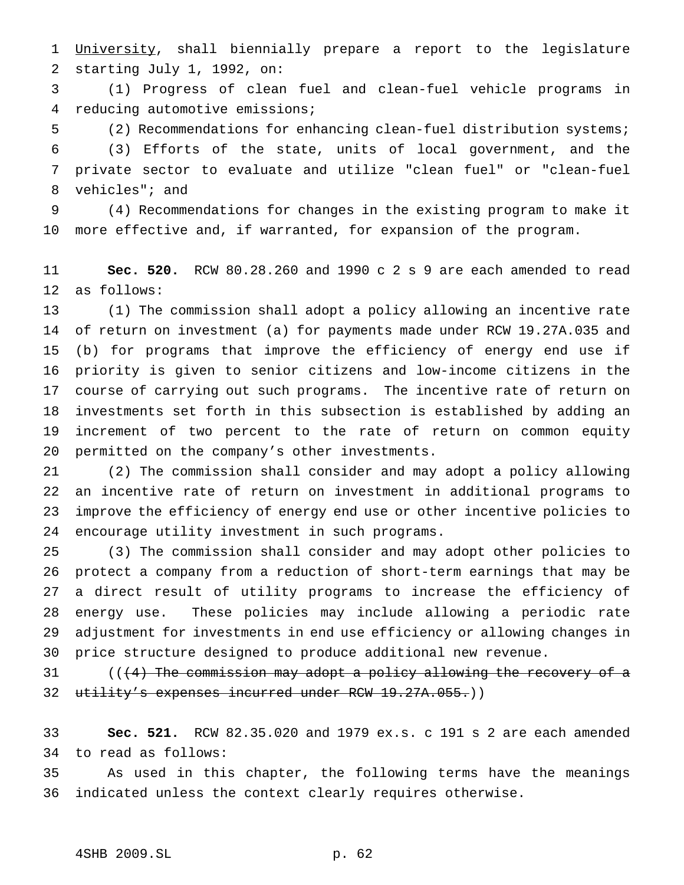University, shall biennially prepare a report to the legislature starting July 1, 1992, on:

(1) Progress of clean fuel and clean-fuel vehicle programs in reducing automotive emissions;

(2) Recommendations for enhancing clean-fuel distribution systems;

(3) Efforts of the state, units of local government, and the private sector to evaluate and utilize "clean fuel" or "clean-fuel vehicles"; and

(4) Recommendations for changes in the existing program to make it more effective and, if warranted, for expansion of the program.

**Sec. 520.** RCW 80.28.260 and 1990 c 2 s 9 are each amended to read as follows:

(1) The commission shall adopt a policy allowing an incentive rate of return on investment (a) for payments made under RCW 19.27A.035 and (b) for programs that improve the efficiency of energy end use if priority is given to senior citizens and low-income citizens in the course of carrying out such programs. The incentive rate of return on investments set forth in this subsection is established by adding an increment of two percent to the rate of return on common equity permitted on the company's other investments.

(2) The commission shall consider and may adopt a policy allowing an incentive rate of return on investment in additional programs to improve the efficiency of energy end use or other incentive policies to encourage utility investment in such programs.

(3) The commission shall consider and may adopt other policies to protect a company from a reduction of short-term earnings that may be a direct result of utility programs to increase the efficiency of energy use. These policies may include allowing a periodic rate adjustment for investments in end use efficiency or allowing changes in price structure designed to produce additional new revenue.

((~~(4) The commission may adopt a policy allowing the recovery of a utility's expenses incurred under RCW 19.27A.055.~~))

**Sec. 521.** RCW 82.35.020 and 1979 ex.s. c 191 s 2 are each amended to read as follows:

As used in this chapter, the following terms have the meanings indicated unless the context clearly requires otherwise.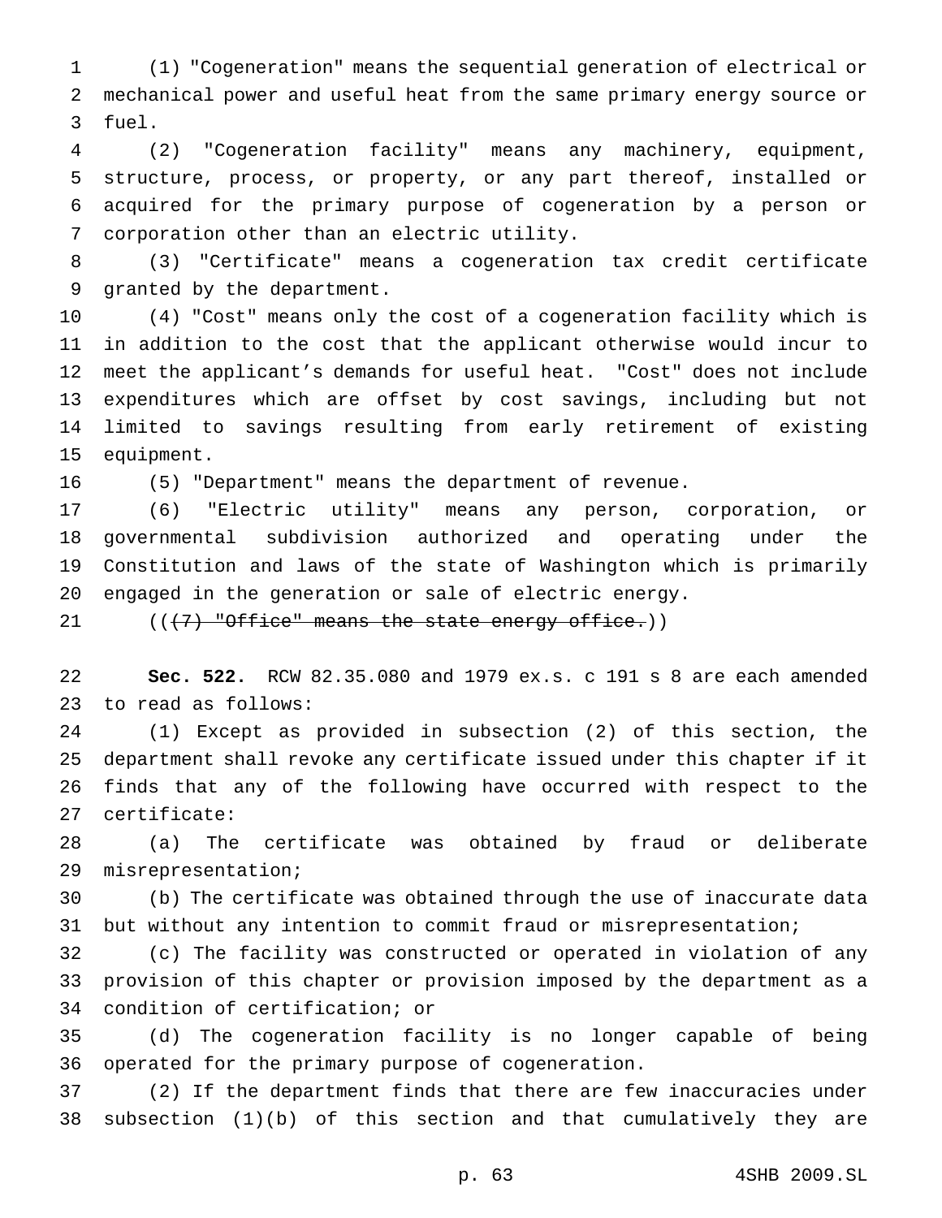(1) "Cogeneration" means the sequential generation of electrical or mechanical power and useful heat from the same primary energy source or fuel.

(2) "Cogeneration facility" means any machinery, equipment, structure, process, or property, or any part thereof, installed or acquired for the primary purpose of cogeneration by a person or corporation other than an electric utility.

(3) "Certificate" means a cogeneration tax credit certificate granted by the department.

(4) "Cost" means only the cost of a cogeneration facility which is in addition to the cost that the applicant otherwise would incur to meet the applicant's demands for useful heat. "Cost" does not include expenditures which are offset by cost savings, including but not limited to savings resulting from early retirement of existing equipment.

(5) "Department" means the department of revenue.

(6) "Electric utility" means any person, corporation, or governmental subdivision authorized and operating under the Constitution and laws of the state of Washington which is primarily engaged in the generation or sale of electric energy.

((~~(7) "Office" means the state energy office.~~))

**Sec. 522.** RCW 82.35.080 and 1979 ex.s. c 191 s 8 are each amended to read as follows:

(1) Except as provided in subsection (2) of this section, the department shall revoke any certificate issued under this chapter if it finds that any of the following have occurred with respect to the certificate:

(a) The certificate was obtained by fraud or deliberate misrepresentation;

(b) The certificate was obtained through the use of inaccurate data but without any intention to commit fraud or misrepresentation;

(c) The facility was constructed or operated in violation of any provision of this chapter or provision imposed by the department as a condition of certification; or

(d) The cogeneration facility is no longer capable of being operated for the primary purpose of cogeneration.

(2) If the department finds that there are few inaccuracies under subsection (1)(b) of this section and that cumulatively they are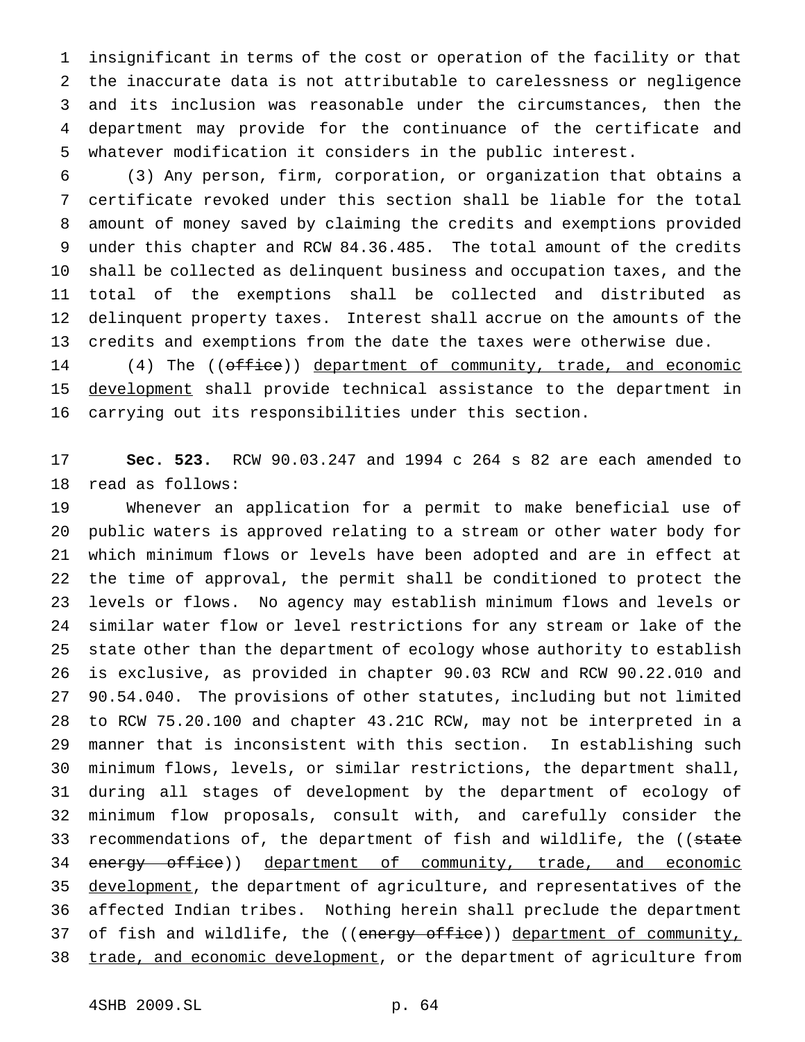insignificant in terms of the cost or operation of the facility or that the inaccurate data is not attributable to carelessness or negligence and its inclusion was reasonable under the circumstances, then the department may provide for the continuance of the certificate and whatever modification it considers in the public interest.

(3) Any person, firm, corporation, or organization that obtains a certificate revoked under this section shall be liable for the total amount of money saved by claiming the credits and exemptions provided under this chapter and RCW 84.36.485. The total amount of the credits shall be collected as delinquent business and occupation taxes, and the total of the exemptions shall be collected and distributed as delinquent property taxes. Interest shall accrue on the amounts of the credits and exemptions from the date the taxes were otherwise due.

(4) The ((~~office~~)) <u>department of community, trade, and economic development</u> shall provide technical assistance to the department in carrying out its responsibilities under this section.

**Sec. 523.** RCW 90.03.247 and 1994 c 264 s 82 are each amended to read as follows:

Whenever an application for a permit to make beneficial use of public waters is approved relating to a stream or other water body for which minimum flows or levels have been adopted and are in effect at the time of approval, the permit shall be conditioned to protect the levels or flows. No agency may establish minimum flows and levels or similar water flow or level restrictions for any stream or lake of the state other than the department of ecology whose authority to establish is exclusive, as provided in chapter 90.03 RCW and RCW 90.22.010 and 90.54.040. The provisions of other statutes, including but not limited to RCW 75.20.100 and chapter 43.21C RCW, may not be interpreted in a manner that is inconsistent with this section. In establishing such minimum flows, levels, or similar restrictions, the department shall, during all stages of development by the department of ecology of minimum flow proposals, consult with, and carefully consider the recommendations of, the department of fish and wildlife, the ((~~state energy office~~)) <u>department of community, trade, and economic development</u>, the department of agriculture, and representatives of the affected Indian tribes. Nothing herein shall preclude the department of fish and wildlife, the ((~~energy office~~)) <u>department of community, trade, and economic development</u>, or the department of agriculture from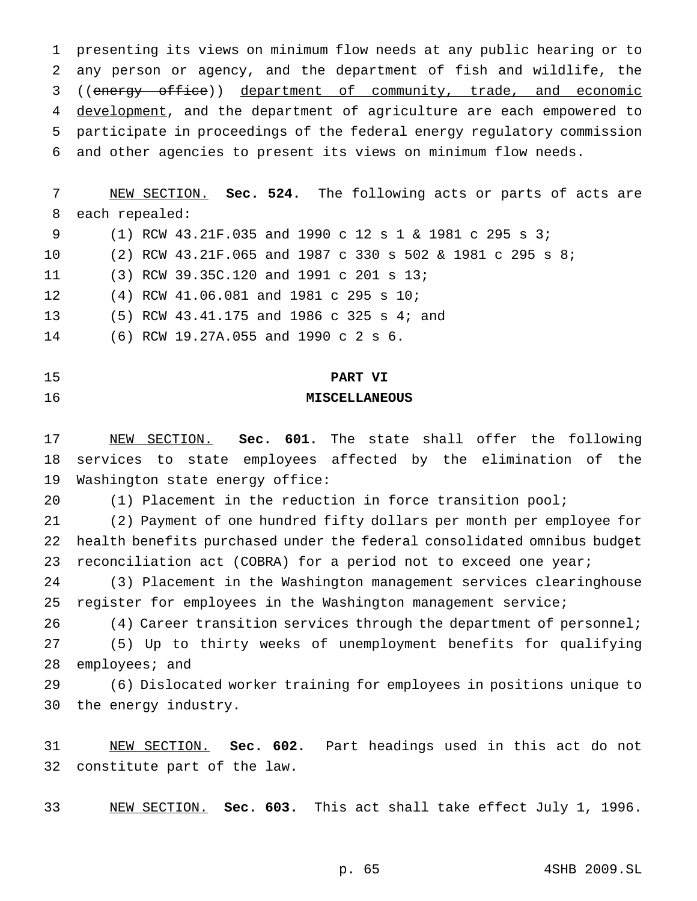presenting its views on minimum flow needs at any public hearing or to any person or agency, and the department of fish and wildlife, the ((~~energy office~~)) <u>department of community, trade, and economic development</u>, and the department of agriculture are each empowered to participate in proceedings of the federal energy regulatory commission and other agencies to present its views on minimum flow needs.

<u>NEW SECTION.</u> **Sec. 524.** The following acts or parts of acts are each repealed:

(1) RCW 43.21F.035 and 1990 c 12 s 1 & 1981 c 295 s 3;

(2) RCW 43.21F.065 and 1987 c 330 s 502 & 1981 c 295 s 8;

(3) RCW 39.35C.120 and 1991 c 201 s 13;

(4) RCW 41.06.081 and 1981 c 295 s 10;

(5) RCW 43.41.175 and 1986 c 325 s 4; and

(6) RCW 19.27A.055 and 1990 c 2 s 6.

## PART VI
## MISCELLANEOUS

<u>NEW SECTION.</u> **Sec. 601.** The state shall offer the following services to state employees affected by the elimination of the Washington state energy office:

(1) Placement in the reduction in force transition pool;

(2) Payment of one hundred fifty dollars per month per employee for health benefits purchased under the federal consolidated omnibus budget reconciliation act (COBRA) for a period not to exceed one year;

(3) Placement in the Washington management services clearinghouse register for employees in the Washington management service;

(4) Career transition services through the department of personnel;

(5) Up to thirty weeks of unemployment benefits for qualifying employees; and

(6) Dislocated worker training for employees in positions unique to the energy industry.

<u>NEW SECTION.</u> **Sec. 602.** Part headings used in this act do not constitute part of the law.

<u>NEW SECTION.</u> **Sec. 603.** This act shall take effect July 1, 1996.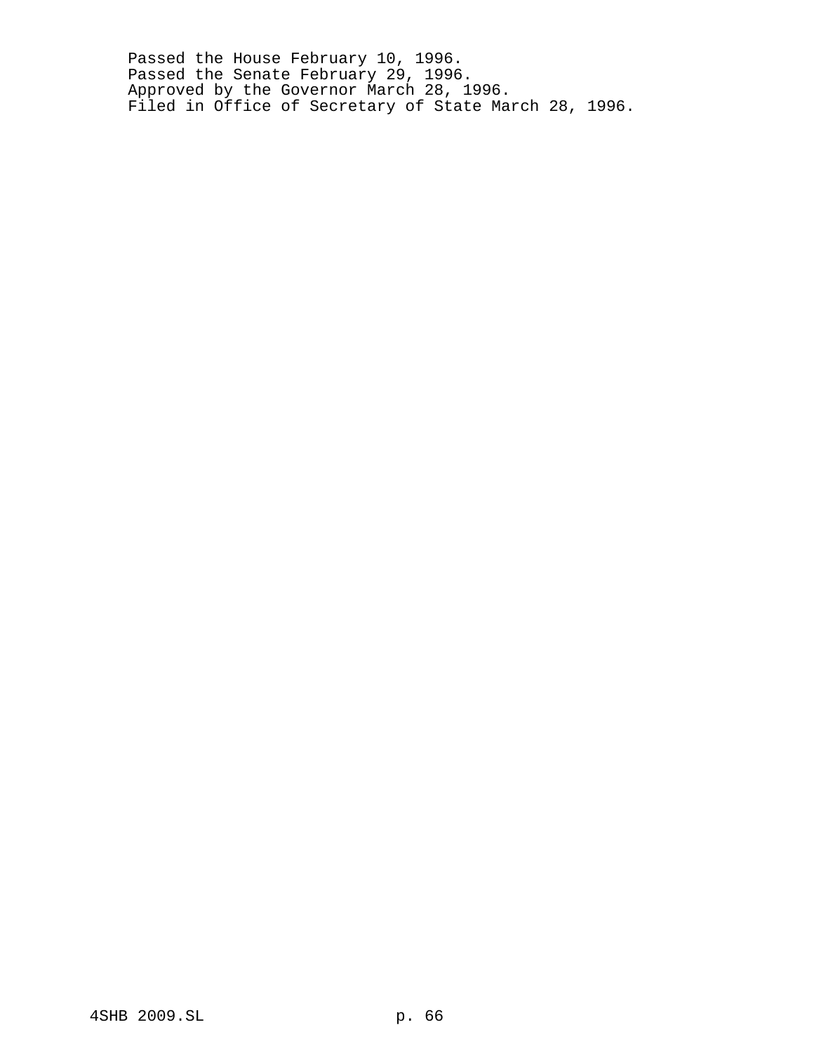Passed the House February 10, 1996.
Passed the Senate February 29, 1996.
Approved by the Governor March 28, 1996.
Filed in Office of Secretary of State March 28, 1996.